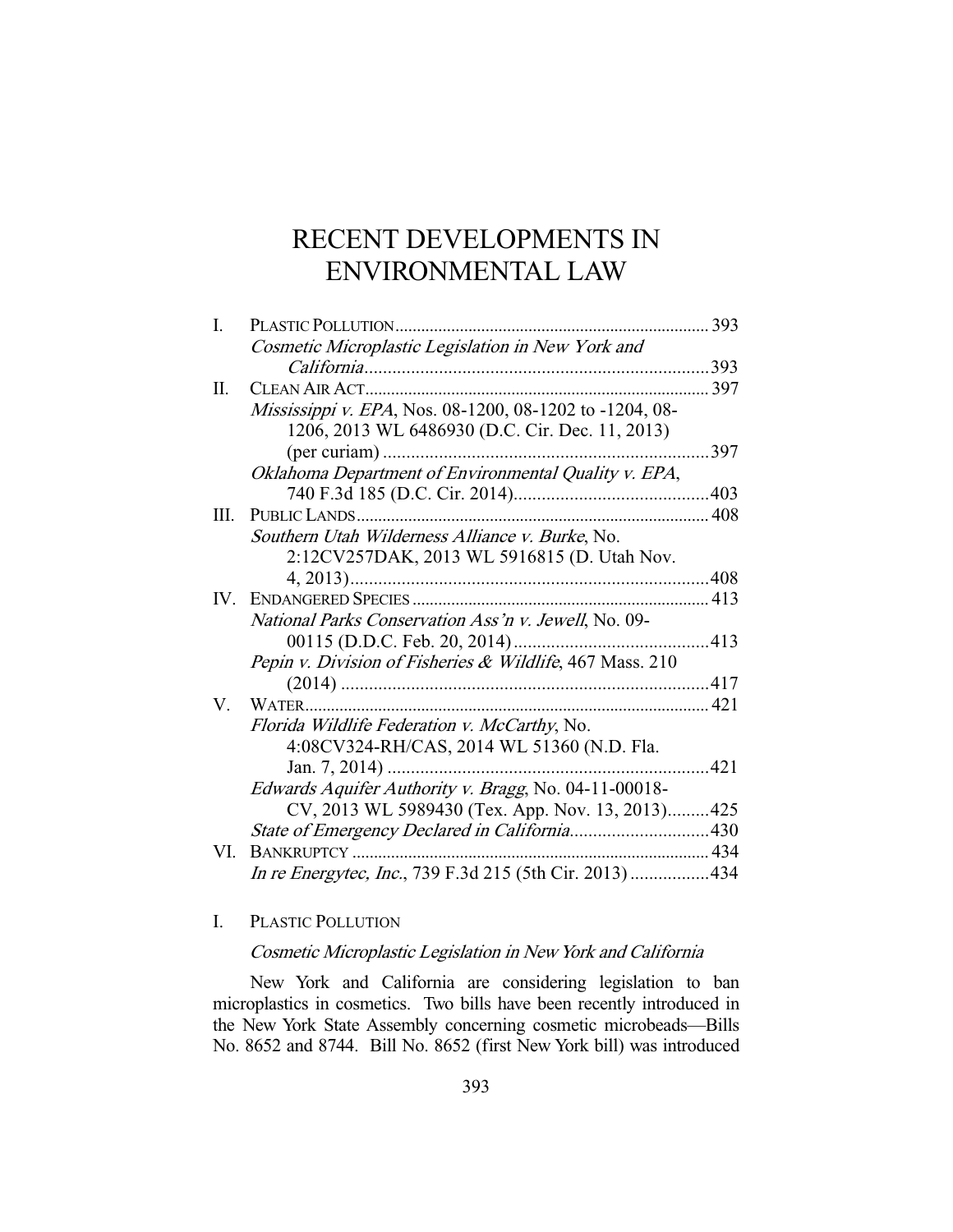# RECENT DEVELOPMENTS IN ENVIRONMENTAL LAW

| | | |
|---|---|---|
| I. | PLASTIC POLLUTION | 393 |
| | *Cosmetic Microplastic Legislation in New York and California* | 393 |
| II. | CLEAN AIR ACT | 397 |
| | *Mississippi v. EPA*, Nos. 08-1200, 08-1202 to -1204, 08-1206, 2013 WL 6486930 (D.C. Cir. Dec. 11, 2013) (per curiam) | 397 |
| | *Oklahoma Department of Environmental Quality v. EPA*, 740 F.3d 185 (D.C. Cir. 2014) | 403 |
| III. | PUBLIC LANDS | 408 |
| | *Southern Utah Wilderness Alliance v. Burke*, No. 2:12CV257DAK, 2013 WL 5916815 (D. Utah Nov. 4, 2013) | 408 |
| IV. | ENDANGERED SPECIES | 413 |
| | *National Parks Conservation Ass'n v. Jewell*, No. 09-00115 (D.D.C. Feb. 20, 2014) | 413 |
| | *Pepin v. Division of Fisheries & Wildlife*, 467 Mass. 210 (2014) | 417 |
| V. | WATER | 421 |
| | *Florida Wildlife Federation v. McCarthy*, No. 4:08CV324-RH/CAS, 2014 WL 51360 (N.D. Fla. Jan. 7, 2014) | 421 |
| | *Edwards Aquifer Authority v. Bragg*, No. 04-11-00018-CV, 2013 WL 5989430 (Tex. App. Nov. 13, 2013) | 425 |
| | *State of Emergency Declared in California* | 430 |
| VI. | BANKRUPTCY | 434 |
| | *In re Energytec, Inc.*, 739 F.3d 215 (5th Cir. 2013) | 434 |

## I. PLASTIC POLLUTION

### *Cosmetic Microplastic Legislation in New York and California*

New York and California are considering legislation to ban microplastics in cosmetics. Two bills have been recently introduced in the New York State Assembly concerning cosmetic microbeads—Bills No. 8652 and 8744. Bill No. 8652 (first New York bill) was introduced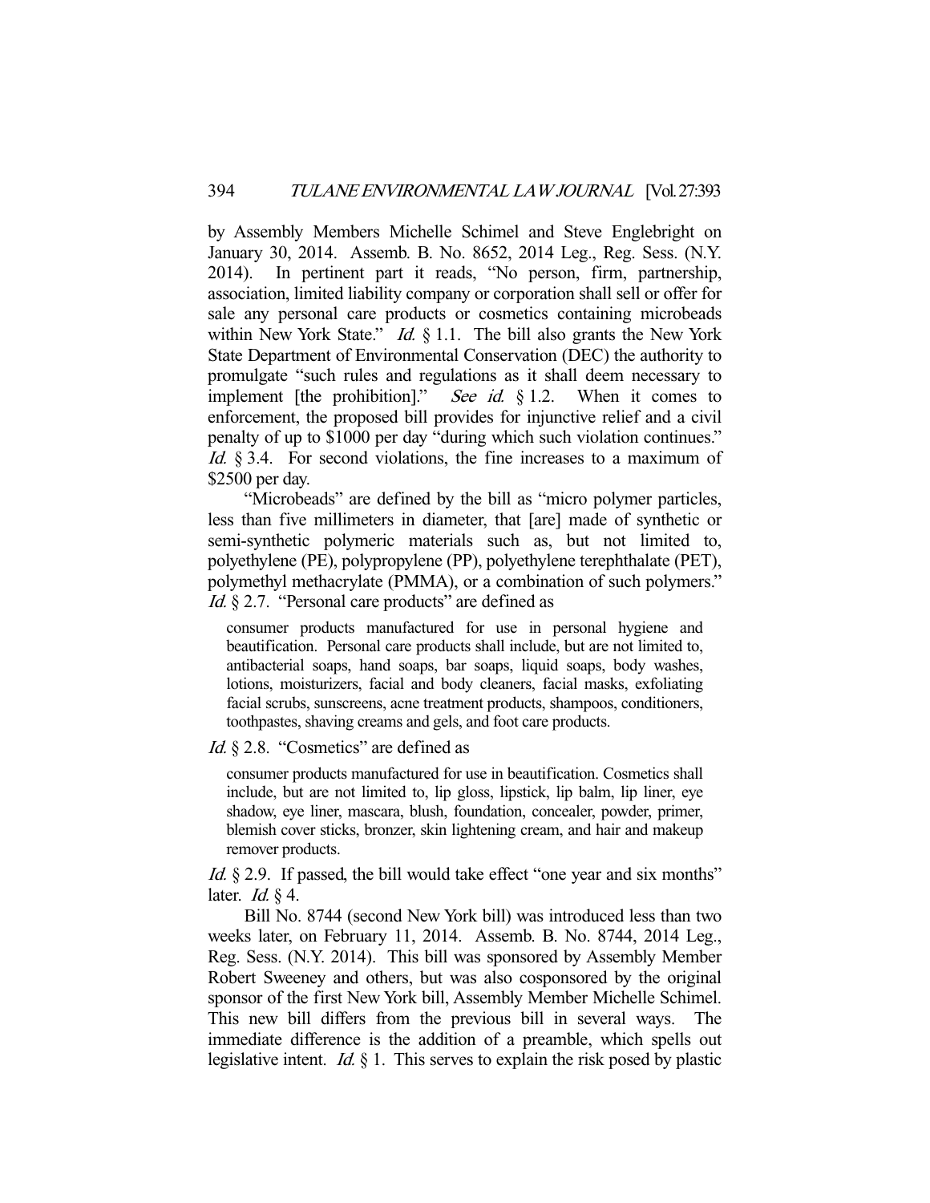by Assembly Members Michelle Schimel and Steve Englebright on January 30, 2014. Assemb. B. No. 8652, 2014 Leg., Reg. Sess. (N.Y. 2014). In pertinent part it reads, "No person, firm, partnership, association, limited liability company or corporation shall sell or offer for sale any personal care products or cosmetics containing microbeads within New York State." *Id.* § 1.1. The bill also grants the New York State Department of Environmental Conservation (DEC) the authority to promulgate "such rules and regulations as it shall deem necessary to implement [the prohibition]." *See id.* § 1.2. When it comes to enforcement, the proposed bill provides for injunctive relief and a civil penalty of up to $1000 per day "during which such violation continues." *Id.* § 3.4. For second violations, the fine increases to a maximum of $2500 per day.

"Microbeads" are defined by the bill as "micro polymer particles, less than five millimeters in diameter, that [are] made of synthetic or semi-synthetic polymeric materials such as, but not limited to, polyethylene (PE), polypropylene (PP), polyethylene terephthalate (PET), polymethyl methacrylate (PMMA), or a combination of such polymers." *Id.* § 2.7. "Personal care products" are defined as

> consumer products manufactured for use in personal hygiene and beautification. Personal care products shall include, but are not limited to, antibacterial soaps, hand soaps, bar soaps, liquid soaps, body washes, lotions, moisturizers, facial and body cleaners, facial masks, exfoliating facial scrubs, sunscreens, acne treatment products, shampoos, conditioners, toothpastes, shaving creams and gels, and foot care products.

*Id.* § 2.8. "Cosmetics" are defined as

> consumer products manufactured for use in beautification. Cosmetics shall include, but are not limited to, lip gloss, lipstick, lip balm, lip liner, eye shadow, eye liner, mascara, blush, foundation, concealer, powder, primer, blemish cover sticks, bronzer, skin lightening cream, and hair and makeup remover products.

*Id.* § 2.9. If passed, the bill would take effect "one year and six months" later. *Id.* § 4.

Bill No. 8744 (second New York bill) was introduced less than two weeks later, on February 11, 2014. Assemb. B. No. 8744, 2014 Leg., Reg. Sess. (N.Y. 2014). This bill was sponsored by Assembly Member Robert Sweeney and others, but was also cosponsored by the original sponsor of the first New York bill, Assembly Member Michelle Schimel. This new bill differs from the previous bill in several ways. The immediate difference is the addition of a preamble, which spells out legislative intent. *Id.* § 1. This serves to explain the risk posed by plastic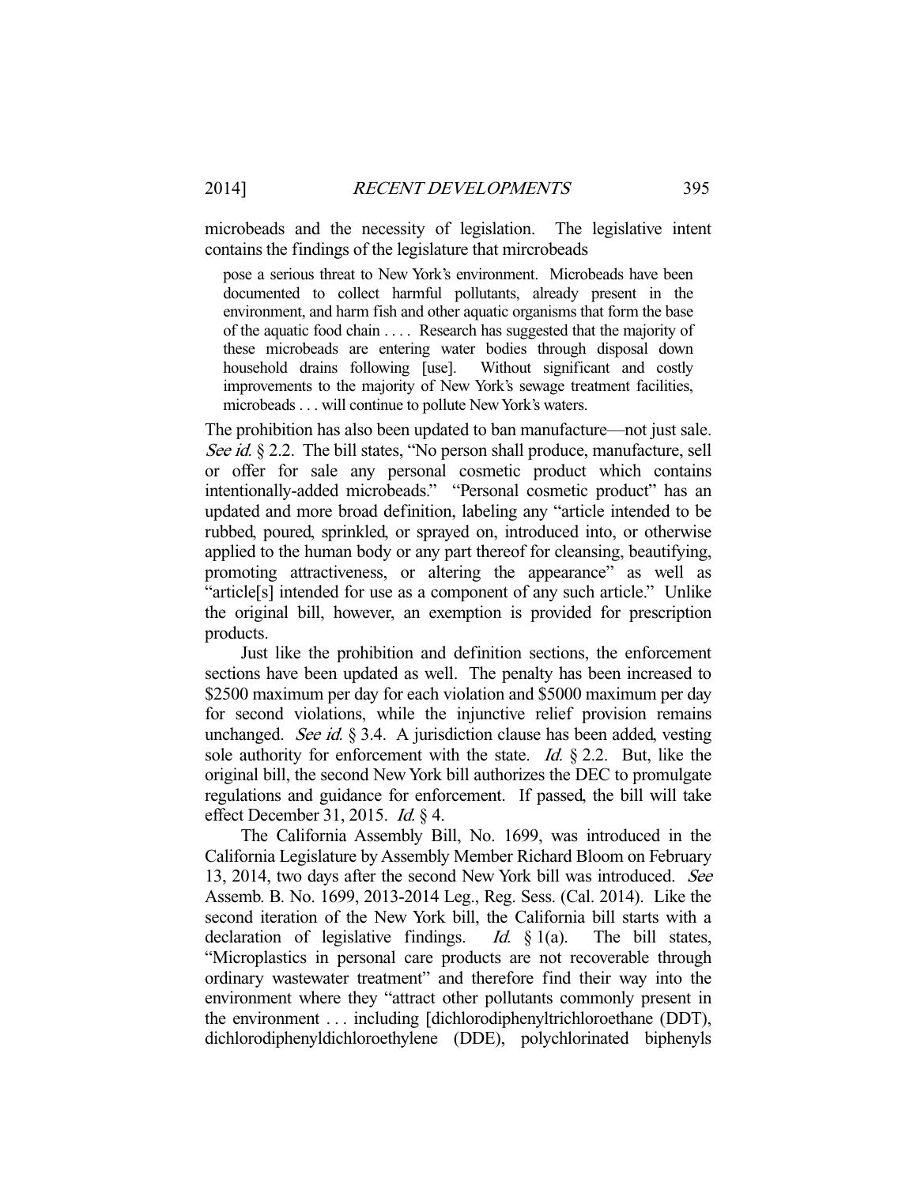microbeads and the necessity of legislation. The legislative intent contains the findings of the legislature that mircrobeads

> pose a serious threat to New York's environment. Microbeads have been documented to collect harmful pollutants, already present in the environment, and harm fish and other aquatic organisms that form the base of the aquatic food chain . . . . Research has suggested that the majority of these microbeads are entering water bodies through disposal down household drains following [use]. Without significant and costly improvements to the majority of New York's sewage treatment facilities, microbeads . . . will continue to pollute New York's waters.

The prohibition has also been updated to ban manufacture—not just sale. *See id.* § 2.2. The bill states, "No person shall produce, manufacture, sell or offer for sale any personal cosmetic product which contains intentionally-added microbeads." "Personal cosmetic product" has an updated and more broad definition, labeling any "article intended to be rubbed, poured, sprinkled, or sprayed on, introduced into, or otherwise applied to the human body or any part thereof for cleansing, beautifying, promoting attractiveness, or altering the appearance" as well as "article[s] intended for use as a component of any such article." Unlike the original bill, however, an exemption is provided for prescription products.

Just like the prohibition and definition sections, the enforcement sections have been updated as well. The penalty has been increased to $2500 maximum per day for each violation and $5000 maximum per day for second violations, while the injunctive relief provision remains unchanged. *See id.* § 3.4. A jurisdiction clause has been added, vesting sole authority for enforcement with the state. *Id.* § 2.2. But, like the original bill, the second New York bill authorizes the DEC to promulgate regulations and guidance for enforcement. If passed, the bill will take effect December 31, 2015. *Id.* § 4.

The California Assembly Bill, No. 1699, was introduced in the California Legislature by Assembly Member Richard Bloom on February 13, 2014, two days after the second New York bill was introduced. *See* Assemb. B. No. 1699, 2013-2014 Leg., Reg. Sess. (Cal. 2014). Like the second iteration of the New York bill, the California bill starts with a declaration of legislative findings. *Id.* § 1(a). The bill states, "Microplastics in personal care products are not recoverable through ordinary wastewater treatment" and therefore find their way into the environment where they "attract other pollutants commonly present in the environment . . . including [dichlorodiphenyltrichloroethane (DDT), dichlorodiphenyldichloroethylene (DDE), polychlorinated biphenyls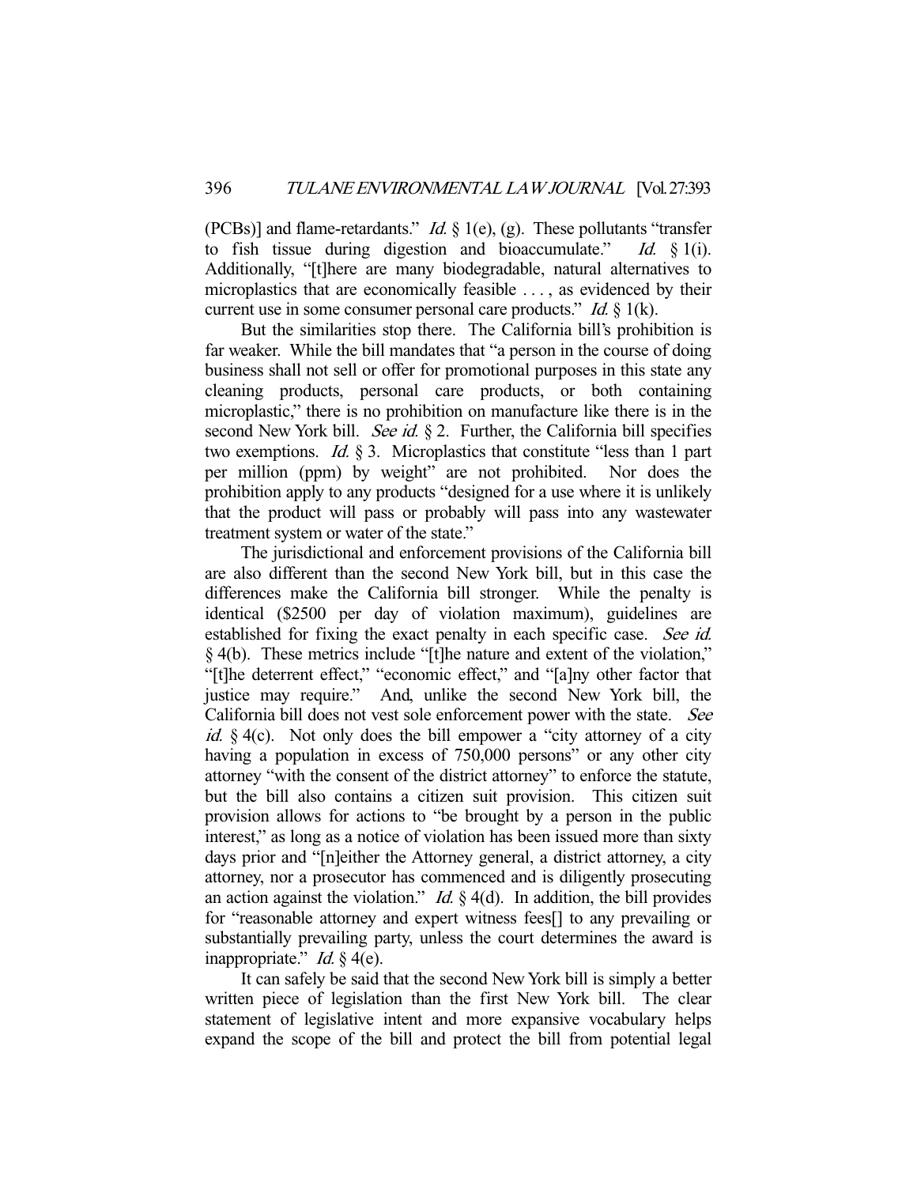(PCBs)] and flame-retardants." *Id.* § 1(e), (g). These pollutants "transfer to fish tissue during digestion and bioaccumulate." *Id.* § 1(i). Additionally, "[t]here are many biodegradable, natural alternatives to microplastics that are economically feasible . . . , as evidenced by their current use in some consumer personal care products." *Id.* § 1(k).

But the similarities stop there. The California bill's prohibition is far weaker. While the bill mandates that "a person in the course of doing business shall not sell or offer for promotional purposes in this state any cleaning products, personal care products, or both containing microplastic," there is no prohibition on manufacture like there is in the second New York bill. *See id.* § 2. Further, the California bill specifies two exemptions. *Id.* § 3. Microplastics that constitute "less than 1 part per million (ppm) by weight" are not prohibited. Nor does the prohibition apply to any products "designed for a use where it is unlikely that the product will pass or probably will pass into any wastewater treatment system or water of the state."

The jurisdictional and enforcement provisions of the California bill are also different than the second New York bill, but in this case the differences make the California bill stronger. While the penalty is identical ($2500 per day of violation maximum), guidelines are established for fixing the exact penalty in each specific case. *See id.* § 4(b). These metrics include "[t]he nature and extent of the violation," "[t]he deterrent effect," "economic effect," and "[a]ny other factor that justice may require." And, unlike the second New York bill, the California bill does not vest sole enforcement power with the state. *See id.* § 4(c). Not only does the bill empower a "city attorney of a city having a population in excess of 750,000 persons" or any other city attorney "with the consent of the district attorney" to enforce the statute, but the bill also contains a citizen suit provision. This citizen suit provision allows for actions to "be brought by a person in the public interest," as long as a notice of violation has been issued more than sixty days prior and "[n]either the Attorney general, a district attorney, a city attorney, nor a prosecutor has commenced and is diligently prosecuting an action against the violation." *Id.* § 4(d). In addition, the bill provides for "reasonable attorney and expert witness fees[] to any prevailing or substantially prevailing party, unless the court determines the award is inappropriate." *Id.* § 4(e).

It can safely be said that the second New York bill is simply a better written piece of legislation than the first New York bill. The clear statement of legislative intent and more expansive vocabulary helps expand the scope of the bill and protect the bill from potential legal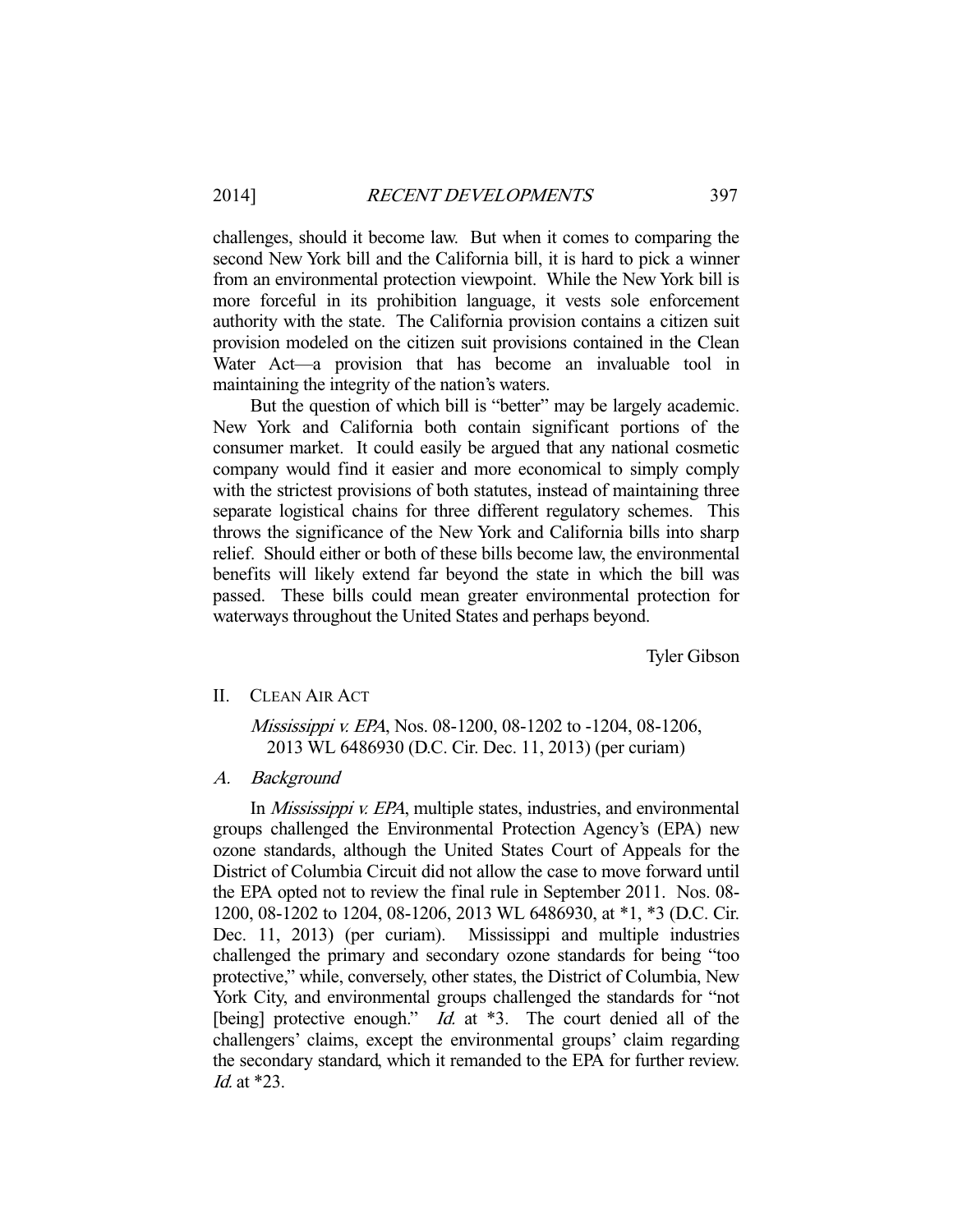challenges, should it become law. But when it comes to comparing the second New York bill and the California bill, it is hard to pick a winner from an environmental protection viewpoint. While the New York bill is more forceful in its prohibition language, it vests sole enforcement authority with the state. The California provision contains a citizen suit provision modeled on the citizen suit provisions contained in the Clean Water Act—a provision that has become an invaluable tool in maintaining the integrity of the nation's waters.

But the question of which bill is "better" may be largely academic. New York and California both contain significant portions of the consumer market. It could easily be argued that any national cosmetic company would find it easier and more economical to simply comply with the strictest provisions of both statutes, instead of maintaining three separate logistical chains for three different regulatory schemes. This throws the significance of the New York and California bills into sharp relief. Should either or both of these bills become law, the environmental benefits will likely extend far beyond the state in which the bill was passed. These bills could mean greater environmental protection for waterways throughout the United States and perhaps beyond.

Tyler Gibson

## II. Clean Air Act

*Mississippi v. EPA*, Nos. 08-1200, 08-1202 to -1204, 08-1206, 2013 WL 6486930 (D.C. Cir. Dec. 11, 2013) (per curiam)

### *A. Background*

In *Mississippi v. EPA*, multiple states, industries, and environmental groups challenged the Environmental Protection Agency's (EPA) new ozone standards, although the United States Court of Appeals for the District of Columbia Circuit did not allow the case to move forward until the EPA opted not to review the final rule in September 2011. Nos. 08-1200, 08-1202 to 1204, 08-1206, 2013 WL 6486930, at *1, *3 (D.C. Cir. Dec. 11, 2013) (per curiam). Mississippi and multiple industries challenged the primary and secondary ozone standards for being "too protective," while, conversely, other states, the District of Columbia, New York City, and environmental groups challenged the standards for "not [being] protective enough." *Id.* at *3. The court denied all of the challengers' claims, except the environmental groups' claim regarding the secondary standard, which it remanded to the EPA for further review. *Id.* at *23.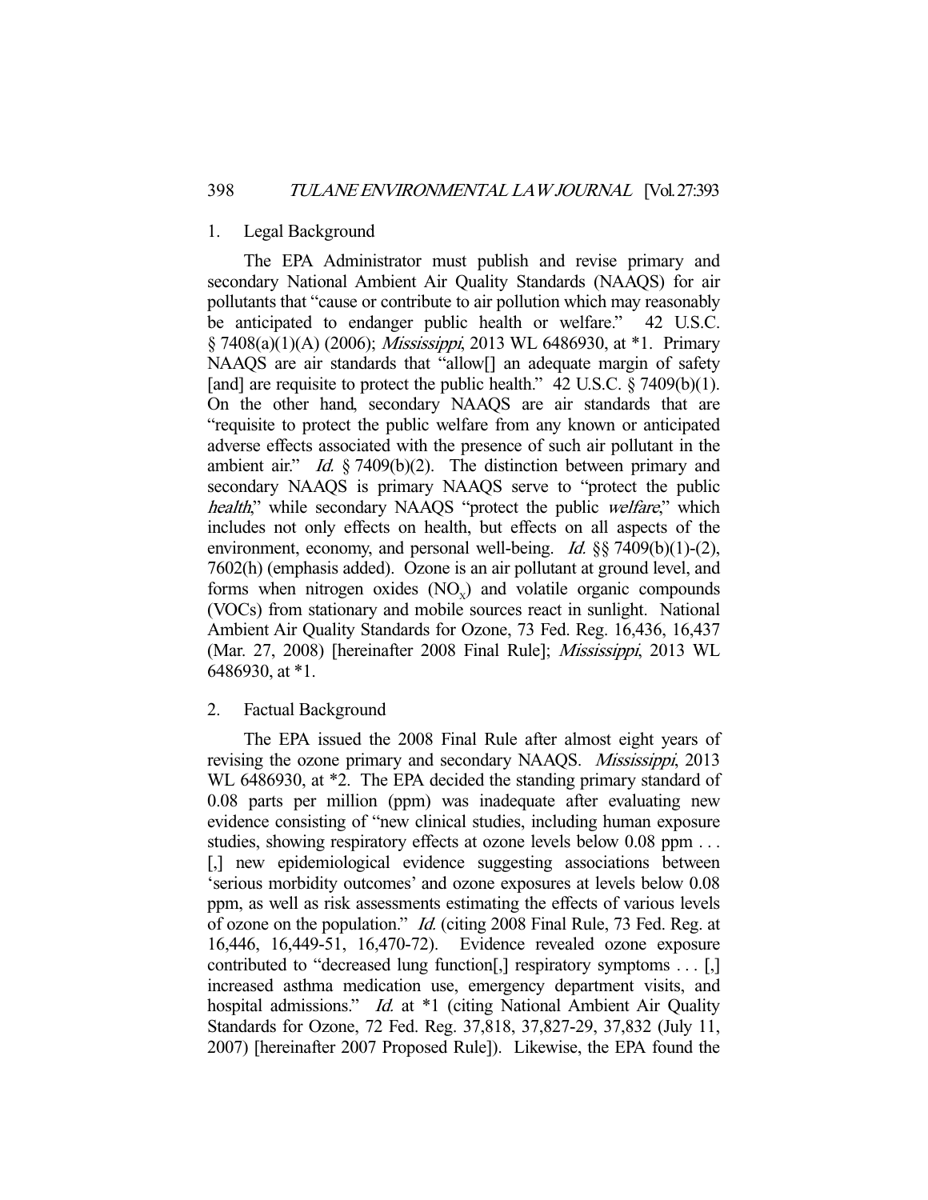### 1. Legal Background

The EPA Administrator must publish and revise primary and secondary National Ambient Air Quality Standards (NAAQS) for air pollutants that "cause or contribute to air pollution which may reasonably be anticipated to endanger public health or welfare." 42 U.S.C. § 7408(a)(1)(A) (2006); *Mississippi*, 2013 WL 6486930, at *1. Primary NAAQS are air standards that "allow[] an adequate margin of safety [and] are requisite to protect the public health." 42 U.S.C. § 7409(b)(1). On the other hand, secondary NAAQS are air standards that are "requisite to protect the public welfare from any known or anticipated adverse effects associated with the presence of such air pollutant in the ambient air." *Id.* § 7409(b)(2). The distinction between primary and secondary NAAQS is primary NAAQS serve to "protect the public *health*," while secondary NAAQS "protect the public *welfare*," which includes not only effects on health, but effects on all aspects of the environment, economy, and personal well-being. *Id.* §§ 7409(b)(1)-(2), 7602(h) (emphasis added). Ozone is an air pollutant at ground level, and forms when nitrogen oxides ($NO_x$) and volatile organic compounds (VOCs) from stationary and mobile sources react in sunlight. National Ambient Air Quality Standards for Ozone, 73 Fed. Reg. 16,436, 16,437 (Mar. 27, 2008) [hereinafter 2008 Final Rule]; *Mississippi*, 2013 WL 6486930, at *1.

### 2. Factual Background

The EPA issued the 2008 Final Rule after almost eight years of revising the ozone primary and secondary NAAQS. *Mississippi*, 2013 WL 6486930, at *2. The EPA decided the standing primary standard of 0.08 parts per million (ppm) was inadequate after evaluating new evidence consisting of "new clinical studies, including human exposure studies, showing respiratory effects at ozone levels below 0.08 ppm . . . [,] new epidemiological evidence suggesting associations between 'serious morbidity outcomes' and ozone exposures at levels below 0.08 ppm, as well as risk assessments estimating the effects of various levels of ozone on the population." *Id.* (citing 2008 Final Rule, 73 Fed. Reg. at 16,446, 16,449-51, 16,470-72). Evidence revealed ozone exposure contributed to "decreased lung function[,] respiratory symptoms . . . [,] increased asthma medication use, emergency department visits, and hospital admissions." *Id.* at *1 (citing National Ambient Air Quality Standards for Ozone, 72 Fed. Reg. 37,818, 37,827-29, 37,832 (July 11, 2007) [hereinafter 2007 Proposed Rule]). Likewise, the EPA found the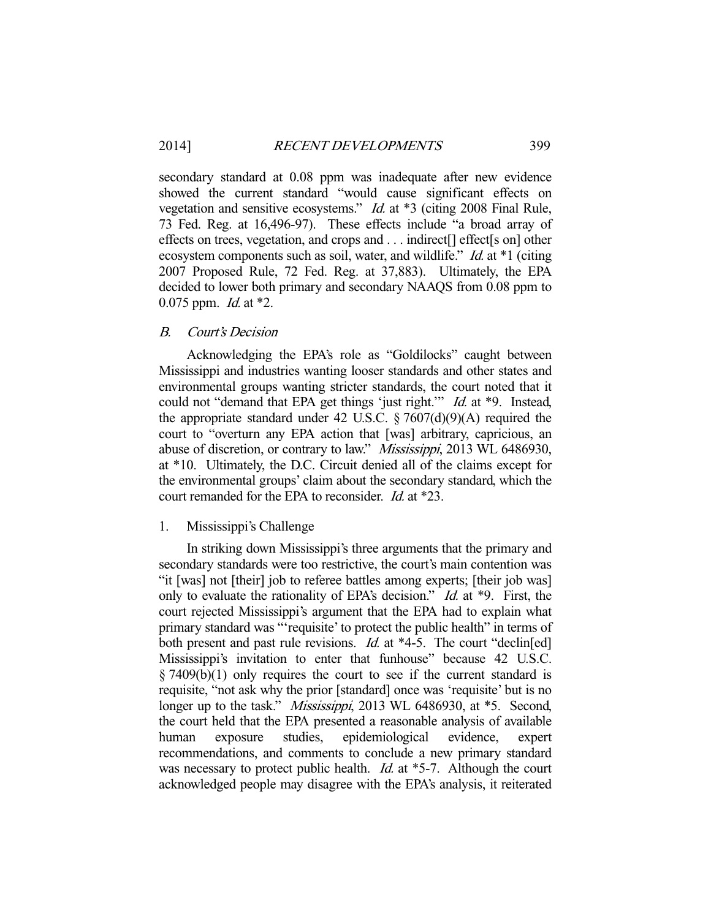secondary standard at 0.08 ppm was inadequate after new evidence showed the current standard "would cause significant effects on vegetation and sensitive ecosystems." *Id.* at *3 (citing 2008 Final Rule, 73 Fed. Reg. at 16,496-97). These effects include "a broad array of effects on trees, vegetation, and crops and . . . indirect[] effect[s on] other ecosystem components such as soil, water, and wildlife." *Id.* at *1 (citing 2007 Proposed Rule, 72 Fed. Reg. at 37,883). Ultimately, the EPA decided to lower both primary and secondary NAAQS from 0.08 ppm to 0.075 ppm. *Id.* at *2.

### *B. Court's Decision*

Acknowledging the EPA's role as "Goldilocks" caught between Mississippi and industries wanting looser standards and other states and environmental groups wanting stricter standards, the court noted that it could not "demand that EPA get things 'just right.'" *Id.* at *9. Instead, the appropriate standard under 42 U.S.C. § 7607(d)(9)(A) required the court to "overturn any EPA action that [was] arbitrary, capricious, an abuse of discretion, or contrary to law." *Mississippi*, 2013 WL 6486930, at *10. Ultimately, the D.C. Circuit denied all of the claims except for the environmental groups' claim about the secondary standard, which the court remanded for the EPA to reconsider. *Id.* at *23.

#### 1. Mississippi's Challenge

In striking down Mississippi's three arguments that the primary and secondary standards were too restrictive, the court's main contention was "it [was] not [their] job to referee battles among experts; [their job was] only to evaluate the rationality of EPA's decision." *Id.* at *9. First, the court rejected Mississippi's argument that the EPA had to explain what primary standard was "'requisite' to protect the public health" in terms of both present and past rule revisions. *Id.* at *4-5. The court "declin[ed] Mississippi's invitation to enter that funhouse" because 42 U.S.C. § 7409(b)(1) only requires the court to see if the current standard is requisite, "not ask why the prior [standard] once was 'requisite' but is no longer up to the task." *Mississippi*, 2013 WL 6486930, at *5. Second, the court held that the EPA presented a reasonable analysis of available human exposure studies, epidemiological evidence, expert recommendations, and comments to conclude a new primary standard was necessary to protect public health. *Id.* at *5-7. Although the court acknowledged people may disagree with the EPA's analysis, it reiterated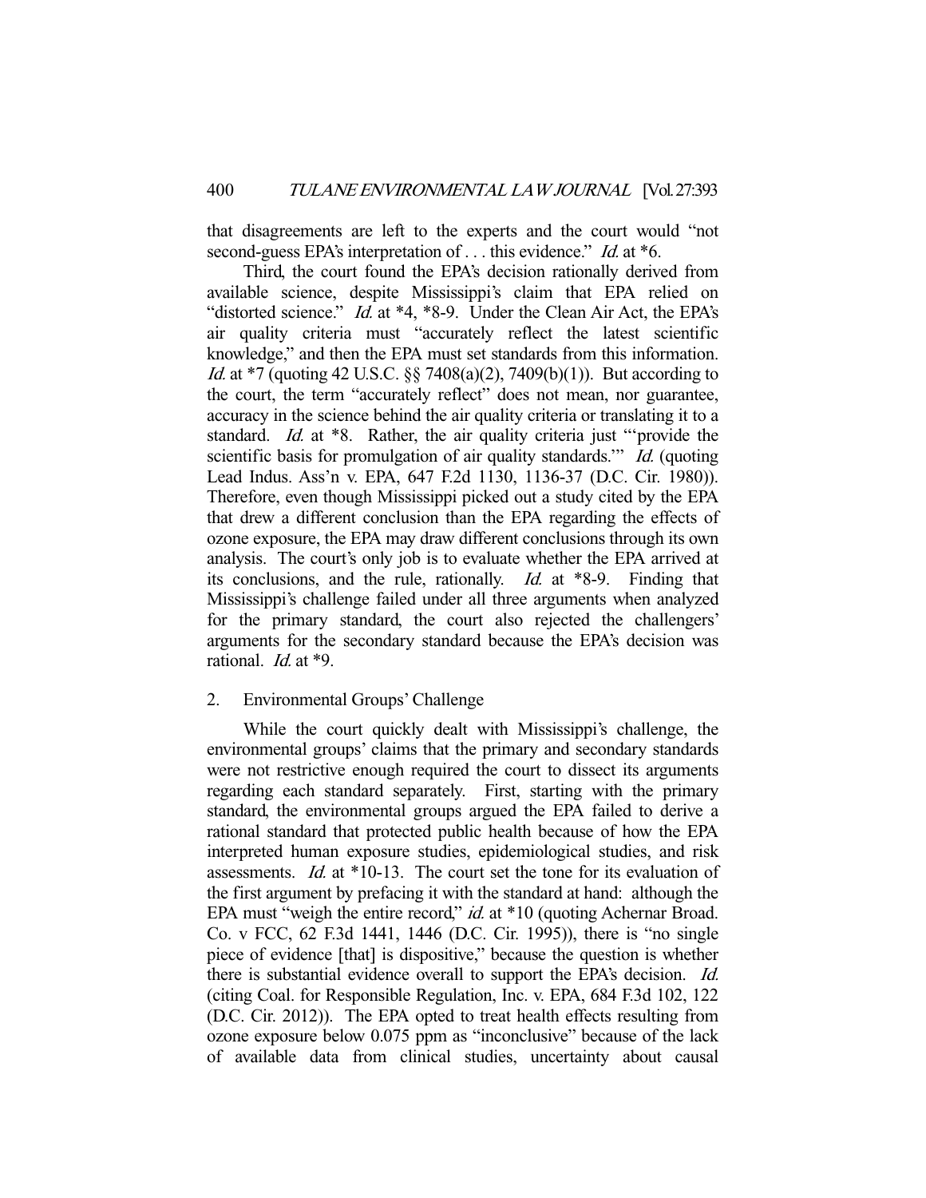that disagreements are left to the experts and the court would "not second-guess EPA's interpretation of . . . this evidence." *Id.* at *6.

Third, the court found the EPA's decision rationally derived from available science, despite Mississippi's claim that EPA relied on "distorted science." *Id.* at *4, *8-9. Under the Clean Air Act, the EPA's air quality criteria must "accurately reflect the latest scientific knowledge," and then the EPA must set standards from this information. *Id.* at *7 (quoting 42 U.S.C. §§ 7408(a)(2), 7409(b)(1)). But according to the court, the term "accurately reflect" does not mean, nor guarantee, accuracy in the science behind the air quality criteria or translating it to a standard. *Id.* at *8. Rather, the air quality criteria just "'provide the scientific basis for promulgation of air quality standards.'" *Id.* (quoting Lead Indus. Ass'n v. EPA, 647 F.2d 1130, 1136-37 (D.C. Cir. 1980)). Therefore, even though Mississippi picked out a study cited by the EPA that drew a different conclusion than the EPA regarding the effects of ozone exposure, the EPA may draw different conclusions through its own analysis. The court's only job is to evaluate whether the EPA arrived at its conclusions, and the rule, rationally. *Id.* at *8-9. Finding that Mississippi's challenge failed under all three arguments when analyzed for the primary standard, the court also rejected the challengers' arguments for the secondary standard because the EPA's decision was rational. *Id.* at *9.

2. Environmental Groups' Challenge

While the court quickly dealt with Mississippi's challenge, the environmental groups' claims that the primary and secondary standards were not restrictive enough required the court to dissect its arguments regarding each standard separately. First, starting with the primary standard, the environmental groups argued the EPA failed to derive a rational standard that protected public health because of how the EPA interpreted human exposure studies, epidemiological studies, and risk assessments. *Id.* at *10-13. The court set the tone for its evaluation of the first argument by prefacing it with the standard at hand: although the EPA must "weigh the entire record," *id.* at *10 (quoting Achernar Broad. Co. v FCC, 62 F.3d 1441, 1446 (D.C. Cir. 1995)), there is "no single piece of evidence [that] is dispositive," because the question is whether there is substantial evidence overall to support the EPA's decision. *Id.* (citing Coal. for Responsible Regulation, Inc. v. EPA, 684 F.3d 102, 122 (D.C. Cir. 2012)). The EPA opted to treat health effects resulting from ozone exposure below 0.075 ppm as "inconclusive" because of the lack of available data from clinical studies, uncertainty about causal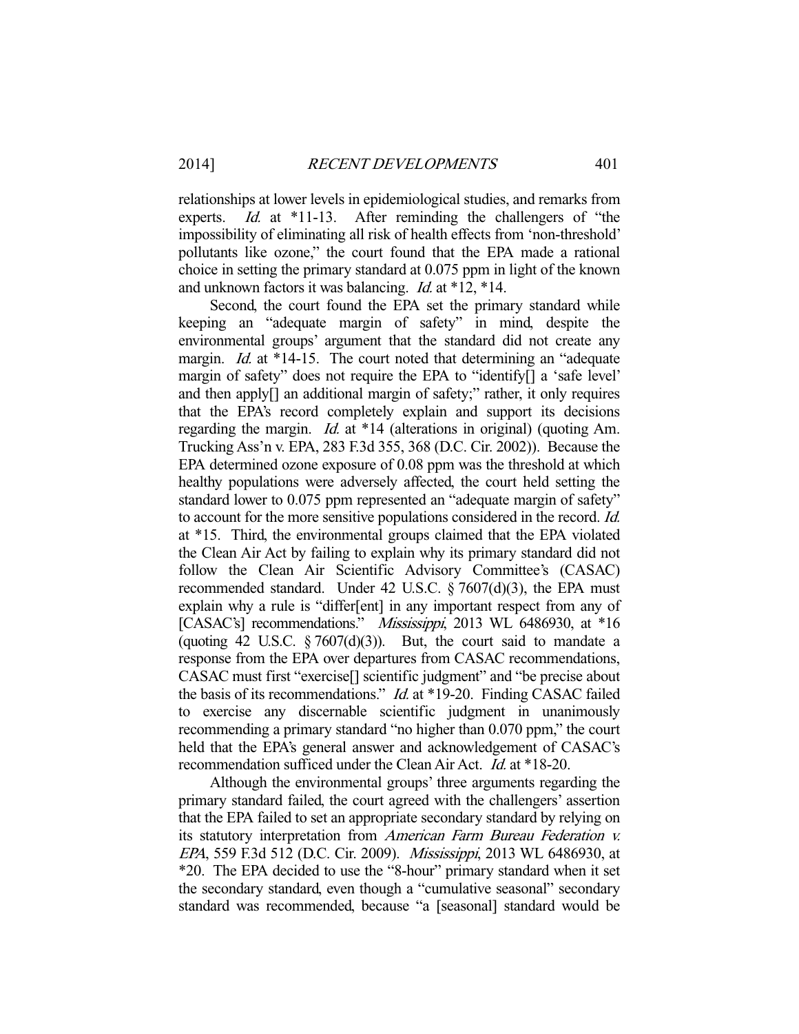relationships at lower levels in epidemiological studies, and remarks from experts. *Id.* at *11-13. After reminding the challengers of "the impossibility of eliminating all risk of health effects from 'non-threshold' pollutants like ozone," the court found that the EPA made a rational choice in setting the primary standard at 0.075 ppm in light of the known and unknown factors it was balancing. *Id.* at *12, *14.

Second, the court found the EPA set the primary standard while keeping an "adequate margin of safety" in mind, despite the environmental groups' argument that the standard did not create any margin. *Id.* at *14-15. The court noted that determining an "adequate margin of safety" does not require the EPA to "identify[] a 'safe level' and then apply[] an additional margin of safety;" rather, it only requires that the EPA's record completely explain and support its decisions regarding the margin. *Id.* at *14 (alterations in original) (quoting Am. Trucking Ass'n v. EPA, 283 F.3d 355, 368 (D.C. Cir. 2002)). Because the EPA determined ozone exposure of 0.08 ppm was the threshold at which healthy populations were adversely affected, the court held setting the standard lower to 0.075 ppm represented an "adequate margin of safety" to account for the more sensitive populations considered in the record. *Id.* at *15. Third, the environmental groups claimed that the EPA violated the Clean Air Act by failing to explain why its primary standard did not follow the Clean Air Scientific Advisory Committee's (CASAC) recommended standard. Under 42 U.S.C. § 7607(d)(3), the EPA must explain why a rule is "differ[ent] in any important respect from any of [CASAC's] recommendations." *Mississippi*, 2013 WL 6486930, at *16 (quoting 42 U.S.C. § 7607(d)(3)). But, the court said to mandate a response from the EPA over departures from CASAC recommendations, CASAC must first "exercise[] scientific judgment" and "be precise about the basis of its recommendations." *Id.* at *19-20. Finding CASAC failed to exercise any discernable scientific judgment in unanimously recommending a primary standard "no higher than 0.070 ppm," the court held that the EPA's general answer and acknowledgement of CASAC's recommendation sufficed under the Clean Air Act. *Id.* at *18-20.

Although the environmental groups' three arguments regarding the primary standard failed, the court agreed with the challengers' assertion that the EPA failed to set an appropriate secondary standard by relying on its statutory interpretation from *American Farm Bureau Federation v. EPA*, 559 F.3d 512 (D.C. Cir. 2009). *Mississippi*, 2013 WL 6486930, at *20. The EPA decided to use the "8-hour" primary standard when it set the secondary standard, even though a "cumulative seasonal" secondary standard was recommended, because "a [seasonal] standard would be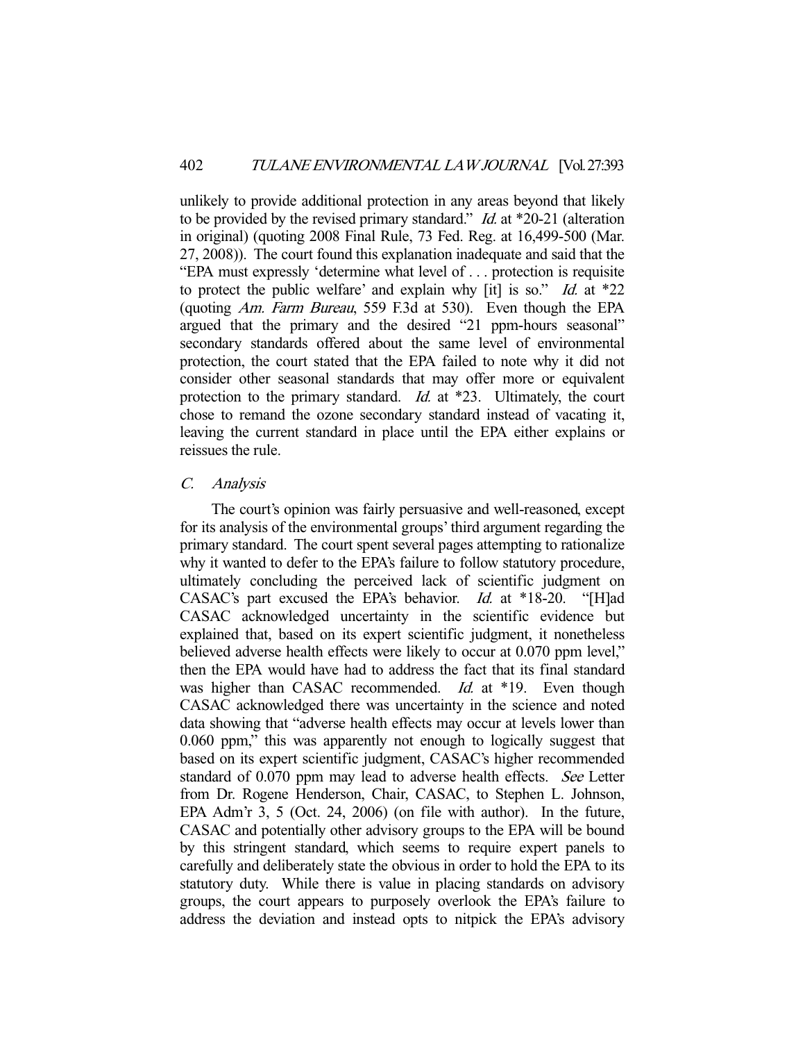unlikely to provide additional protection in any areas beyond that likely to be provided by the revised primary standard." *Id.* at *20-21 (alteration in original) (quoting 2008 Final Rule, 73 Fed. Reg. at 16,499-500 (Mar. 27, 2008)). The court found this explanation inadequate and said that the "EPA must expressly 'determine what level of . . . protection is requisite to protect the public welfare' and explain why [it] is so." *Id.* at *22 (quoting *Am. Farm Bureau*, 559 F.3d at 530). Even though the EPA argued that the primary and the desired "21 ppm-hours seasonal" secondary standards offered about the same level of environmental protection, the court stated that the EPA failed to note why it did not consider other seasonal standards that may offer more or equivalent protection to the primary standard. *Id.* at *23. Ultimately, the court chose to remand the ozone secondary standard instead of vacating it, leaving the current standard in place until the EPA either explains or reissues the rule.

### *C. Analysis*

The court's opinion was fairly persuasive and well-reasoned, except for its analysis of the environmental groups' third argument regarding the primary standard. The court spent several pages attempting to rationalize why it wanted to defer to the EPA's failure to follow statutory procedure, ultimately concluding the perceived lack of scientific judgment on CASAC's part excused the EPA's behavior. *Id.* at *18-20. "[H]ad CASAC acknowledged uncertainty in the scientific evidence but explained that, based on its expert scientific judgment, it nonetheless believed adverse health effects were likely to occur at 0.070 ppm level," then the EPA would have had to address the fact that its final standard was higher than CASAC recommended. *Id.* at *19. Even though CASAC acknowledged there was uncertainty in the science and noted data showing that "adverse health effects may occur at levels lower than 0.060 ppm," this was apparently not enough to logically suggest that based on its expert scientific judgment, CASAC's higher recommended standard of 0.070 ppm may lead to adverse health effects. *See* Letter from Dr. Rogene Henderson, Chair, CASAC, to Stephen L. Johnson, EPA Adm'r 3, 5 (Oct. 24, 2006) (on file with author). In the future, CASAC and potentially other advisory groups to the EPA will be bound by this stringent standard, which seems to require expert panels to carefully and deliberately state the obvious in order to hold the EPA to its statutory duty. While there is value in placing standards on advisory groups, the court appears to purposely overlook the EPA's failure to address the deviation and instead opts to nitpick the EPA's advisory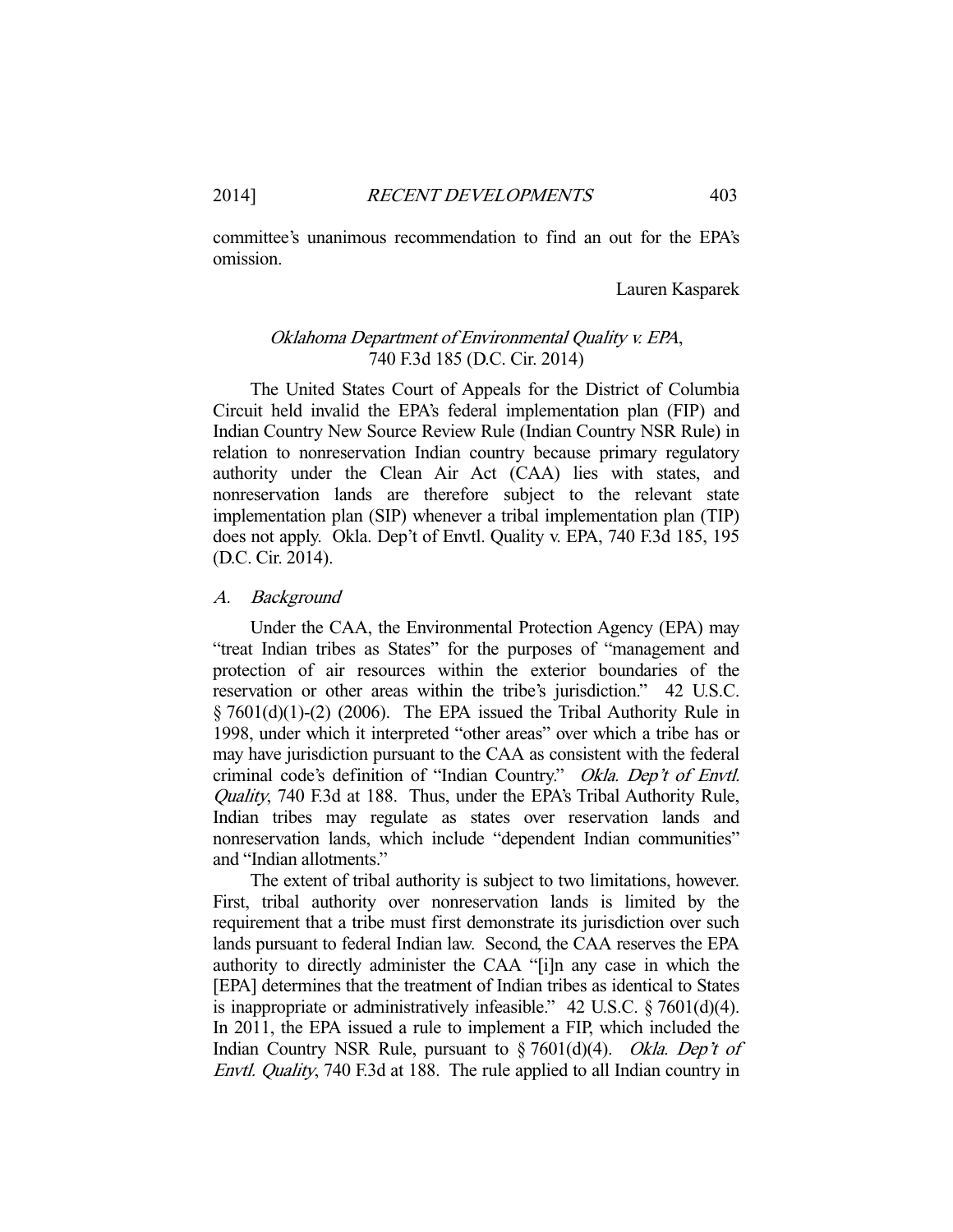committee's unanimous recommendation to find an out for the EPA's omission.

Lauren Kasparek

### *Oklahoma Department of Environmental Quality v. EPA*, 740 F.3d 185 (D.C. Cir. 2014)

The United States Court of Appeals for the District of Columbia Circuit held invalid the EPA's federal implementation plan (FIP) and Indian Country New Source Review Rule (Indian Country NSR Rule) in relation to nonreservation Indian country because primary regulatory authority under the Clean Air Act (CAA) lies with states, and nonreservation lands are therefore subject to the relevant state implementation plan (SIP) whenever a tribal implementation plan (TIP) does not apply. Okla. Dep't of Envtl. Quality v. EPA, 740 F.3d 185, 195 (D.C. Cir. 2014).

#### *A. Background*

Under the CAA, the Environmental Protection Agency (EPA) may "treat Indian tribes as States" for the purposes of "management and protection of air resources within the exterior boundaries of the reservation or other areas within the tribe's jurisdiction." 42 U.S.C. § 7601(d)(1)-(2) (2006). The EPA issued the Tribal Authority Rule in 1998, under which it interpreted "other areas" over which a tribe has or may have jurisdiction pursuant to the CAA as consistent with the federal criminal code's definition of "Indian Country." *Okla. Dep't of Envtl. Quality*, 740 F.3d at 188. Thus, under the EPA's Tribal Authority Rule, Indian tribes may regulate as states over reservation lands and nonreservation lands, which include "dependent Indian communities" and "Indian allotments."

The extent of tribal authority is subject to two limitations, however. First, tribal authority over nonreservation lands is limited by the requirement that a tribe must first demonstrate its jurisdiction over such lands pursuant to federal Indian law. Second, the CAA reserves the EPA authority to directly administer the CAA "[i]n any case in which the [EPA] determines that the treatment of Indian tribes as identical to States is inappropriate or administratively infeasible." 42 U.S.C. § 7601(d)(4). In 2011, the EPA issued a rule to implement a FIP, which included the Indian Country NSR Rule, pursuant to § 7601(d)(4). *Okla. Dep't of Envtl. Quality*, 740 F.3d at 188. The rule applied to all Indian country in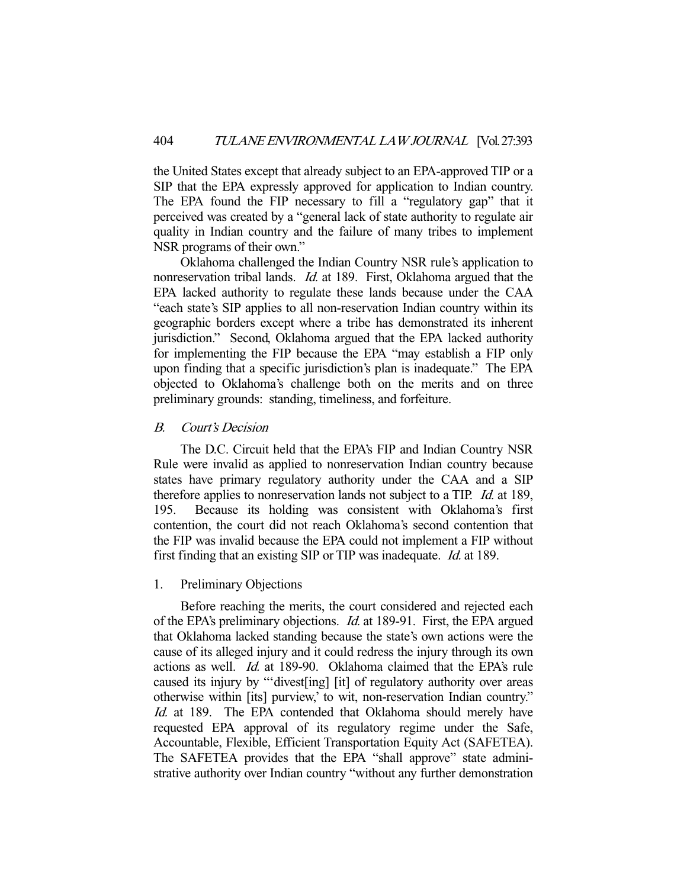the United States except that already subject to an EPA-approved TIP or a SIP that the EPA expressly approved for application to Indian country. The EPA found the FIP necessary to fill a "regulatory gap" that it perceived was created by a "general lack of state authority to regulate air quality in Indian country and the failure of many tribes to implement NSR programs of their own."

Oklahoma challenged the Indian Country NSR rule's application to nonreservation tribal lands. *Id.* at 189. First, Oklahoma argued that the EPA lacked authority to regulate these lands because under the CAA "each state's SIP applies to all non-reservation Indian country within its geographic borders except where a tribe has demonstrated its inherent jurisdiction." Second, Oklahoma argued that the EPA lacked authority for implementing the FIP because the EPA "may establish a FIP only upon finding that a specific jurisdiction's plan is inadequate." The EPA objected to Oklahoma's challenge both on the merits and on three preliminary grounds: standing, timeliness, and forfeiture.

### *B. Court's Decision*

The D.C. Circuit held that the EPA's FIP and Indian Country NSR Rule were invalid as applied to nonreservation Indian country because states have primary regulatory authority under the CAA and a SIP therefore applies to nonreservation lands not subject to a TIP. *Id.* at 189, 195. Because its holding was consistent with Oklahoma's first contention, the court did not reach Oklahoma's second contention that the FIP was invalid because the EPA could not implement a FIP without first finding that an existing SIP or TIP was inadequate. *Id.* at 189.

#### 1. Preliminary Objections

Before reaching the merits, the court considered and rejected each of the EPA's preliminary objections. *Id.* at 189-91. First, the EPA argued that Oklahoma lacked standing because the state's own actions were the cause of its alleged injury and it could redress the injury through its own actions as well. *Id.* at 189-90. Oklahoma claimed that the EPA's rule caused its injury by "'divest[ing] [it] of regulatory authority over areas otherwise within [its] purview,' to wit, non-reservation Indian country." *Id.* at 189. The EPA contended that Oklahoma should merely have requested EPA approval of its regulatory regime under the Safe, Accountable, Flexible, Efficient Transportation Equity Act (SAFETEA). The SAFETEA provides that the EPA "shall approve" state administrative authority over Indian country "without any further demonstration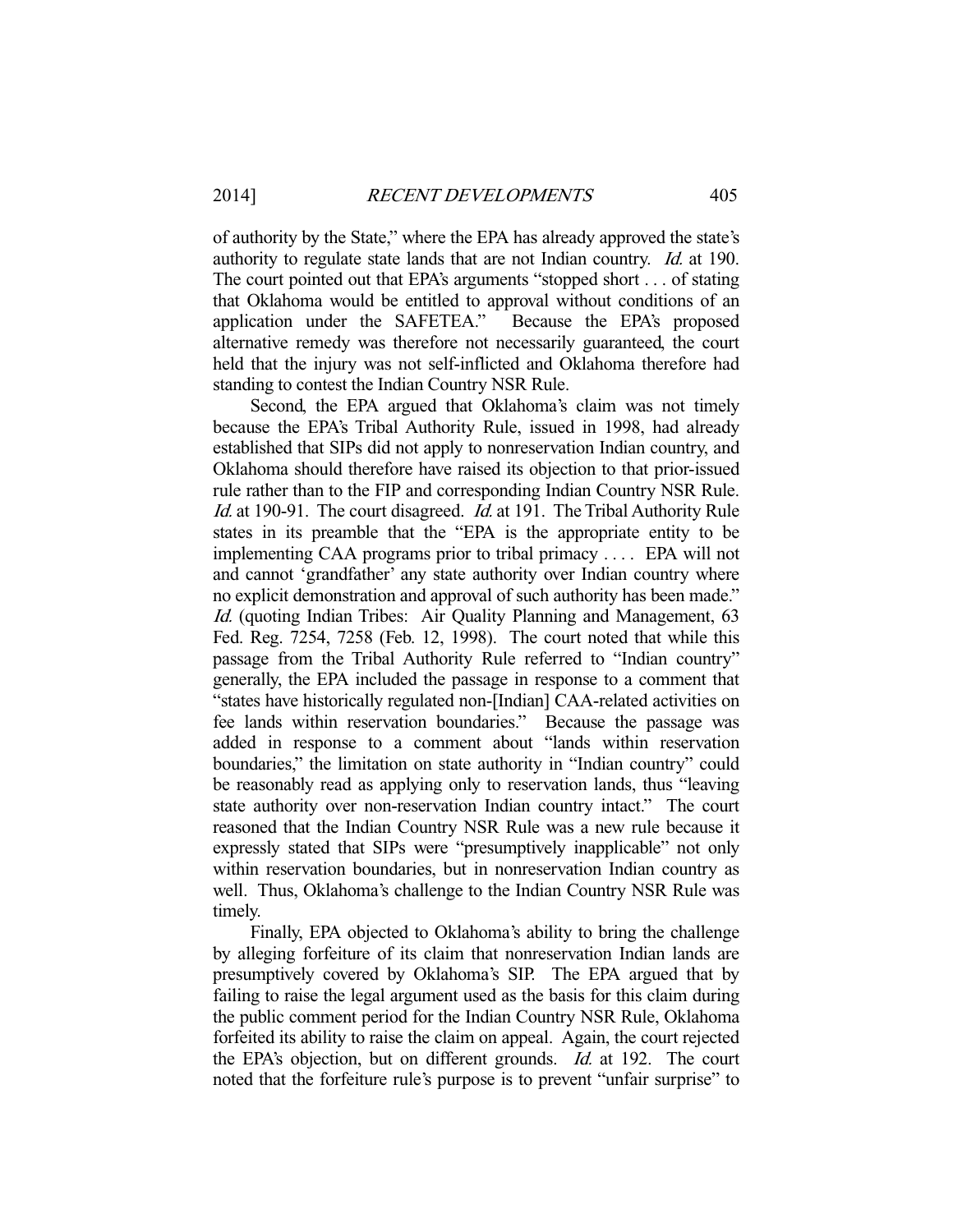of authority by the State," where the EPA has already approved the state's authority to regulate state lands that are not Indian country. *Id.* at 190. The court pointed out that EPA's arguments "stopped short . . . of stating that Oklahoma would be entitled to approval without conditions of an application under the SAFETEA." Because the EPA's proposed alternative remedy was therefore not necessarily guaranteed, the court held that the injury was not self-inflicted and Oklahoma therefore had standing to contest the Indian Country NSR Rule.

Second, the EPA argued that Oklahoma's claim was not timely because the EPA's Tribal Authority Rule, issued in 1998, had already established that SIPs did not apply to nonreservation Indian country, and Oklahoma should therefore have raised its objection to that prior-issued rule rather than to the FIP and corresponding Indian Country NSR Rule. *Id.* at 190-91. The court disagreed. *Id.* at 191. The Tribal Authority Rule states in its preamble that the "EPA is the appropriate entity to be implementing CAA programs prior to tribal primacy . . . . EPA will not and cannot 'grandfather' any state authority over Indian country where no explicit demonstration and approval of such authority has been made." *Id.* (quoting Indian Tribes: Air Quality Planning and Management, 63 Fed. Reg. 7254, 7258 (Feb. 12, 1998). The court noted that while this passage from the Tribal Authority Rule referred to "Indian country" generally, the EPA included the passage in response to a comment that "states have historically regulated non-[Indian] CAA-related activities on fee lands within reservation boundaries." Because the passage was added in response to a comment about "lands within reservation boundaries," the limitation on state authority in "Indian country" could be reasonably read as applying only to reservation lands, thus "leaving state authority over non-reservation Indian country intact." The court reasoned that the Indian Country NSR Rule was a new rule because it expressly stated that SIPs were "presumptively inapplicable" not only within reservation boundaries, but in nonreservation Indian country as well. Thus, Oklahoma's challenge to the Indian Country NSR Rule was timely.

Finally, EPA objected to Oklahoma's ability to bring the challenge by alleging forfeiture of its claim that nonreservation Indian lands are presumptively covered by Oklahoma's SIP. The EPA argued that by failing to raise the legal argument used as the basis for this claim during the public comment period for the Indian Country NSR Rule, Oklahoma forfeited its ability to raise the claim on appeal. Again, the court rejected the EPA's objection, but on different grounds. *Id.* at 192. The court noted that the forfeiture rule's purpose is to prevent "unfair surprise" to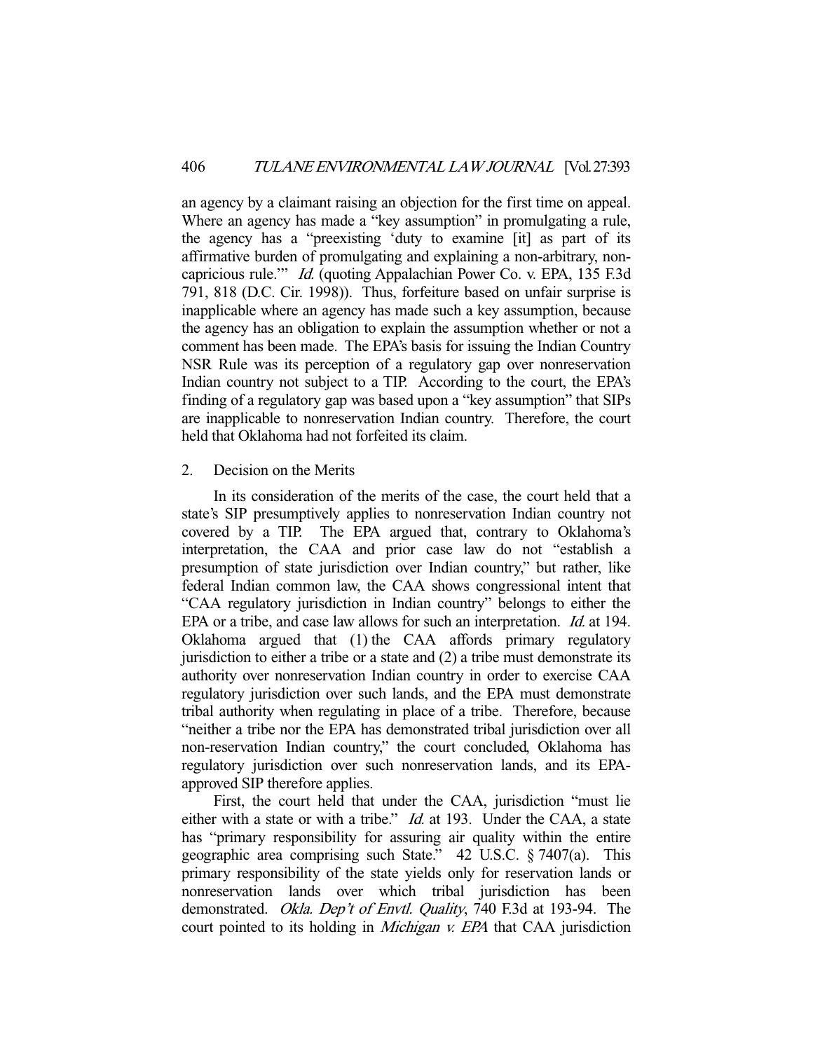an agency by a claimant raising an objection for the first time on appeal. Where an agency has made a "key assumption" in promulgating a rule, the agency has a "preexisting 'duty to examine [it] as part of its affirmative burden of promulgating and explaining a non-arbitrary, non-capricious rule.'" *Id.* (quoting Appalachian Power Co. v. EPA, 135 F.3d 791, 818 (D.C. Cir. 1998)). Thus, forfeiture based on unfair surprise is inapplicable where an agency has made such a key assumption, because the agency has an obligation to explain the assumption whether or not a comment has been made. The EPA's basis for issuing the Indian Country NSR Rule was its perception of a regulatory gap over nonreservation Indian country not subject to a TIP. According to the court, the EPA's finding of a regulatory gap was based upon a "key assumption" that SIPs are inapplicable to nonreservation Indian country. Therefore, the court held that Oklahoma had not forfeited its claim.

2. Decision on the Merits

In its consideration of the merits of the case, the court held that a state's SIP presumptively applies to nonreservation Indian country not covered by a TIP. The EPA argued that, contrary to Oklahoma's interpretation, the CAA and prior case law do not "establish a presumption of state jurisdiction over Indian country," but rather, like federal Indian common law, the CAA shows congressional intent that "CAA regulatory jurisdiction in Indian country" belongs to either the EPA or a tribe, and case law allows for such an interpretation. *Id.* at 194. Oklahoma argued that (1) the CAA affords primary regulatory jurisdiction to either a tribe or a state and (2) a tribe must demonstrate its authority over nonreservation Indian country in order to exercise CAA regulatory jurisdiction over such lands, and the EPA must demonstrate tribal authority when regulating in place of a tribe. Therefore, because "neither a tribe nor the EPA has demonstrated tribal jurisdiction over all non-reservation Indian country," the court concluded, Oklahoma has regulatory jurisdiction over such nonreservation lands, and its EPA-approved SIP therefore applies.

First, the court held that under the CAA, jurisdiction "must lie either with a state or with a tribe." *Id.* at 193. Under the CAA, a state has "primary responsibility for assuring air quality within the entire geographic area comprising such State." 42 U.S.C. § 7407(a). This primary responsibility of the state yields only for reservation lands or nonreservation lands over which tribal jurisdiction has been demonstrated. *Okla. Dep't of Envtl. Quality*, 740 F.3d at 193-94. The court pointed to its holding in *Michigan v. EPA* that CAA jurisdiction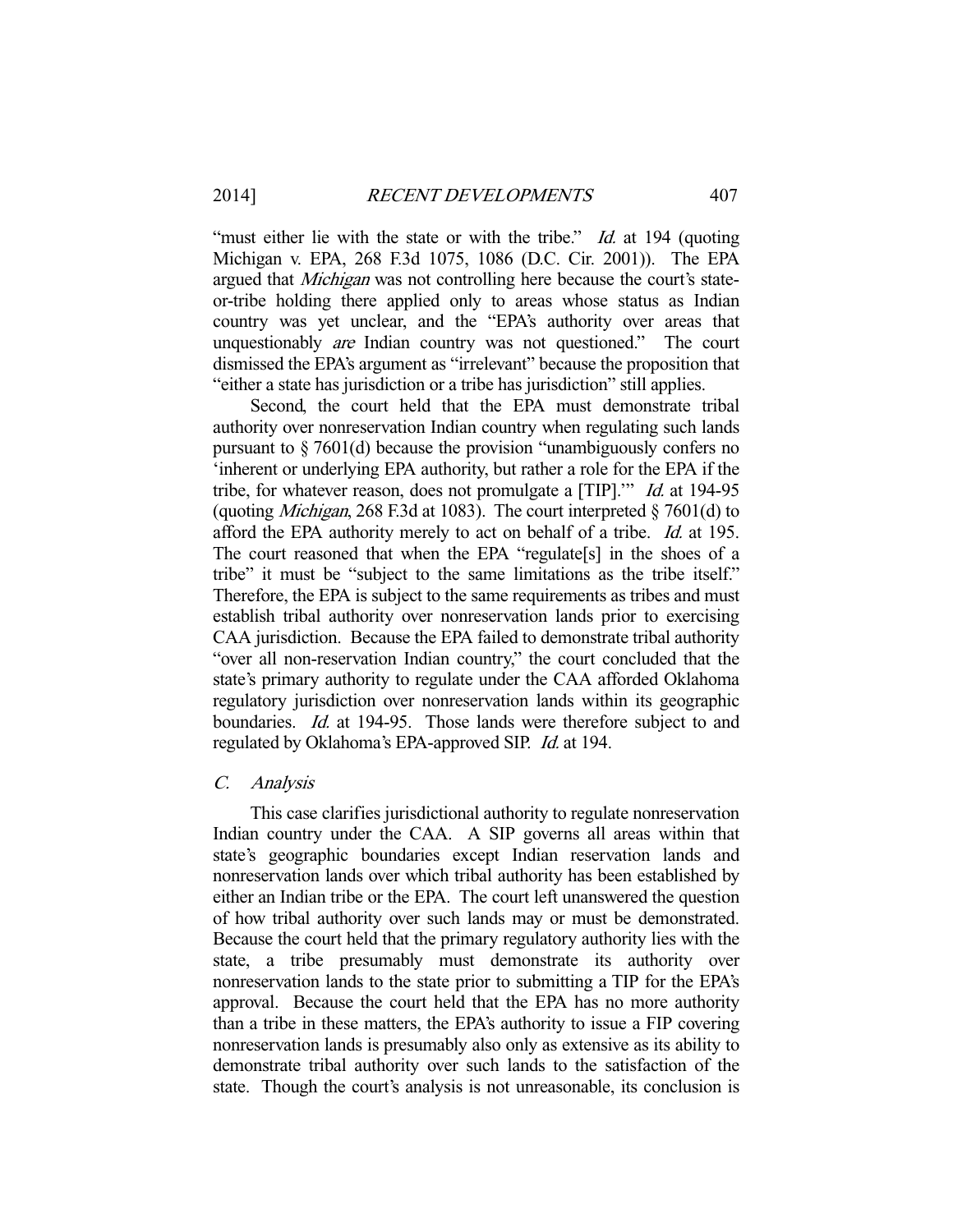"must either lie with the state or with the tribe." *Id.* at 194 (quoting Michigan v. EPA, 268 F.3d 1075, 1086 (D.C. Cir. 2001)). The EPA argued that *Michigan* was not controlling here because the court's state-or-tribe holding there applied only to areas whose status as Indian country was yet unclear, and the "EPA's authority over areas that unquestionably *are* Indian country was not questioned." The court dismissed the EPA's argument as "irrelevant" because the proposition that "either a state has jurisdiction or a tribe has jurisdiction" still applies.

Second, the court held that the EPA must demonstrate tribal authority over nonreservation Indian country when regulating such lands pursuant to § 7601(d) because the provision "unambiguously confers no 'inherent or underlying EPA authority, but rather a role for the EPA if the tribe, for whatever reason, does not promulgate a [TIP].'" *Id.* at 194-95 (quoting *Michigan*, 268 F.3d at 1083). The court interpreted § 7601(d) to afford the EPA authority merely to act on behalf of a tribe. *Id.* at 195. The court reasoned that when the EPA "regulate[s] in the shoes of a tribe" it must be "subject to the same limitations as the tribe itself." Therefore, the EPA is subject to the same requirements as tribes and must establish tribal authority over nonreservation lands prior to exercising CAA jurisdiction. Because the EPA failed to demonstrate tribal authority "over all non-reservation Indian country," the court concluded that the state's primary authority to regulate under the CAA afforded Oklahoma regulatory jurisdiction over nonreservation lands within its geographic boundaries. *Id.* at 194-95. Those lands were therefore subject to and regulated by Oklahoma's EPA-approved SIP. *Id.* at 194.

### C. Analysis

This case clarifies jurisdictional authority to regulate nonreservation Indian country under the CAA. A SIP governs all areas within that state's geographic boundaries except Indian reservation lands and nonreservation lands over which tribal authority has been established by either an Indian tribe or the EPA. The court left unanswered the question of how tribal authority over such lands may or must be demonstrated. Because the court held that the primary regulatory authority lies with the state, a tribe presumably must demonstrate its authority over nonreservation lands to the state prior to submitting a TIP for the EPA's approval. Because the court held that the EPA has no more authority than a tribe in these matters, the EPA's authority to issue a FIP covering nonreservation lands is presumably also only as extensive as its ability to demonstrate tribal authority over such lands to the satisfaction of the state. Though the court's analysis is not unreasonable, its conclusion is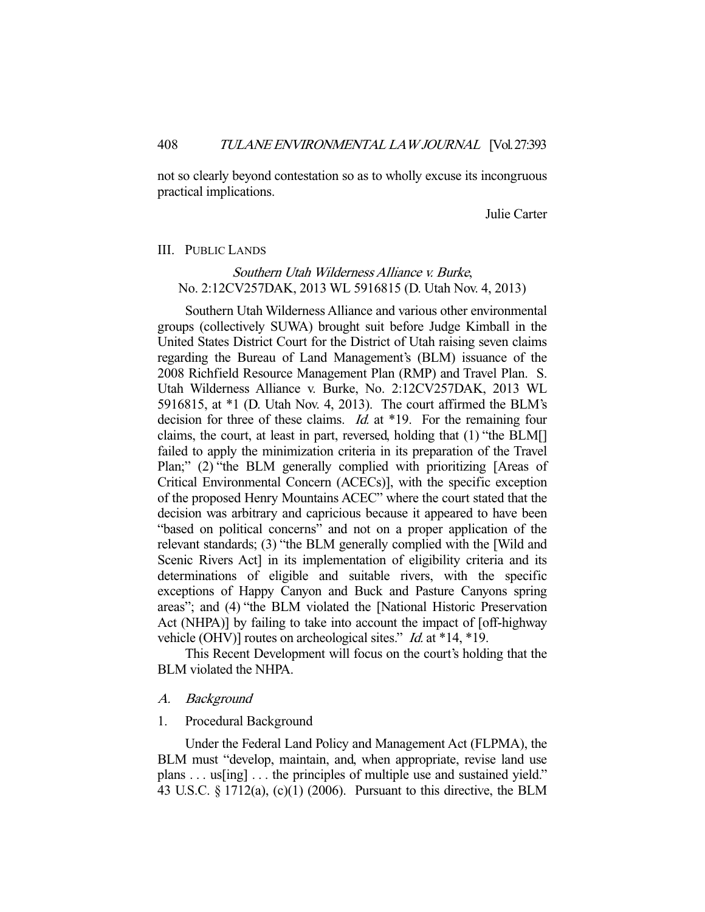not so clearly beyond contestation so as to wholly excuse its incongruous practical implications.

Julie Carter

## III. PUBLIC LANDS

### *Southern Utah Wilderness Alliance v. Burke*, No. 2:12CV257DAK, 2013 WL 5916815 (D. Utah Nov. 4, 2013)

Southern Utah Wilderness Alliance and various other environmental groups (collectively SUWA) brought suit before Judge Kimball in the United States District Court for the District of Utah raising seven claims regarding the Bureau of Land Management's (BLM) issuance of the 2008 Richfield Resource Management Plan (RMP) and Travel Plan. S. Utah Wilderness Alliance v. Burke, No. 2:12CV257DAK, 2013 WL 5916815, at *1 (D. Utah Nov. 4, 2013). The court affirmed the BLM's decision for three of these claims. *Id.* at *19. For the remaining four claims, the court, at least in part, reversed, holding that (1) "the BLM[] failed to apply the minimization criteria in its preparation of the Travel Plan;" (2) "the BLM generally complied with prioritizing [Areas of Critical Environmental Concern (ACECs)], with the specific exception of the proposed Henry Mountains ACEC" where the court stated that the decision was arbitrary and capricious because it appeared to have been "based on political concerns" and not on a proper application of the relevant standards; (3) "the BLM generally complied with the [Wild and Scenic Rivers Act] in its implementation of eligibility criteria and its determinations of eligible and suitable rivers, with the specific exceptions of Happy Canyon and Buck and Pasture Canyons spring areas"; and (4) "the BLM violated the [National Historic Preservation Act (NHPA)] by failing to take into account the impact of [off-highway vehicle (OHV)] routes on archeological sites." *Id.* at *14, *19.

This Recent Development will focus on the court's holding that the BLM violated the NHPA.

#### *A. Background*

##### 1. Procedural Background

Under the Federal Land Policy and Management Act (FLPMA), the BLM must "develop, maintain, and, when appropriate, revise land use plans . . . us[ing] . . . the principles of multiple use and sustained yield." 43 U.S.C. § 1712(a), (c)(1) (2006). Pursuant to this directive, the BLM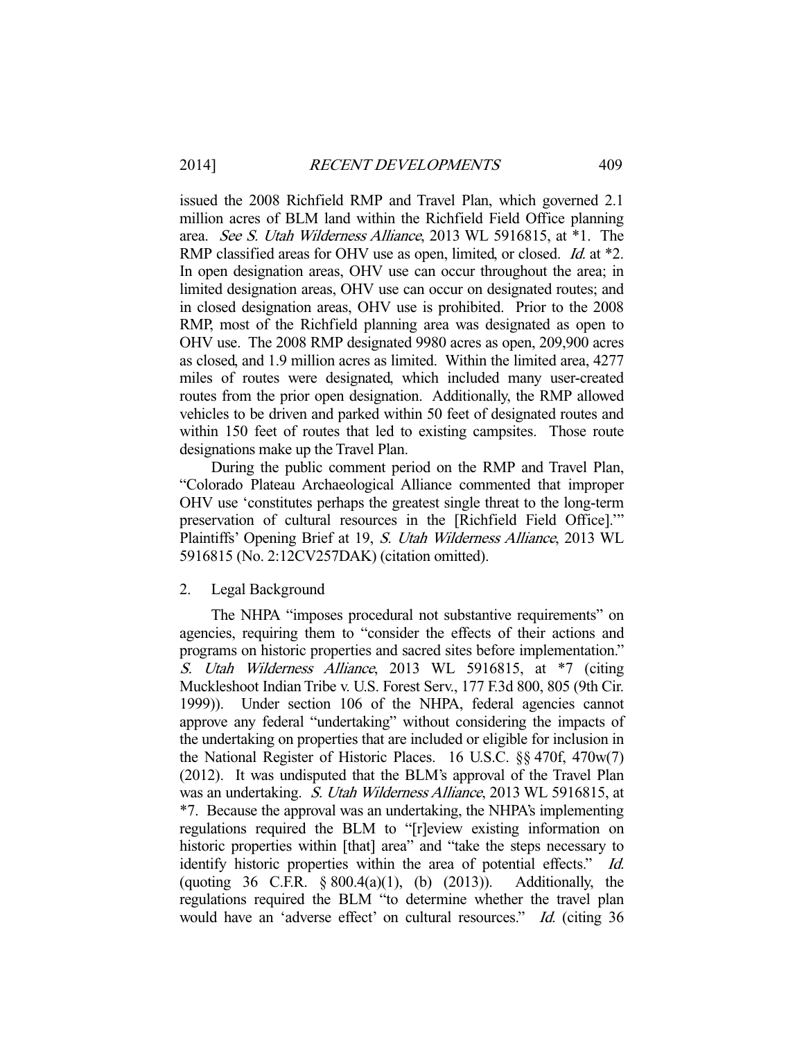issued the 2008 Richfield RMP and Travel Plan, which governed 2.1 million acres of BLM land within the Richfield Field Office planning area. *See S. Utah Wilderness Alliance*, 2013 WL 5916815, at *1. The RMP classified areas for OHV use as open, limited, or closed. *Id.* at *2. In open designation areas, OHV use can occur throughout the area; in limited designation areas, OHV use can occur on designated routes; and in closed designation areas, OHV use is prohibited. Prior to the 2008 RMP, most of the Richfield planning area was designated as open to OHV use. The 2008 RMP designated 9980 acres as open, 209,900 acres as closed, and 1.9 million acres as limited. Within the limited area, 4277 miles of routes were designated, which included many user-created routes from the prior open designation. Additionally, the RMP allowed vehicles to be driven and parked within 50 feet of designated routes and within 150 feet of routes that led to existing campsites. Those route designations make up the Travel Plan.

During the public comment period on the RMP and Travel Plan, "Colorado Plateau Archaeological Alliance commented that improper OHV use 'constitutes perhaps the greatest single threat to the long-term preservation of cultural resources in the [Richfield Field Office].'" Plaintiffs' Opening Brief at 19, *S. Utah Wilderness Alliance*, 2013 WL 5916815 (No. 2:12CV257DAK) (citation omitted).

2. Legal Background

The NHPA "imposes procedural not substantive requirements" on agencies, requiring them to "consider the effects of their actions and programs on historic properties and sacred sites before implementation." *S. Utah Wilderness Alliance*, 2013 WL 5916815, at *7 (citing Muckleshoot Indian Tribe v. U.S. Forest Serv., 177 F.3d 800, 805 (9th Cir. 1999)). Under section 106 of the NHPA, federal agencies cannot approve any federal "undertaking" without considering the impacts of the undertaking on properties that are included or eligible for inclusion in the National Register of Historic Places. 16 U.S.C. §§ 470f, 470w(7) (2012). It was undisputed that the BLM's approval of the Travel Plan was an undertaking. *S. Utah Wilderness Alliance*, 2013 WL 5916815, at *7. Because the approval was an undertaking, the NHPA's implementing regulations required the BLM to "[r]eview existing information on historic properties within [that] area" and "take the steps necessary to identify historic properties within the area of potential effects." *Id.* (quoting 36 C.F.R. § 800.4(a)(1), (b) (2013)). Additionally, the regulations required the BLM "to determine whether the travel plan would have an 'adverse effect' on cultural resources." *Id.* (citing 36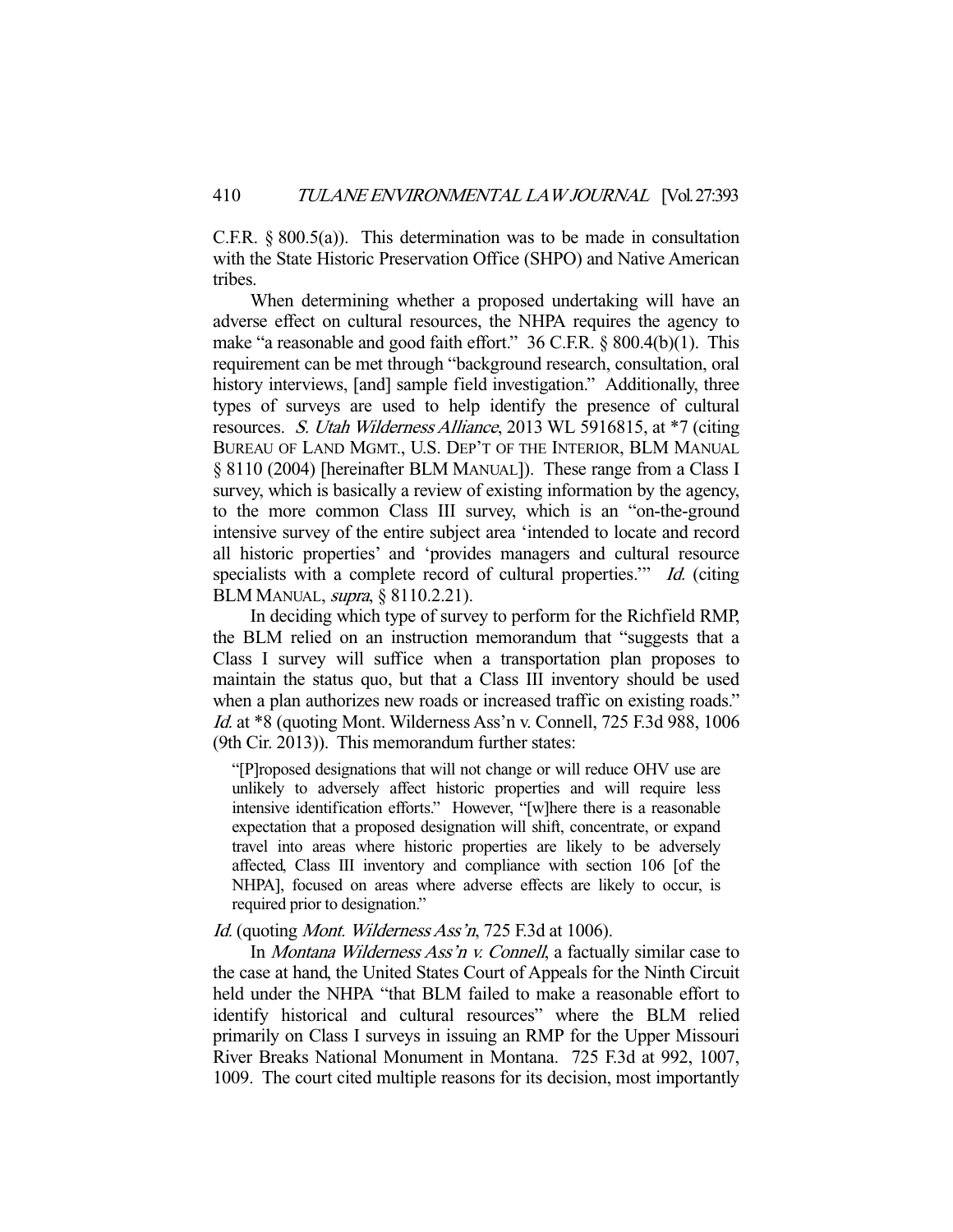C.F.R. § 800.5(a)). This determination was to be made in consultation with the State Historic Preservation Office (SHPO) and Native American tribes.

When determining whether a proposed undertaking will have an adverse effect on cultural resources, the NHPA requires the agency to make "a reasonable and good faith effort." 36 C.F.R. § 800.4(b)(1). This requirement can be met through "background research, consultation, oral history interviews, [and] sample field investigation." Additionally, three types of surveys are used to help identify the presence of cultural resources. *S. Utah Wilderness Alliance*, 2013 WL 5916815, at *7 (citing BUREAU OF LAND MGMT., U.S. DEP'T OF THE INTERIOR, BLM MANUAL § 8110 (2004) [hereinafter BLM MANUAL]). These range from a Class I survey, which is basically a review of existing information by the agency, to the more common Class III survey, which is an "on-the-ground intensive survey of the entire subject area 'intended to locate and record all historic properties' and 'provides managers and cultural resource specialists with a complete record of cultural properties.'" *Id.* (citing BLM MANUAL, *supra*, § 8110.2.21).

In deciding which type of survey to perform for the Richfield RMP, the BLM relied on an instruction memorandum that "suggests that a Class I survey will suffice when a transportation plan proposes to maintain the status quo, but that a Class III inventory should be used when a plan authorizes new roads or increased traffic on existing roads." *Id.* at *8 (quoting Mont. Wilderness Ass'n v. Connell, 725 F.3d 988, 1006 (9th Cir. 2013)). This memorandum further states:

> "[P]roposed designations that will not change or will reduce OHV use are unlikely to adversely affect historic properties and will require less intensive identification efforts." However, "[w]here there is a reasonable expectation that a proposed designation will shift, concentrate, or expand travel into areas where historic properties are likely to be adversely affected, Class III inventory and compliance with section 106 [of the NHPA], focused on areas where adverse effects are likely to occur, is required prior to designation."

*Id.* (quoting *Mont. Wilderness Ass'n*, 725 F.3d at 1006).

In *Montana Wilderness Ass'n v. Connell*, a factually similar case to the case at hand, the United States Court of Appeals for the Ninth Circuit held under the NHPA "that BLM failed to make a reasonable effort to identify historical and cultural resources" where the BLM relied primarily on Class I surveys in issuing an RMP for the Upper Missouri River Breaks National Monument in Montana. 725 F.3d at 992, 1007, 1009. The court cited multiple reasons for its decision, most importantly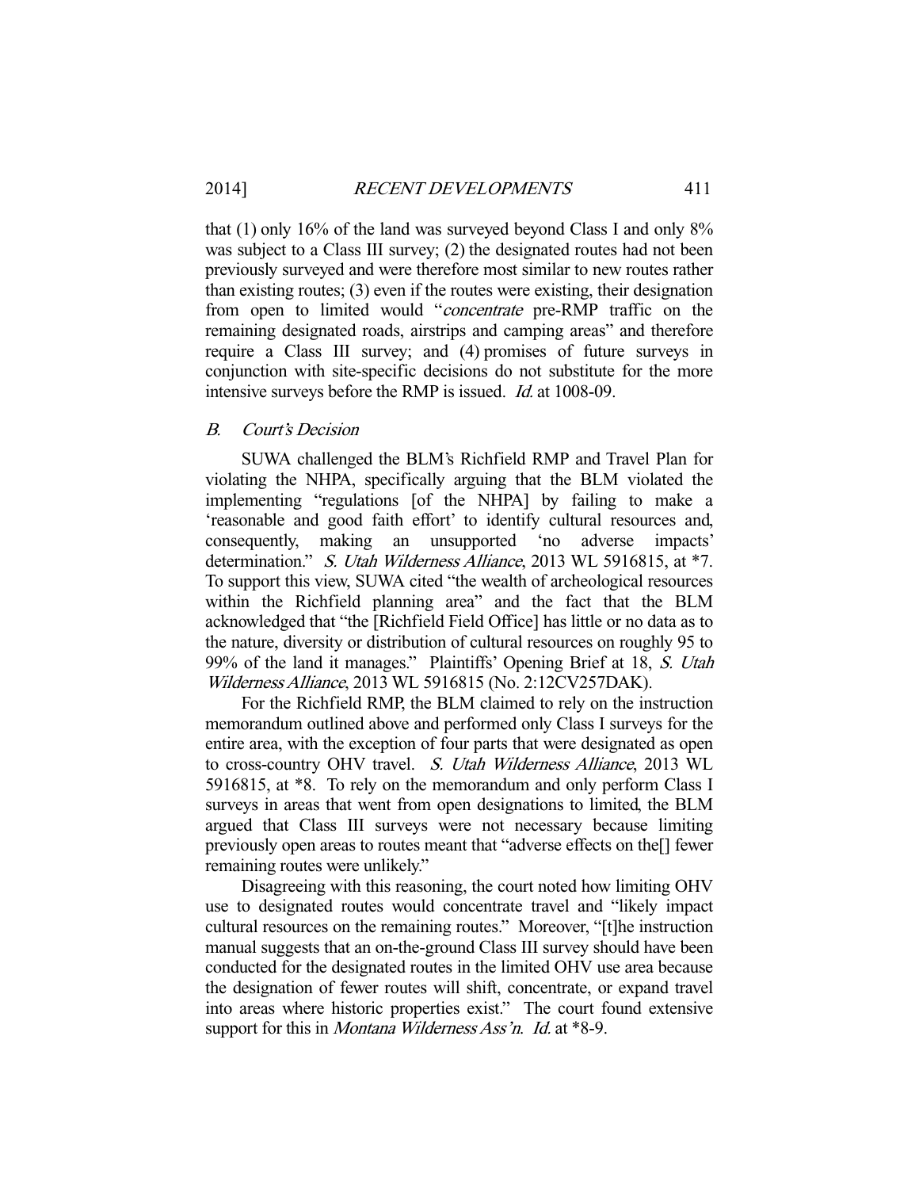that (1) only 16% of the land was surveyed beyond Class I and only 8% was subject to a Class III survey; (2) the designated routes had not been previously surveyed and were therefore most similar to new routes rather than existing routes; (3) even if the routes were existing, their designation from open to limited would "*concentrate* pre-RMP traffic on the remaining designated roads, airstrips and camping areas" and therefore require a Class III survey; and (4) promises of future surveys in conjunction with site-specific decisions do not substitute for the more intensive surveys before the RMP is issued. *Id.* at 1008-09.

### *B. Court's Decision*

SUWA challenged the BLM's Richfield RMP and Travel Plan for violating the NHPA, specifically arguing that the BLM violated the implementing "regulations [of the NHPA] by failing to make a 'reasonable and good faith effort' to identify cultural resources and, consequently, making an unsupported 'no adverse impacts' determination." *S. Utah Wilderness Alliance*, 2013 WL 5916815, at *7. To support this view, SUWA cited "the wealth of archeological resources within the Richfield planning area" and the fact that the BLM acknowledged that "the [Richfield Field Office] has little or no data as to the nature, diversity or distribution of cultural resources on roughly 95 to 99% of the land it manages." Plaintiffs' Opening Brief at 18, *S. Utah Wilderness Alliance*, 2013 WL 5916815 (No. 2:12CV257DAK).

For the Richfield RMP, the BLM claimed to rely on the instruction memorandum outlined above and performed only Class I surveys for the entire area, with the exception of four parts that were designated as open to cross-country OHV travel. *S. Utah Wilderness Alliance*, 2013 WL 5916815, at *8. To rely on the memorandum and only perform Class I surveys in areas that went from open designations to limited, the BLM argued that Class III surveys were not necessary because limiting previously open areas to routes meant that "adverse effects on the[] fewer remaining routes were unlikely."

Disagreeing with this reasoning, the court noted how limiting OHV use to designated routes would concentrate travel and "likely impact cultural resources on the remaining routes." Moreover, "[t]he instruction manual suggests that an on-the-ground Class III survey should have been conducted for the designated routes in the limited OHV use area because the designation of fewer routes will shift, concentrate, or expand travel into areas where historic properties exist." The court found extensive support for this in *Montana Wilderness Ass'n*. *Id.* at *8-9.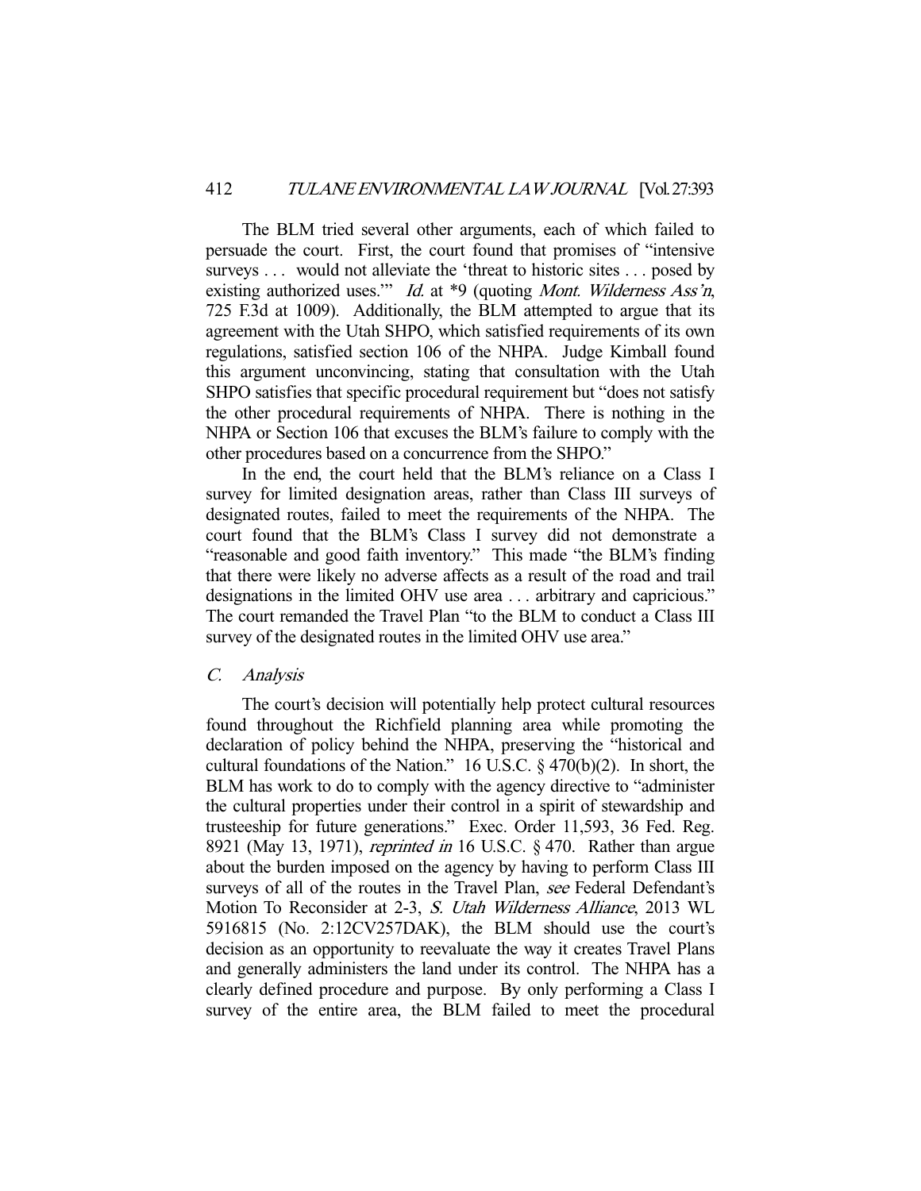The BLM tried several other arguments, each of which failed to persuade the court. First, the court found that promises of "intensive surveys . . . would not alleviate the 'threat to historic sites . . . posed by existing authorized uses.'" *Id.* at *9 (quoting *Mont. Wilderness Ass'n*, 725 F.3d at 1009). Additionally, the BLM attempted to argue that its agreement with the Utah SHPO, which satisfied requirements of its own regulations, satisfied section 106 of the NHPA. Judge Kimball found this argument unconvincing, stating that consultation with the Utah SHPO satisfies that specific procedural requirement but "does not satisfy the other procedural requirements of NHPA. There is nothing in the NHPA or Section 106 that excuses the BLM's failure to comply with the other procedures based on a concurrence from the SHPO."

In the end, the court held that the BLM's reliance on a Class I survey for limited designation areas, rather than Class III surveys of designated routes, failed to meet the requirements of the NHPA. The court found that the BLM's Class I survey did not demonstrate a "reasonable and good faith inventory." This made "the BLM's finding that there were likely no adverse affects as a result of the road and trail designations in the limited OHV use area . . . arbitrary and capricious." The court remanded the Travel Plan "to the BLM to conduct a Class III survey of the designated routes in the limited OHV use area."

### *C. Analysis*

The court's decision will potentially help protect cultural resources found throughout the Richfield planning area while promoting the declaration of policy behind the NHPA, preserving the "historical and cultural foundations of the Nation." 16 U.S.C. § 470(b)(2). In short, the BLM has work to do to comply with the agency directive to "administer the cultural properties under their control in a spirit of stewardship and trusteeship for future generations." Exec. Order 11,593, 36 Fed. Reg. 8921 (May 13, 1971), *reprinted in* 16 U.S.C. § 470. Rather than argue about the burden imposed on the agency by having to perform Class III surveys of all of the routes in the Travel Plan, *see* Federal Defendant's Motion To Reconsider at 2-3, *S. Utah Wilderness Alliance*, 2013 WL 5916815 (No. 2:12CV257DAK), the BLM should use the court's decision as an opportunity to reevaluate the way it creates Travel Plans and generally administers the land under its control. The NHPA has a clearly defined procedure and purpose. By only performing a Class I survey of the entire area, the BLM failed to meet the procedural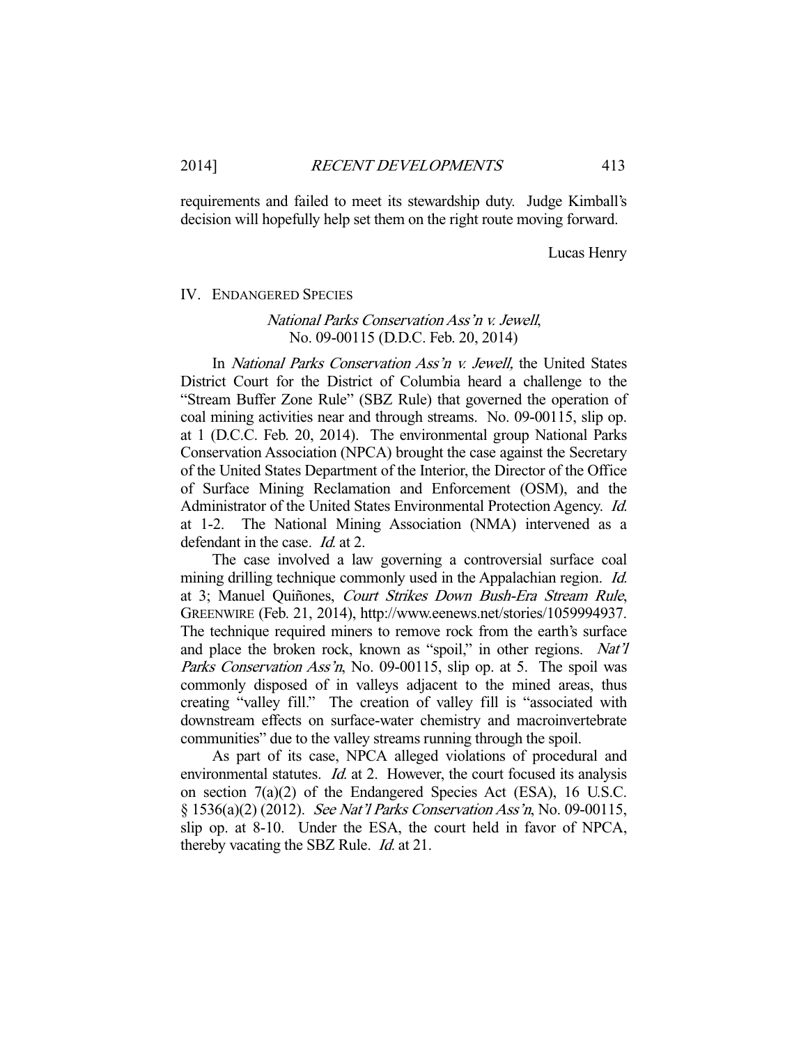requirements and failed to meet its stewardship duty. Judge Kimball's decision will hopefully help set them on the right route moving forward.

Lucas Henry

## IV. ENDANGERED SPECIES

### *National Parks Conservation Ass'n v. Jewell*, No. 09-00115 (D.D.C. Feb. 20, 2014)

In *National Parks Conservation Ass'n v. Jewell,* the United States District Court for the District of Columbia heard a challenge to the "Stream Buffer Zone Rule" (SBZ Rule) that governed the operation of coal mining activities near and through streams. No. 09-00115, slip op. at 1 (D.C.C. Feb. 20, 2014). The environmental group National Parks Conservation Association (NPCA) brought the case against the Secretary of the United States Department of the Interior, the Director of the Office of Surface Mining Reclamation and Enforcement (OSM), and the Administrator of the United States Environmental Protection Agency. *Id.* at 1-2. The National Mining Association (NMA) intervened as a defendant in the case. *Id.* at 2.

The case involved a law governing a controversial surface coal mining drilling technique commonly used in the Appalachian region. *Id.* at 3; Manuel Quiñones, *Court Strikes Down Bush-Era Stream Rule*, GREENWIRE (Feb. 21, 2014), http://www.eenews.net/stories/1059994937. The technique required miners to remove rock from the earth's surface and place the broken rock, known as "spoil," in other regions. *Nat'l Parks Conservation Ass'n*, No. 09-00115, slip op. at 5. The spoil was commonly disposed of in valleys adjacent to the mined areas, thus creating "valley fill." The creation of valley fill is "associated with downstream effects on surface-water chemistry and macroinvertebrate communities" due to the valley streams running through the spoil.

As part of its case, NPCA alleged violations of procedural and environmental statutes. *Id.* at 2. However, the court focused its analysis on section 7(a)(2) of the Endangered Species Act (ESA), 16 U.S.C. § 1536(a)(2) (2012). *See Nat'l Parks Conservation Ass'n*, No. 09-00115, slip op. at 8-10. Under the ESA, the court held in favor of NPCA, thereby vacating the SBZ Rule. *Id.* at 21.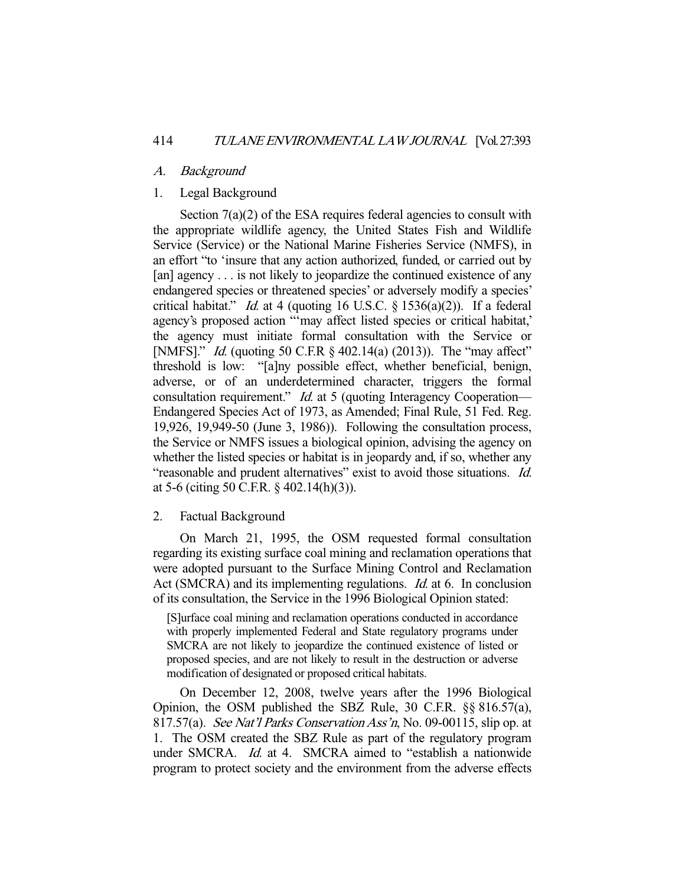### *A. Background*

#### 1. Legal Background

Section 7(a)(2) of the ESA requires federal agencies to consult with the appropriate wildlife agency, the United States Fish and Wildlife Service (Service) or the National Marine Fisheries Service (NMFS), in an effort "to 'insure that any action authorized, funded, or carried out by [an] agency . . . is not likely to jeopardize the continued existence of any endangered species or threatened species' or adversely modify a species' critical habitat." *Id.* at 4 (quoting 16 U.S.C. § 1536(a)(2)). If a federal agency's proposed action "'may affect listed species or critical habitat,' the agency must initiate formal consultation with the Service or [NMFS]." *Id.* (quoting 50 C.F.R § 402.14(a) (2013)). The "may affect" threshold is low: "[a]ny possible effect, whether beneficial, benign, adverse, or of an underdetermined character, triggers the formal consultation requirement." *Id.* at 5 (quoting Interagency Cooperation—Endangered Species Act of 1973, as Amended; Final Rule, 51 Fed. Reg. 19,926, 19,949-50 (June 3, 1986)). Following the consultation process, the Service or NMFS issues a biological opinion, advising the agency on whether the listed species or habitat is in jeopardy and, if so, whether any "reasonable and prudent alternatives" exist to avoid those situations. *Id.* at 5-6 (citing 50 C.F.R. § 402.14(h)(3)).

#### 2. Factual Background

On March 21, 1995, the OSM requested formal consultation regarding its existing surface coal mining and reclamation operations that were adopted pursuant to the Surface Mining Control and Reclamation Act (SMCRA) and its implementing regulations. *Id.* at 6. In conclusion of its consultation, the Service in the 1996 Biological Opinion stated:

> [S]urface coal mining and reclamation operations conducted in accordance with properly implemented Federal and State regulatory programs under SMCRA are not likely to jeopardize the continued existence of listed or proposed species, and are not likely to result in the destruction or adverse modification of designated or proposed critical habitats.

On December 12, 2008, twelve years after the 1996 Biological Opinion, the OSM published the SBZ Rule, 30 C.F.R. §§ 816.57(a), 817.57(a). *See Nat'l Parks Conservation Ass'n*, No. 09-00115, slip op. at 1. The OSM created the SBZ Rule as part of the regulatory program under SMCRA. *Id.* at 4. SMCRA aimed to "establish a nationwide program to protect society and the environment from the adverse effects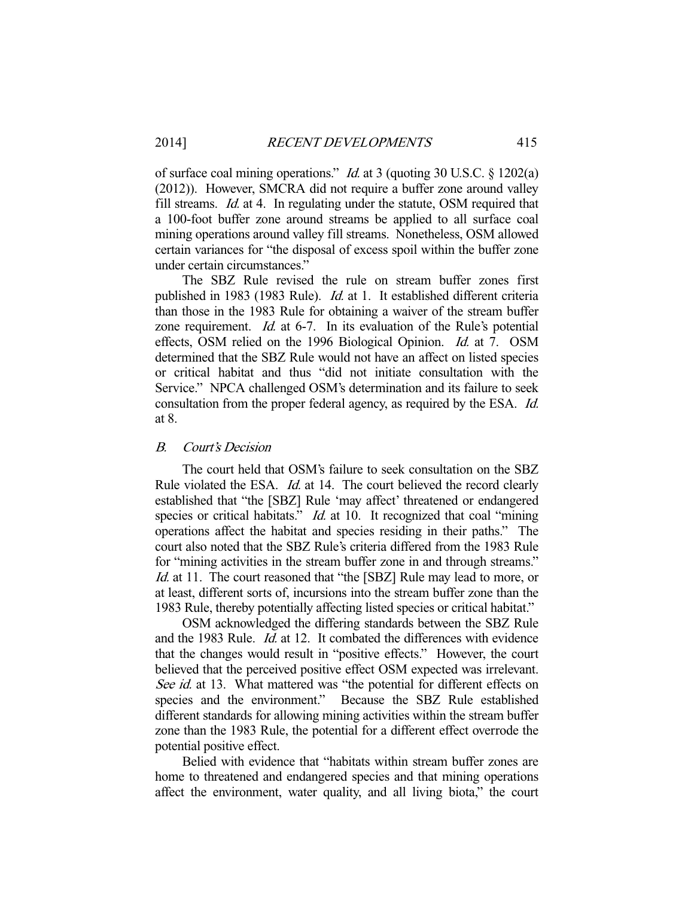of surface coal mining operations." *Id.* at 3 (quoting 30 U.S.C. § 1202(a) (2012)). However, SMCRA did not require a buffer zone around valley fill streams. *Id.* at 4. In regulating under the statute, OSM required that a 100-foot buffer zone around streams be applied to all surface coal mining operations around valley fill streams. Nonetheless, OSM allowed certain variances for "the disposal of excess spoil within the buffer zone under certain circumstances."

The SBZ Rule revised the rule on stream buffer zones first published in 1983 (1983 Rule). *Id.* at 1. It established different criteria than those in the 1983 Rule for obtaining a waiver of the stream buffer zone requirement. *Id.* at 6-7. In its evaluation of the Rule's potential effects, OSM relied on the 1996 Biological Opinion. *Id.* at 7. OSM determined that the SBZ Rule would not have an affect on listed species or critical habitat and thus "did not initiate consultation with the Service." NPCA challenged OSM's determination and its failure to seek consultation from the proper federal agency, as required by the ESA. *Id.* at 8.

### *B. Court's Decision*

The court held that OSM's failure to seek consultation on the SBZ Rule violated the ESA. *Id.* at 14. The court believed the record clearly established that "the [SBZ] Rule 'may affect' threatened or endangered species or critical habitats." *Id.* at 10. It recognized that coal "mining operations affect the habitat and species residing in their paths." The court also noted that the SBZ Rule's criteria differed from the 1983 Rule for "mining activities in the stream buffer zone in and through streams." *Id.* at 11. The court reasoned that "the [SBZ] Rule may lead to more, or at least, different sorts of, incursions into the stream buffer zone than the 1983 Rule, thereby potentially affecting listed species or critical habitat."

OSM acknowledged the differing standards between the SBZ Rule and the 1983 Rule. *Id.* at 12. It combated the differences with evidence that the changes would result in "positive effects." However, the court believed that the perceived positive effect OSM expected was irrelevant. *See id.* at 13. What mattered was "the potential for different effects on species and the environment." Because the SBZ Rule established different standards for allowing mining activities within the stream buffer zone than the 1983 Rule, the potential for a different effect overrode the potential positive effect.

Belied with evidence that "habitats within stream buffer zones are home to threatened and endangered species and that mining operations affect the environment, water quality, and all living biota," the court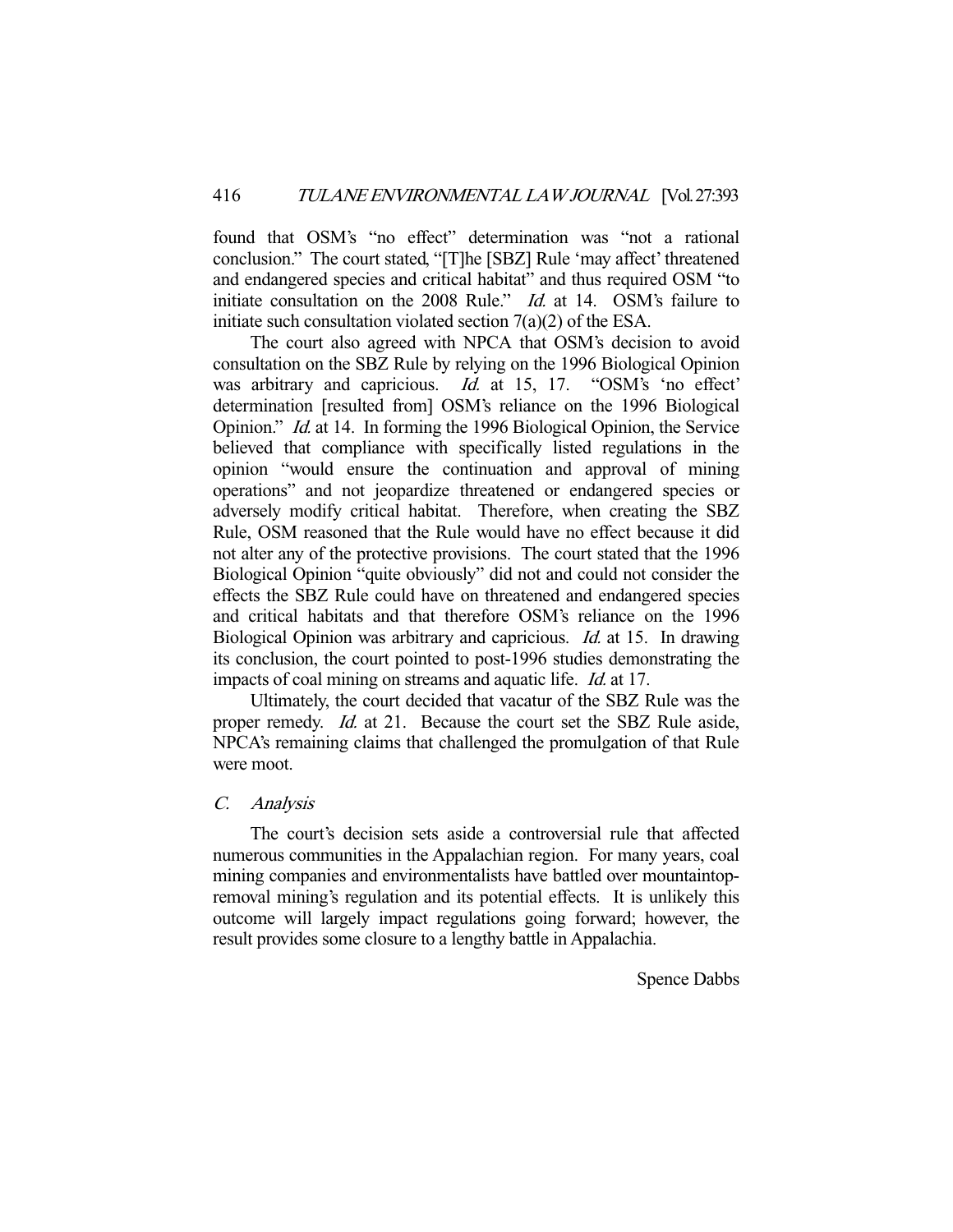found that OSM's "no effect" determination was "not a rational conclusion." The court stated, "[T]he [SBZ] Rule 'may affect' threatened and endangered species and critical habitat" and thus required OSM "to initiate consultation on the 2008 Rule." *Id.* at 14. OSM's failure to initiate such consultation violated section 7(a)(2) of the ESA.

The court also agreed with NPCA that OSM's decision to avoid consultation on the SBZ Rule by relying on the 1996 Biological Opinion was arbitrary and capricious. *Id.* at 15, 17. "OSM's 'no effect' determination [resulted from] OSM's reliance on the 1996 Biological Opinion." *Id.* at 14. In forming the 1996 Biological Opinion, the Service believed that compliance with specifically listed regulations in the opinion "would ensure the continuation and approval of mining operations" and not jeopardize threatened or endangered species or adversely modify critical habitat. Therefore, when creating the SBZ Rule, OSM reasoned that the Rule would have no effect because it did not alter any of the protective provisions. The court stated that the 1996 Biological Opinion "quite obviously" did not and could not consider the effects the SBZ Rule could have on threatened and endangered species and critical habitats and that therefore OSM's reliance on the 1996 Biological Opinion was arbitrary and capricious. *Id.* at 15. In drawing its conclusion, the court pointed to post-1996 studies demonstrating the impacts of coal mining on streams and aquatic life. *Id.* at 17.

Ultimately, the court decided that vacatur of the SBZ Rule was the proper remedy. *Id.* at 21. Because the court set the SBZ Rule aside, NPCA's remaining claims that challenged the promulgation of that Rule were moot.

### C. *Analysis*

The court's decision sets aside a controversial rule that affected numerous communities in the Appalachian region. For many years, coal mining companies and environmentalists have battled over mountaintop-removal mining's regulation and its potential effects. It is unlikely this outcome will largely impact regulations going forward; however, the result provides some closure to a lengthy battle in Appalachia.

Spence Dabbs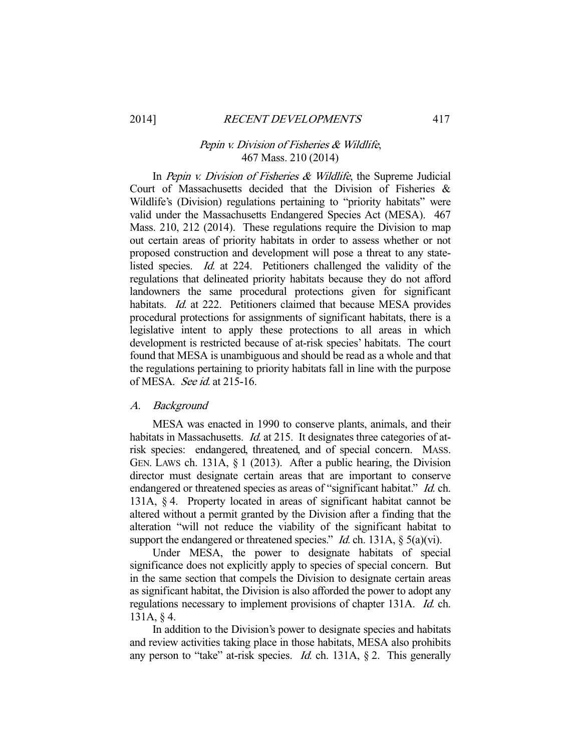## *Pepin v. Division of Fisheries & Wildlife*, 467 Mass. 210 (2014)

In *Pepin v. Division of Fisheries & Wildlife*, the Supreme Judicial Court of Massachusetts decided that the Division of Fisheries & Wildlife's (Division) regulations pertaining to "priority habitats" were valid under the Massachusetts Endangered Species Act (MESA). 467 Mass. 210, 212 (2014). These regulations require the Division to map out certain areas of priority habitats in order to assess whether or not proposed construction and development will pose a threat to any state-listed species. *Id.* at 224. Petitioners challenged the validity of the regulations that delineated priority habitats because they do not afford landowners the same procedural protections given for significant habitats. *Id.* at 222. Petitioners claimed that because MESA provides procedural protections for assignments of significant habitats, there is a legislative intent to apply these protections to all areas in which development is restricted because of at-risk species' habitats. The court found that MESA is unambiguous and should be read as a whole and that the regulations pertaining to priority habitats fall in line with the purpose of MESA. *See id.* at 215-16.

### *A. Background*

MESA was enacted in 1990 to conserve plants, animals, and their habitats in Massachusetts. *Id.* at 215. It designates three categories of at-risk species: endangered, threatened, and of special concern. MASS. GEN. LAWS ch. 131A, § 1 (2013). After a public hearing, the Division director must designate certain areas that are important to conserve endangered or threatened species as areas of "significant habitat." *Id.* ch. 131A, § 4. Property located in areas of significant habitat cannot be altered without a permit granted by the Division after a finding that the alteration "will not reduce the viability of the significant habitat to support the endangered or threatened species." *Id.* ch. 131A, § 5(a)(vi).

Under MESA, the power to designate habitats of special significance does not explicitly apply to species of special concern. But in the same section that compels the Division to designate certain areas as significant habitat, the Division is also afforded the power to adopt any regulations necessary to implement provisions of chapter 131A. *Id.* ch. 131A, § 4.

In addition to the Division's power to designate species and habitats and review activities taking place in those habitats, MESA also prohibits any person to "take" at-risk species. *Id.* ch. 131A, § 2. This generally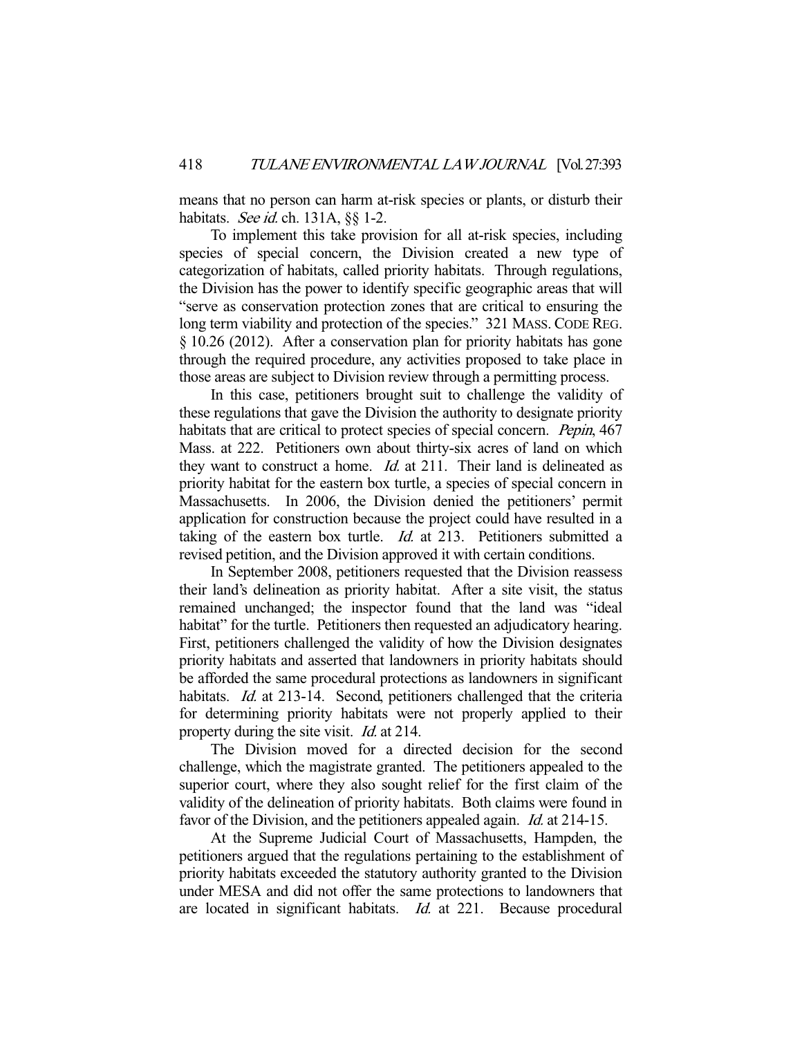means that no person can harm at-risk species or plants, or disturb their habitats. *See id.* ch. 131A, §§ 1-2.

To implement this take provision for all at-risk species, including species of special concern, the Division created a new type of categorization of habitats, called priority habitats. Through regulations, the Division has the power to identify specific geographic areas that will "serve as conservation protection zones that are critical to ensuring the long term viability and protection of the species." 321 MASS. CODE REG. § 10.26 (2012). After a conservation plan for priority habitats has gone through the required procedure, any activities proposed to take place in those areas are subject to Division review through a permitting process.

In this case, petitioners brought suit to challenge the validity of these regulations that gave the Division the authority to designate priority habitats that are critical to protect species of special concern. *Pepin*, 467 Mass. at 222. Petitioners own about thirty-six acres of land on which they want to construct a home. *Id.* at 211. Their land is delineated as priority habitat for the eastern box turtle, a species of special concern in Massachusetts. In 2006, the Division denied the petitioners' permit application for construction because the project could have resulted in a taking of the eastern box turtle. *Id.* at 213. Petitioners submitted a revised petition, and the Division approved it with certain conditions.

In September 2008, petitioners requested that the Division reassess their land's delineation as priority habitat. After a site visit, the status remained unchanged; the inspector found that the land was "ideal habitat" for the turtle. Petitioners then requested an adjudicatory hearing. First, petitioners challenged the validity of how the Division designates priority habitats and asserted that landowners in priority habitats should be afforded the same procedural protections as landowners in significant habitats. *Id.* at 213-14. Second, petitioners challenged that the criteria for determining priority habitats were not properly applied to their property during the site visit. *Id.* at 214.

The Division moved for a directed decision for the second challenge, which the magistrate granted. The petitioners appealed to the superior court, where they also sought relief for the first claim of the validity of the delineation of priority habitats. Both claims were found in favor of the Division, and the petitioners appealed again. *Id.* at 214-15.

At the Supreme Judicial Court of Massachusetts, Hampden, the petitioners argued that the regulations pertaining to the establishment of priority habitats exceeded the statutory authority granted to the Division under MESA and did not offer the same protections to landowners that are located in significant habitats. *Id.* at 221. Because procedural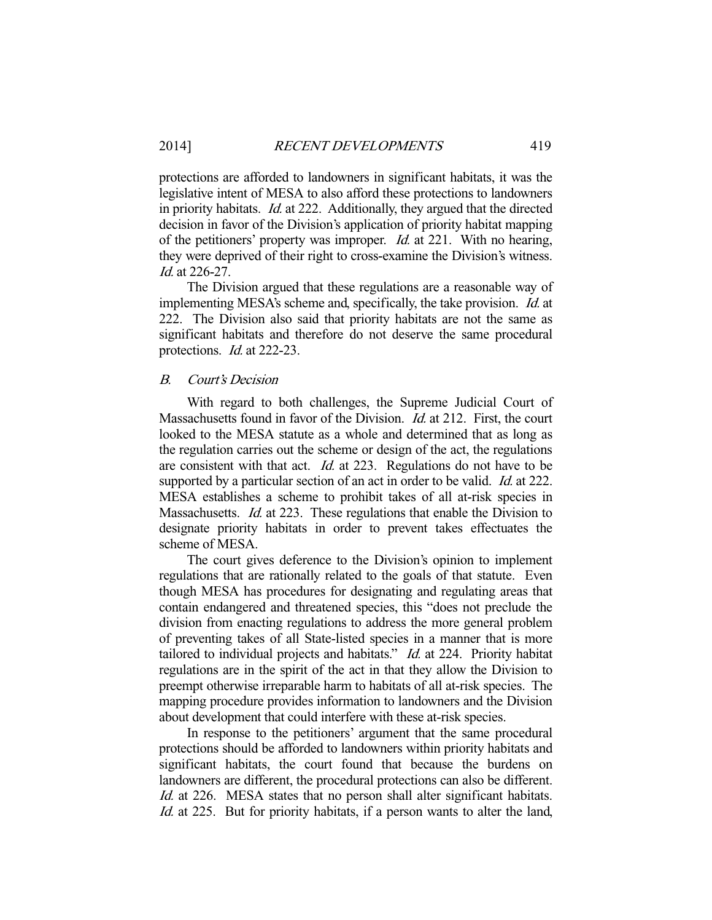protections are afforded to landowners in significant habitats, it was the legislative intent of MESA to also afford these protections to landowners in priority habitats. *Id.* at 222. Additionally, they argued that the directed decision in favor of the Division's application of priority habitat mapping of the petitioners' property was improper. *Id.* at 221. With no hearing, they were deprived of their right to cross-examine the Division's witness. *Id.* at 226-27.

The Division argued that these regulations are a reasonable way of implementing MESA's scheme and, specifically, the take provision. *Id.* at 222. The Division also said that priority habitats are not the same as significant habitats and therefore do not deserve the same procedural protections. *Id.* at 222-23.

### *B. Court's Decision*

With regard to both challenges, the Supreme Judicial Court of Massachusetts found in favor of the Division. *Id.* at 212. First, the court looked to the MESA statute as a whole and determined that as long as the regulation carries out the scheme or design of the act, the regulations are consistent with that act. *Id.* at 223. Regulations do not have to be supported by a particular section of an act in order to be valid. *Id.* at 222. MESA establishes a scheme to prohibit takes of all at-risk species in Massachusetts. *Id.* at 223. These regulations that enable the Division to designate priority habitats in order to prevent takes effectuates the scheme of MESA.

The court gives deference to the Division's opinion to implement regulations that are rationally related to the goals of that statute. Even though MESA has procedures for designating and regulating areas that contain endangered and threatened species, this "does not preclude the division from enacting regulations to address the more general problem of preventing takes of all State-listed species in a manner that is more tailored to individual projects and habitats." *Id.* at 224. Priority habitat regulations are in the spirit of the act in that they allow the Division to preempt otherwise irreparable harm to habitats of all at-risk species. The mapping procedure provides information to landowners and the Division about development that could interfere with these at-risk species.

In response to the petitioners' argument that the same procedural protections should be afforded to landowners within priority habitats and significant habitats, the court found that because the burdens on landowners are different, the procedural protections can also be different. *Id.* at 226. MESA states that no person shall alter significant habitats. *Id.* at 225. But for priority habitats, if a person wants to alter the land,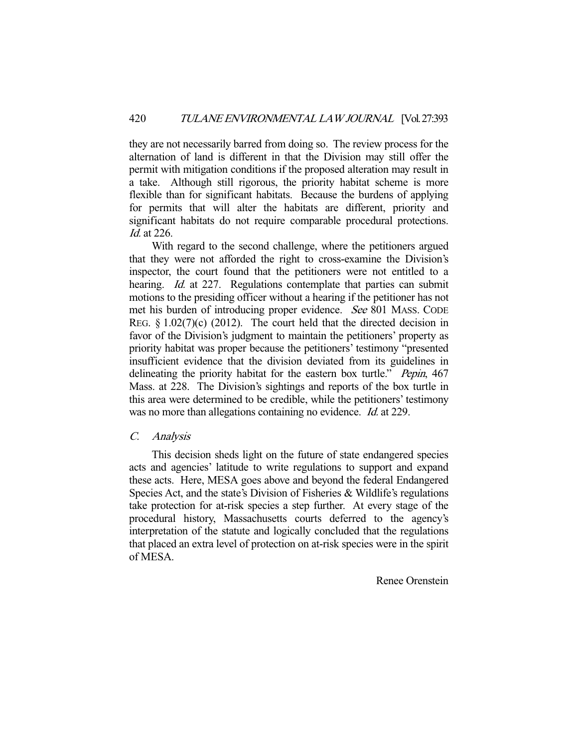they are not necessarily barred from doing so. The review process for the alternation of land is different in that the Division may still offer the permit with mitigation conditions if the proposed alteration may result in a take. Although still rigorous, the priority habitat scheme is more flexible than for significant habitats. Because the burdens of applying for permits that will alter the habitats are different, priority and significant habitats do not require comparable procedural protections. *Id.* at 226.

With regard to the second challenge, where the petitioners argued that they were not afforded the right to cross-examine the Division's inspector, the court found that the petitioners were not entitled to a hearing. *Id.* at 227. Regulations contemplate that parties can submit motions to the presiding officer without a hearing if the petitioner has not met his burden of introducing proper evidence. *See* 801 MASS. CODE REG. § 1.02(7)(c) (2012). The court held that the directed decision in favor of the Division's judgment to maintain the petitioners' property as priority habitat was proper because the petitioners' testimony "presented insufficient evidence that the division deviated from its guidelines in delineating the priority habitat for the eastern box turtle." *Pepin*, 467 Mass. at 228. The Division's sightings and reports of the box turtle in this area were determined to be credible, while the petitioners' testimony was no more than allegations containing no evidence. *Id.* at 229.

### *C. Analysis*

This decision sheds light on the future of state endangered species acts and agencies' latitude to write regulations to support and expand these acts. Here, MESA goes above and beyond the federal Endangered Species Act, and the state's Division of Fisheries & Wildlife's regulations take protection for at-risk species a step further. At every stage of the procedural history, Massachusetts courts deferred to the agency's interpretation of the statute and logically concluded that the regulations that placed an extra level of protection on at-risk species were in the spirit of MESA.

Renee Orenstein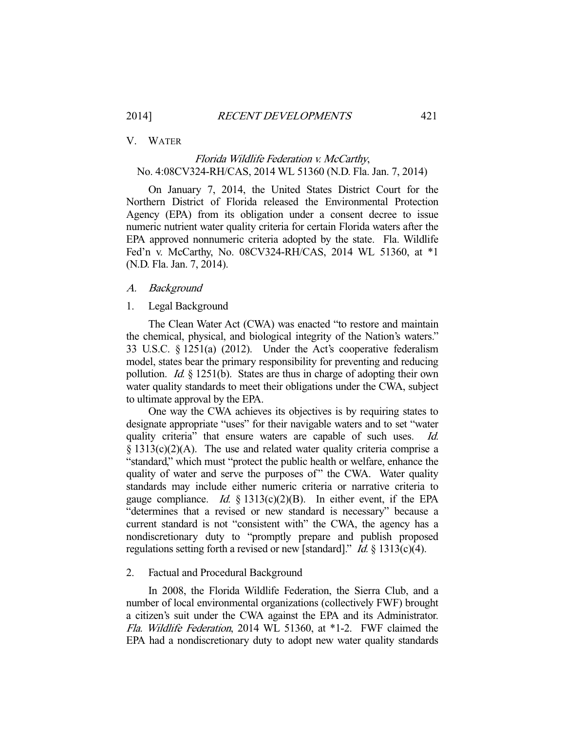## V. WATER

### *Florida Wildlife Federation v. McCarthy*, No. 4:08CV324-RH/CAS, 2014 WL 51360 (N.D. Fla. Jan. 7, 2014)

On January 7, 2014, the United States District Court for the Northern District of Florida released the Environmental Protection Agency (EPA) from its obligation under a consent decree to issue numeric nutrient water quality criteria for certain Florida waters after the EPA approved nonnumeric criteria adopted by the state. Fla. Wildlife Fed'n v. McCarthy, No. 08CV324-RH/CAS, 2014 WL 51360, at *1 (N.D. Fla. Jan. 7, 2014).

#### *A. Background*

##### 1. Legal Background

The Clean Water Act (CWA) was enacted "to restore and maintain the chemical, physical, and biological integrity of the Nation's waters." 33 U.S.C. § 1251(a) (2012). Under the Act's cooperative federalism model, states bear the primary responsibility for preventing and reducing pollution. *Id.* § 1251(b). States are thus in charge of adopting their own water quality standards to meet their obligations under the CWA, subject to ultimate approval by the EPA.

One way the CWA achieves its objectives is by requiring states to designate appropriate "uses" for their navigable waters and to set "water quality criteria" that ensure waters are capable of such uses. *Id.* § 1313(c)(2)(A). The use and related water quality criteria comprise a "standard," which must "protect the public health or welfare, enhance the quality of water and serve the purposes of" the CWA. Water quality standards may include either numeric criteria or narrative criteria to gauge compliance. *Id.* § 1313(c)(2)(B). In either event, if the EPA "determines that a revised or new standard is necessary" because a current standard is not "consistent with" the CWA, the agency has a nondiscretionary duty to "promptly prepare and publish proposed regulations setting forth a revised or new [standard]." *Id.* § 1313(c)(4).

##### 2. Factual and Procedural Background

In 2008, the Florida Wildlife Federation, the Sierra Club, and a number of local environmental organizations (collectively FWF) brought a citizen's suit under the CWA against the EPA and its Administrator. *Fla. Wildlife Federation*, 2014 WL 51360, at *1-2. FWF claimed the EPA had a nondiscretionary duty to adopt new water quality standards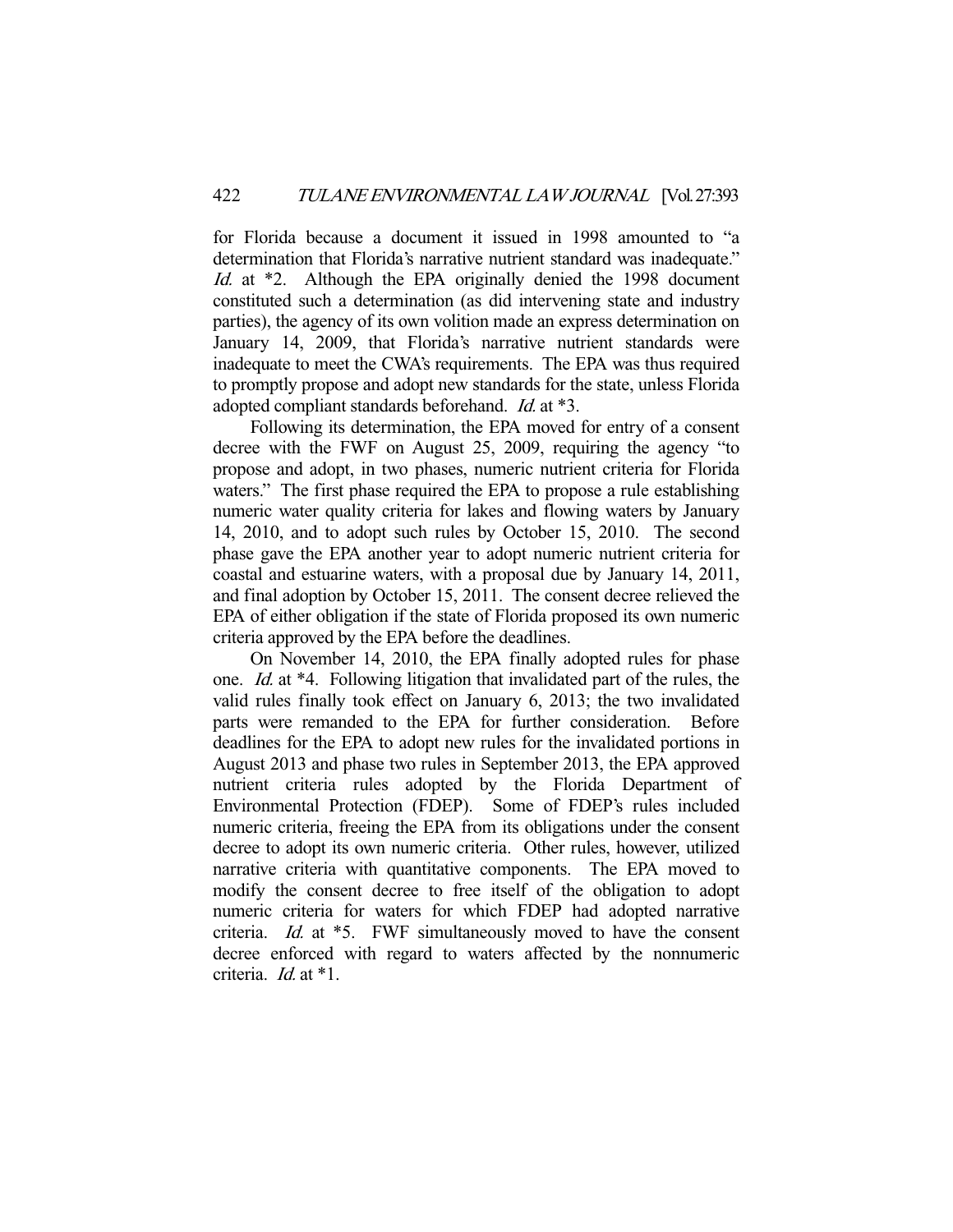for Florida because a document it issued in 1998 amounted to "a determination that Florida's narrative nutrient standard was inadequate." *Id.* at *2. Although the EPA originally denied the 1998 document constituted such a determination (as did intervening state and industry parties), the agency of its own volition made an express determination on January 14, 2009, that Florida's narrative nutrient standards were inadequate to meet the CWA's requirements. The EPA was thus required to promptly propose and adopt new standards for the state, unless Florida adopted compliant standards beforehand. *Id.* at *3.

Following its determination, the EPA moved for entry of a consent decree with the FWF on August 25, 2009, requiring the agency "to propose and adopt, in two phases, numeric nutrient criteria for Florida waters." The first phase required the EPA to propose a rule establishing numeric water quality criteria for lakes and flowing waters by January 14, 2010, and to adopt such rules by October 15, 2010. The second phase gave the EPA another year to adopt numeric nutrient criteria for coastal and estuarine waters, with a proposal due by January 14, 2011, and final adoption by October 15, 2011. The consent decree relieved the EPA of either obligation if the state of Florida proposed its own numeric criteria approved by the EPA before the deadlines.

On November 14, 2010, the EPA finally adopted rules for phase one. *Id.* at *4. Following litigation that invalidated part of the rules, the valid rules finally took effect on January 6, 2013; the two invalidated parts were remanded to the EPA for further consideration. Before deadlines for the EPA to adopt new rules for the invalidated portions in August 2013 and phase two rules in September 2013, the EPA approved nutrient criteria rules adopted by the Florida Department of Environmental Protection (FDEP). Some of FDEP's rules included numeric criteria, freeing the EPA from its obligations under the consent decree to adopt its own numeric criteria. Other rules, however, utilized narrative criteria with quantitative components. The EPA moved to modify the consent decree to free itself of the obligation to adopt numeric criteria for waters for which FDEP had adopted narrative criteria. *Id.* at *5. FWF simultaneously moved to have the consent decree enforced with regard to waters affected by the nonnumeric criteria. *Id.* at *1.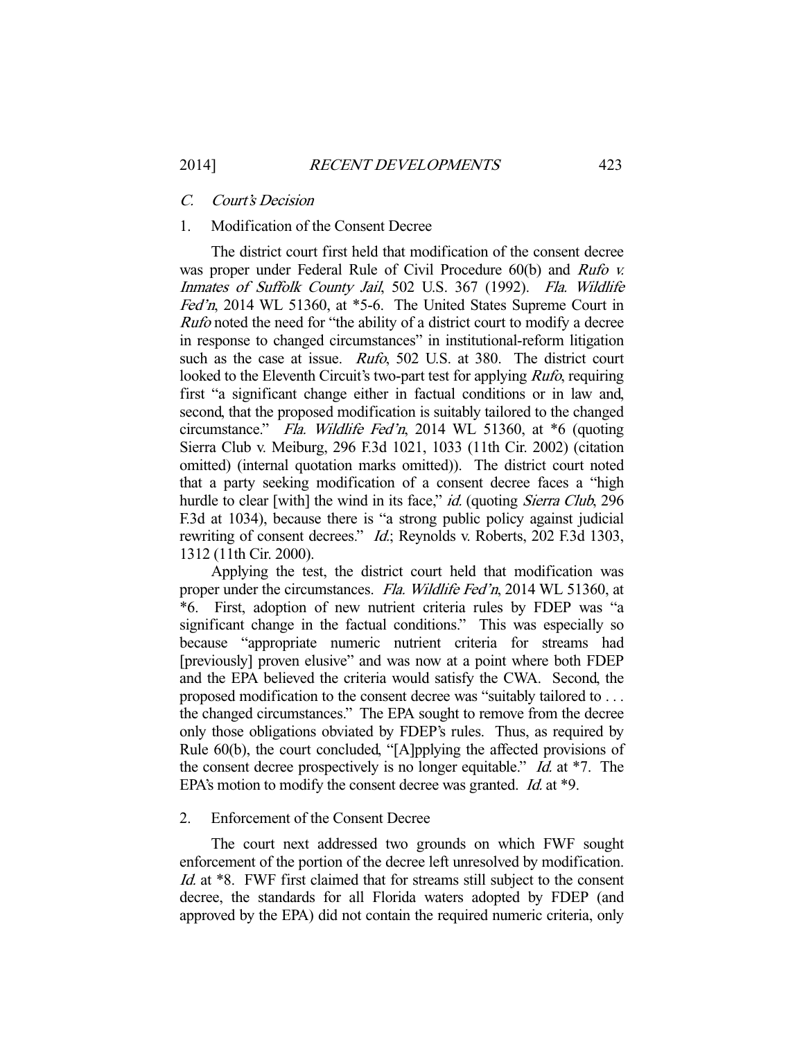### *C. Court's Decision*

#### 1. Modification of the Consent Decree

The district court first held that modification of the consent decree was proper under Federal Rule of Civil Procedure 60(b) and *Rufo v. Inmates of Suffolk County Jail*, 502 U.S. 367 (1992). *Fla. Wildlife Fed'n*, 2014 WL 51360, at *5-6. The United States Supreme Court in *Rufo* noted the need for "the ability of a district court to modify a decree in response to changed circumstances" in institutional-reform litigation such as the case at issue. *Rufo*, 502 U.S. at 380. The district court looked to the Eleventh Circuit's two-part test for applying *Rufo*, requiring first "a significant change either in factual conditions or in law and, second, that the proposed modification is suitably tailored to the changed circumstance." *Fla. Wildlife Fed'n*, 2014 WL 51360, at *6 (quoting Sierra Club v. Meiburg, 296 F.3d 1021, 1033 (11th Cir. 2002) (citation omitted) (internal quotation marks omitted)). The district court noted that a party seeking modification of a consent decree faces a "high hurdle to clear [with] the wind in its face," *id.* (quoting *Sierra Club*, 296 F.3d at 1034), because there is "a strong public policy against judicial rewriting of consent decrees." *Id.*; Reynolds v. Roberts, 202 F.3d 1303, 1312 (11th Cir. 2000).

Applying the test, the district court held that modification was proper under the circumstances. *Fla. Wildlife Fed'n*, 2014 WL 51360, at *6. First, adoption of new nutrient criteria rules by FDEP was "a significant change in the factual conditions." This was especially so because "appropriate numeric nutrient criteria for streams had [previously] proven elusive" and was now at a point where both FDEP and the EPA believed the criteria would satisfy the CWA. Second, the proposed modification to the consent decree was "suitably tailored to . . . the changed circumstances." The EPA sought to remove from the decree only those obligations obviated by FDEP's rules. Thus, as required by Rule 60(b), the court concluded, "[A]pplying the affected provisions of the consent decree prospectively is no longer equitable." *Id.* at *7. The EPA's motion to modify the consent decree was granted. *Id.* at *9.

#### 2. Enforcement of the Consent Decree

The court next addressed two grounds on which FWF sought enforcement of the portion of the decree left unresolved by modification. *Id.* at *8. FWF first claimed that for streams still subject to the consent decree, the standards for all Florida waters adopted by FDEP (and approved by the EPA) did not contain the required numeric criteria, only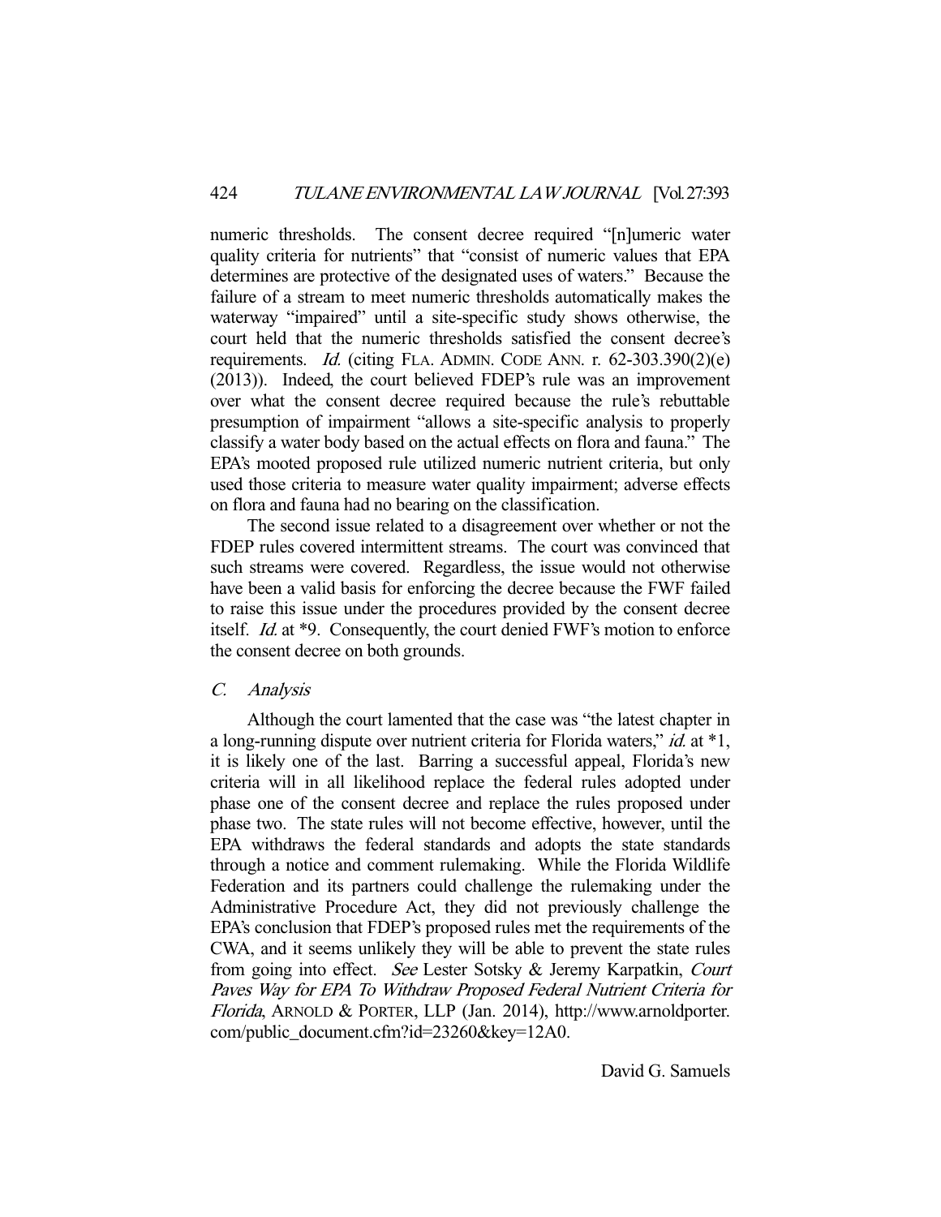numeric thresholds. The consent decree required "[n]umeric water quality criteria for nutrients" that "consist of numeric values that EPA determines are protective of the designated uses of waters." Because the failure of a stream to meet numeric thresholds automatically makes the waterway "impaired" until a site-specific study shows otherwise, the court held that the numeric thresholds satisfied the consent decree's requirements. *Id.* (citing FLA. ADMIN. CODE ANN. r. 62-303.390(2)(e) (2013)). Indeed, the court believed FDEP's rule was an improvement over what the consent decree required because the rule's rebuttable presumption of impairment "allows a site-specific analysis to properly classify a water body based on the actual effects on flora and fauna." The EPA's mooted proposed rule utilized numeric nutrient criteria, but only used those criteria to measure water quality impairment; adverse effects on flora and fauna had no bearing on the classification.

The second issue related to a disagreement over whether or not the FDEP rules covered intermittent streams. The court was convinced that such streams were covered. Regardless, the issue would not otherwise have been a valid basis for enforcing the decree because the FWF failed to raise this issue under the procedures provided by the consent decree itself. *Id.* at *9. Consequently, the court denied FWF's motion to enforce the consent decree on both grounds.

### C. *Analysis*

Although the court lamented that the case was "the latest chapter in a long-running dispute over nutrient criteria for Florida waters," *id.* at *1, it is likely one of the last. Barring a successful appeal, Florida's new criteria will in all likelihood replace the federal rules adopted under phase one of the consent decree and replace the rules proposed under phase two. The state rules will not become effective, however, until the EPA withdraws the federal standards and adopts the state standards through a notice and comment rulemaking. While the Florida Wildlife Federation and its partners could challenge the rulemaking under the Administrative Procedure Act, they did not previously challenge the EPA's conclusion that FDEP's proposed rules met the requirements of the CWA, and it seems unlikely they will be able to prevent the state rules from going into effect. *See* Lester Sotsky & Jeremy Karpatkin, *Court Paves Way for EPA To Withdraw Proposed Federal Nutrient Criteria for Florida*, ARNOLD & PORTER, LLP (Jan. 2014), http://www.arnoldporter.com/public_document.cfm?id=23260&key=12A0.

David G. Samuels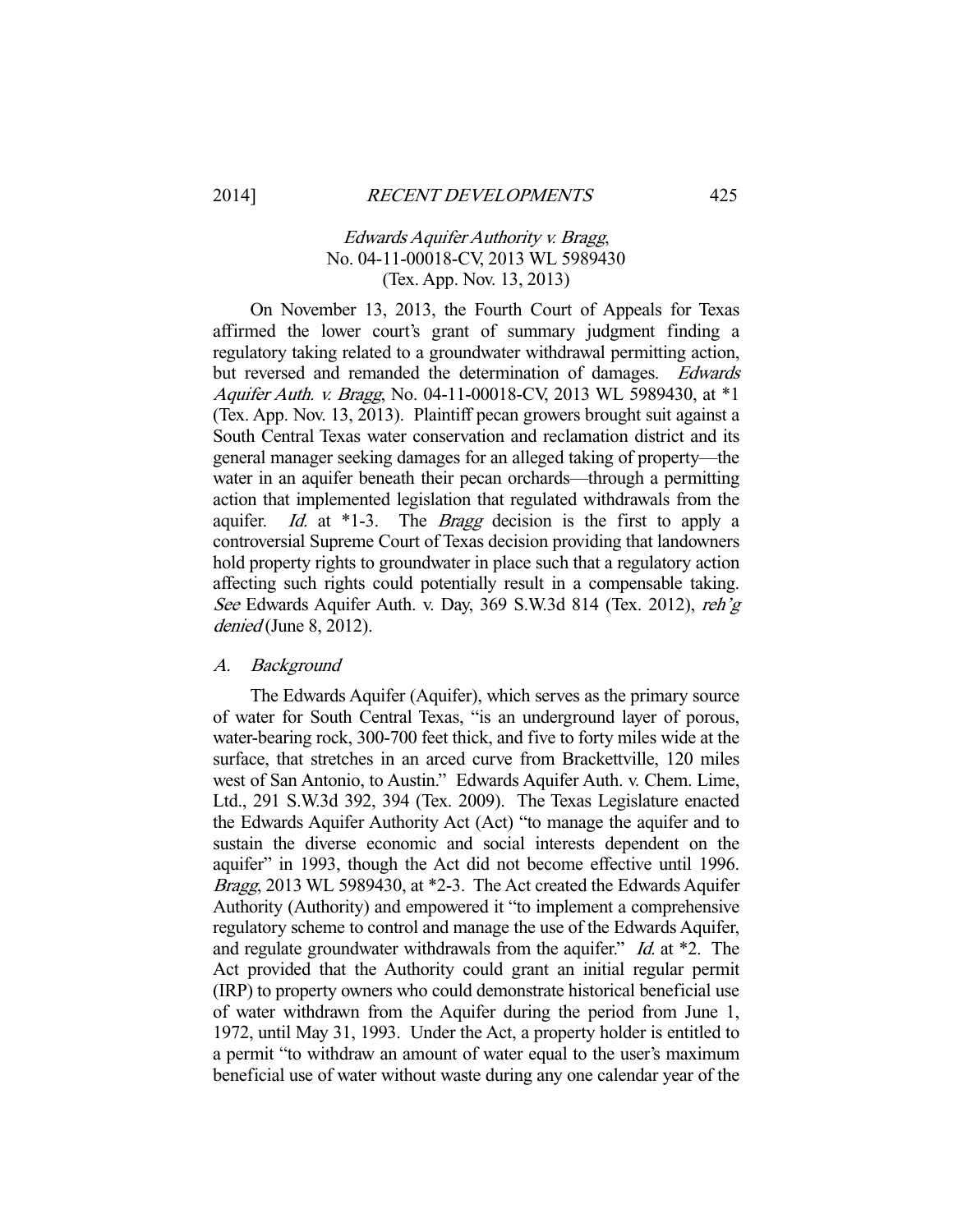*Edwards Aquifer Authority v. Bragg*,
No. 04-11-00018-CV, 2013 WL 5989430
(Tex. App. Nov. 13, 2013)

On November 13, 2013, the Fourth Court of Appeals for Texas affirmed the lower court's grant of summary judgment finding a regulatory taking related to a groundwater withdrawal permitting action, but reversed and remanded the determination of damages. *Edwards Aquifer Auth. v. Bragg*, No. 04-11-00018-CV, 2013 WL 5989430, at *1 (Tex. App. Nov. 13, 2013). Plaintiff pecan growers brought suit against a South Central Texas water conservation and reclamation district and its general manager seeking damages for an alleged taking of property—the water in an aquifer beneath their pecan orchards—through a permitting action that implemented legislation that regulated withdrawals from the aquifer. *Id.* at *1-3. The *Bragg* decision is the first to apply a controversial Supreme Court of Texas decision providing that landowners hold property rights to groundwater in place such that a regulatory action affecting such rights could potentially result in a compensable taking. *See* Edwards Aquifer Auth. v. Day, 369 S.W.3d 814 (Tex. 2012), *reh'g denied* (June 8, 2012).

### A. Background

The Edwards Aquifer (Aquifer), which serves as the primary source of water for South Central Texas, "is an underground layer of porous, water-bearing rock, 300-700 feet thick, and five to forty miles wide at the surface, that stretches in an arced curve from Brackettville, 120 miles west of San Antonio, to Austin." Edwards Aquifer Auth. v. Chem. Lime, Ltd., 291 S.W.3d 392, 394 (Tex. 2009). The Texas Legislature enacted the Edwards Aquifer Authority Act (Act) "to manage the aquifer and to sustain the diverse economic and social interests dependent on the aquifer" in 1993, though the Act did not become effective until 1996. *Bragg*, 2013 WL 5989430, at *2-3. The Act created the Edwards Aquifer Authority (Authority) and empowered it "to implement a comprehensive regulatory scheme to control and manage the use of the Edwards Aquifer, and regulate groundwater withdrawals from the aquifer." *Id.* at *2. The Act provided that the Authority could grant an initial regular permit (IRP) to property owners who could demonstrate historical beneficial use of water withdrawn from the Aquifer during the period from June 1, 1972, until May 31, 1993. Under the Act, a property holder is entitled to a permit "to withdraw an amount of water equal to the user's maximum beneficial use of water without waste during any one calendar year of the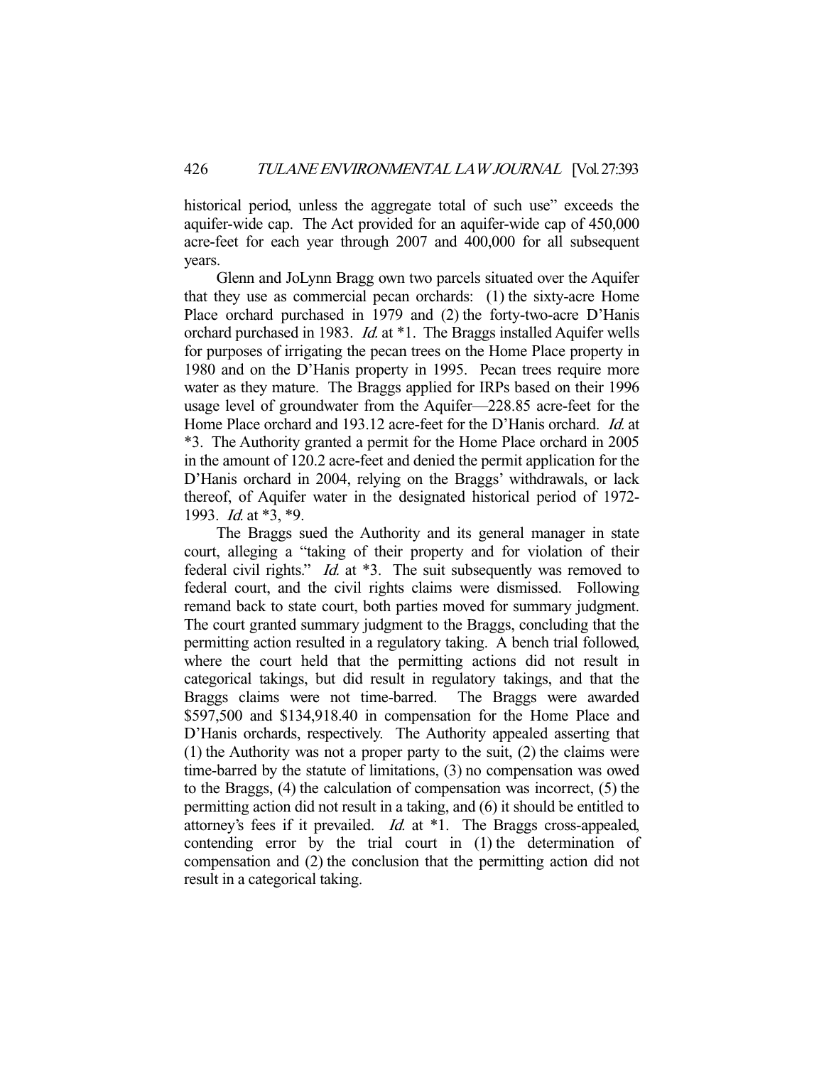historical period, unless the aggregate total of such use" exceeds the aquifer-wide cap. The Act provided for an aquifer-wide cap of 450,000 acre-feet for each year through 2007 and 400,000 for all subsequent years.

Glenn and JoLynn Bragg own two parcels situated over the Aquifer that they use as commercial pecan orchards: (1) the sixty-acre Home Place orchard purchased in 1979 and (2) the forty-two-acre D'Hanis orchard purchased in 1983. *Id.* at *1. The Braggs installed Aquifer wells for purposes of irrigating the pecan trees on the Home Place property in 1980 and on the D'Hanis property in 1995. Pecan trees require more water as they mature. The Braggs applied for IRPs based on their 1996 usage level of groundwater from the Aquifer—228.85 acre-feet for the Home Place orchard and 193.12 acre-feet for the D'Hanis orchard. *Id.* at *3. The Authority granted a permit for the Home Place orchard in 2005 in the amount of 120.2 acre-feet and denied the permit application for the D'Hanis orchard in 2004, relying on the Braggs' withdrawals, or lack thereof, of Aquifer water in the designated historical period of 1972-1993. *Id.* at *3, *9.

The Braggs sued the Authority and its general manager in state court, alleging a "taking of their property and for violation of their federal civil rights." *Id.* at *3. The suit subsequently was removed to federal court, and the civil rights claims were dismissed. Following remand back to state court, both parties moved for summary judgment. The court granted summary judgment to the Braggs, concluding that the permitting action resulted in a regulatory taking. A bench trial followed, where the court held that the permitting actions did not result in categorical takings, but did result in regulatory takings, and that the Braggs claims were not time-barred. The Braggs were awarded $597,500 and $134,918.40 in compensation for the Home Place and D'Hanis orchards, respectively. The Authority appealed asserting that (1) the Authority was not a proper party to the suit, (2) the claims were time-barred by the statute of limitations, (3) no compensation was owed to the Braggs, (4) the calculation of compensation was incorrect, (5) the permitting action did not result in a taking, and (6) it should be entitled to attorney's fees if it prevailed. *Id.* at *1. The Braggs cross-appealed, contending error by the trial court in (1) the determination of compensation and (2) the conclusion that the permitting action did not result in a categorical taking.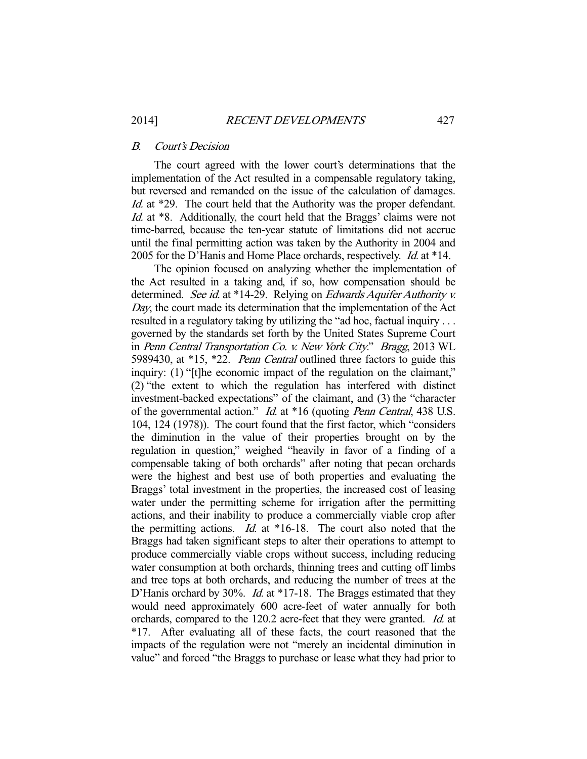### B. *Court's Decision*

The court agreed with the lower court's determinations that the implementation of the Act resulted in a compensable regulatory taking, but reversed and remanded on the issue of the calculation of damages. *Id.* at *29. The court held that the Authority was the proper defendant. *Id.* at *8. Additionally, the court held that the Braggs' claims were not time-barred, because the ten-year statute of limitations did not accrue until the final permitting action was taken by the Authority in 2004 and 2005 for the D'Hanis and Home Place orchards, respectively. *Id.* at *14.

The opinion focused on analyzing whether the implementation of the Act resulted in a taking and, if so, how compensation should be determined. *See id.* at *14-29. Relying on *Edwards Aquifer Authority v. Day*, the court made its determination that the implementation of the Act resulted in a regulatory taking by utilizing the "ad hoc, factual inquiry . . . governed by the standards set forth by the United States Supreme Court in *Penn Central Transportation Co. v. New York City*." *Bragg*, 2013 WL 5989430, at *15, *22. *Penn Central* outlined three factors to guide this inquiry: (1) "[t]he economic impact of the regulation on the claimant," (2) "the extent to which the regulation has interfered with distinct investment-backed expectations" of the claimant, and (3) the "character of the governmental action." *Id.* at *16 (quoting *Penn Central*, 438 U.S. 104, 124 (1978)). The court found that the first factor, which "considers the diminution in the value of their properties brought on by the regulation in question," weighed "heavily in favor of a finding of a compensable taking of both orchards" after noting that pecan orchards were the highest and best use of both properties and evaluating the Braggs' total investment in the properties, the increased cost of leasing water under the permitting scheme for irrigation after the permitting actions, and their inability to produce a commercially viable crop after the permitting actions. *Id.* at *16-18. The court also noted that the Braggs had taken significant steps to alter their operations to attempt to produce commercially viable crops without success, including reducing water consumption at both orchards, thinning trees and cutting off limbs and tree tops at both orchards, and reducing the number of trees at the D'Hanis orchard by 30%. *Id.* at *17-18. The Braggs estimated that they would need approximately 600 acre-feet of water annually for both orchards, compared to the 120.2 acre-feet that they were granted. *Id.* at *17. After evaluating all of these facts, the court reasoned that the impacts of the regulation were not "merely an incidental diminution in value" and forced "the Braggs to purchase or lease what they had prior to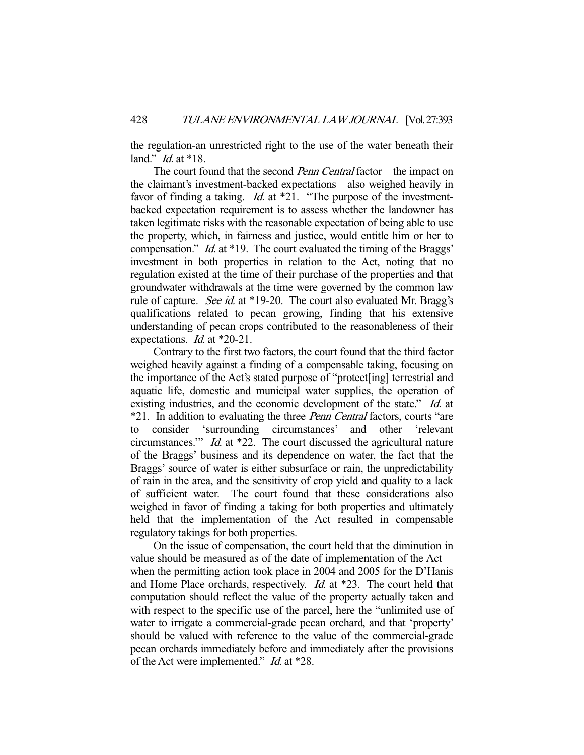the regulation-an unrestricted right to the use of the water beneath their land." *Id.* at *18.

The court found that the second *Penn Central* factor—the impact on the claimant's investment-backed expectations—also weighed heavily in favor of finding a taking. *Id.* at *21. "The purpose of the investment-backed expectation requirement is to assess whether the landowner has taken legitimate risks with the reasonable expectation of being able to use the property, which, in fairness and justice, would entitle him or her to compensation." *Id.* at *19. The court evaluated the timing of the Braggs' investment in both properties in relation to the Act, noting that no regulation existed at the time of their purchase of the properties and that groundwater withdrawals at the time were governed by the common law rule of capture. *See id.* at *19-20. The court also evaluated Mr. Bragg's qualifications related to pecan growing, finding that his extensive understanding of pecan crops contributed to the reasonableness of their expectations. *Id.* at *20-21.

Contrary to the first two factors, the court found that the third factor weighed heavily against a finding of a compensable taking, focusing on the importance of the Act's stated purpose of "protect[ing] terrestrial and aquatic life, domestic and municipal water supplies, the operation of existing industries, and the economic development of the state." *Id.* at *21. In addition to evaluating the three *Penn Central* factors, courts "are to consider 'surrounding circumstances' and other 'relevant circumstances.'" *Id.* at *22. The court discussed the agricultural nature of the Braggs' business and its dependence on water, the fact that the Braggs' source of water is either subsurface or rain, the unpredictability of rain in the area, and the sensitivity of crop yield and quality to a lack of sufficient water. The court found that these considerations also weighed in favor of finding a taking for both properties and ultimately held that the implementation of the Act resulted in compensable regulatory takings for both properties.

On the issue of compensation, the court held that the diminution in value should be measured as of the date of implementation of the Act—when the permitting action took place in 2004 and 2005 for the D'Hanis and Home Place orchards, respectively. *Id.* at *23. The court held that computation should reflect the value of the property actually taken and with respect to the specific use of the parcel, here the "unlimited use of water to irrigate a commercial-grade pecan orchard, and that 'property' should be valued with reference to the value of the commercial-grade pecan orchards immediately before and immediately after the provisions of the Act were implemented." *Id.* at *28.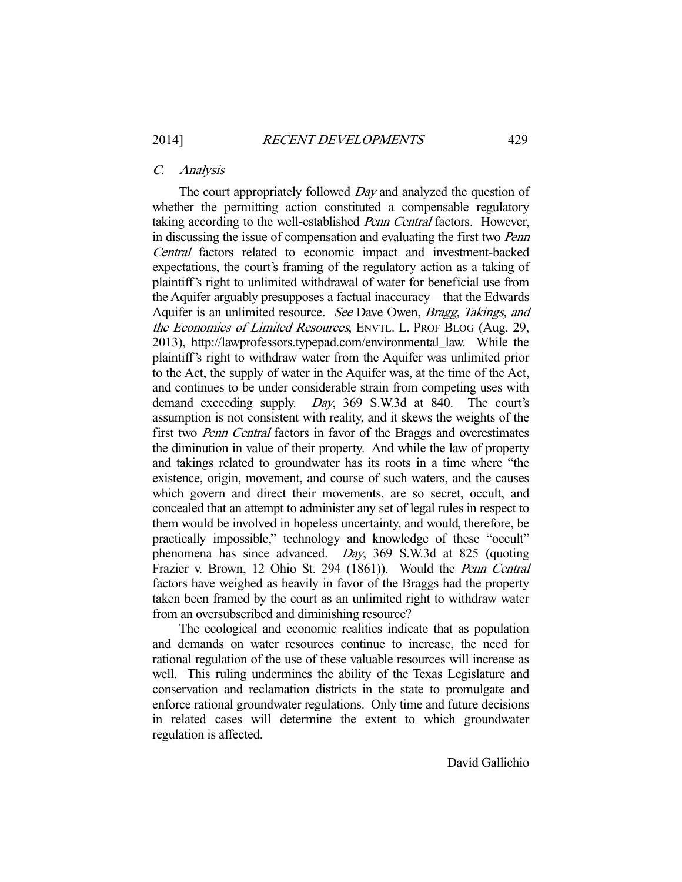### *C. Analysis*

The court appropriately followed *Day* and analyzed the question of whether the permitting action constituted a compensable regulatory taking according to the well-established *Penn Central* factors. However, in discussing the issue of compensation and evaluating the first two *Penn Central* factors related to economic impact and investment-backed expectations, the court's framing of the regulatory action as a taking of plaintiff's right to unlimited withdrawal of water for beneficial use from the Aquifer arguably presupposes a factual inaccuracy—that the Edwards Aquifer is an unlimited resource. *See* Dave Owen, *Bragg, Takings, and the Economics of Limited Resources*, ENVTL. L. PROF BLOG (Aug. 29, 2013), http://lawprofessors.typepad.com/environmental_law. While the plaintiff's right to withdraw water from the Aquifer was unlimited prior to the Act, the supply of water in the Aquifer was, at the time of the Act, and continues to be under considerable strain from competing uses with demand exceeding supply. *Day*, 369 S.W.3d at 840. The court's assumption is not consistent with reality, and it skews the weights of the first two *Penn Central* factors in favor of the Braggs and overestimates the diminution in value of their property. And while the law of property and takings related to groundwater has its roots in a time where "the existence, origin, movement, and course of such waters, and the causes which govern and direct their movements, are so secret, occult, and concealed that an attempt to administer any set of legal rules in respect to them would be involved in hopeless uncertainty, and would, therefore, be practically impossible," technology and knowledge of these "occult" phenomena has since advanced. *Day*, 369 S.W.3d at 825 (quoting Frazier v. Brown, 12 Ohio St. 294 (1861)). Would the *Penn Central* factors have weighed as heavily in favor of the Braggs had the property taken been framed by the court as an unlimited right to withdraw water from an oversubscribed and diminishing resource?

The ecological and economic realities indicate that as population and demands on water resources continue to increase, the need for rational regulation of the use of these valuable resources will increase as well. This ruling undermines the ability of the Texas Legislature and conservation and reclamation districts in the state to promulgate and enforce rational groundwater regulations. Only time and future decisions in related cases will determine the extent to which groundwater regulation is affected.

David Gallichio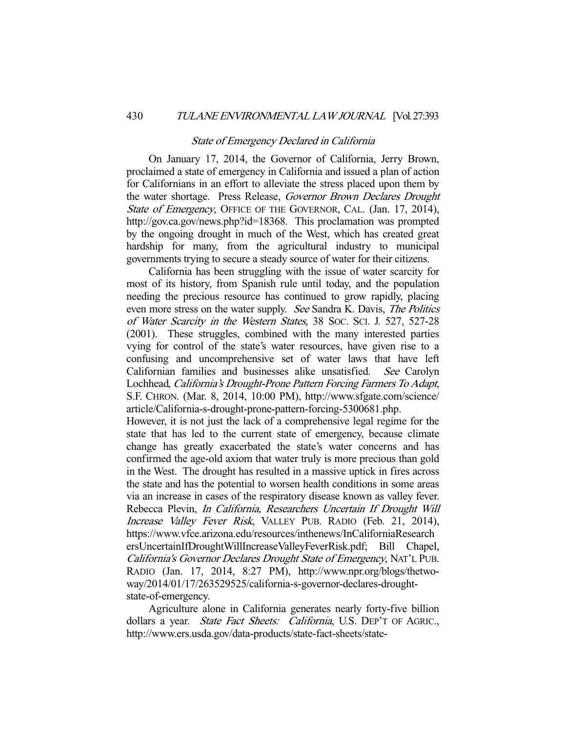*State of Emergency Declared in California*

On January 17, 2014, the Governor of California, Jerry Brown, proclaimed a state of emergency in California and issued a plan of action for Californians in an effort to alleviate the stress placed upon them by the water shortage. Press Release, *Governor Brown Declares Drought State of Emergency*, OFFICE OF THE GOVERNOR, CAL. (Jan. 17, 2014), http://gov.ca.gov/news.php?id=18368. This proclamation was prompted by the ongoing drought in much of the West, which has created great hardship for many, from the agricultural industry to municipal governments trying to secure a steady source of water for their citizens.

California has been struggling with the issue of water scarcity for most of its history, from Spanish rule until today, and the population needing the precious resource has continued to grow rapidly, placing even more stress on the water supply. *See* Sandra K. Davis, *The Politics of Water Scarcity in the Western States*, 38 SOC. SCI. J. 527, 527-28 (2001). These struggles, combined with the many interested parties vying for control of the state's water resources, have given rise to a confusing and uncomprehensive set of water laws that have left Californian families and businesses alike unsatisfied. *See* Carolyn Lochhead, *California's Drought-Prone Pattern Forcing Farmers To Adapt*, S.F. CHRON. (Mar. 8, 2014, 10:00 PM), http://www.sfgate.com/science/article/California-s-drought-prone-pattern-forcing-5300681.php.
However, it is not just the lack of a comprehensive legal regime for the state that has led to the current state of emergency, because climate change has greatly exacerbated the state's water concerns and has confirmed the age-old axiom that water truly is more precious than gold in the West. The drought has resulted in a massive uptick in fires across the state and has the potential to worsen health conditions in some areas via an increase in cases of the respiratory disease known as valley fever. Rebecca Plevin, *In California, Researchers Uncertain If Drought Will Increase Valley Fever Risk*, VALLEY PUB. RADIO (Feb. 21, 2014), https://www.vfce.arizona.edu/resources/inthenews/InCaliforniaResearchersUncertainIfDroughtWillIncreaseValleyFeverRisk.pdf; Bill Chapel, *California's Governor Declares Drought State of Emergency*, NAT'L PUB. RADIO (Jan. 17, 2014, 8:27 PM), http://www.npr.org/blogs/thetwo-way/2014/01/17/263529525/california-s-governor-declares-drought-state-of-emergency.

Agriculture alone in California generates nearly forty-five billion dollars a year. *State Fact Sheets: California*, U.S. DEP'T OF AGRIC., http://www.ers.usda.gov/data-products/state-fact-sheets/state-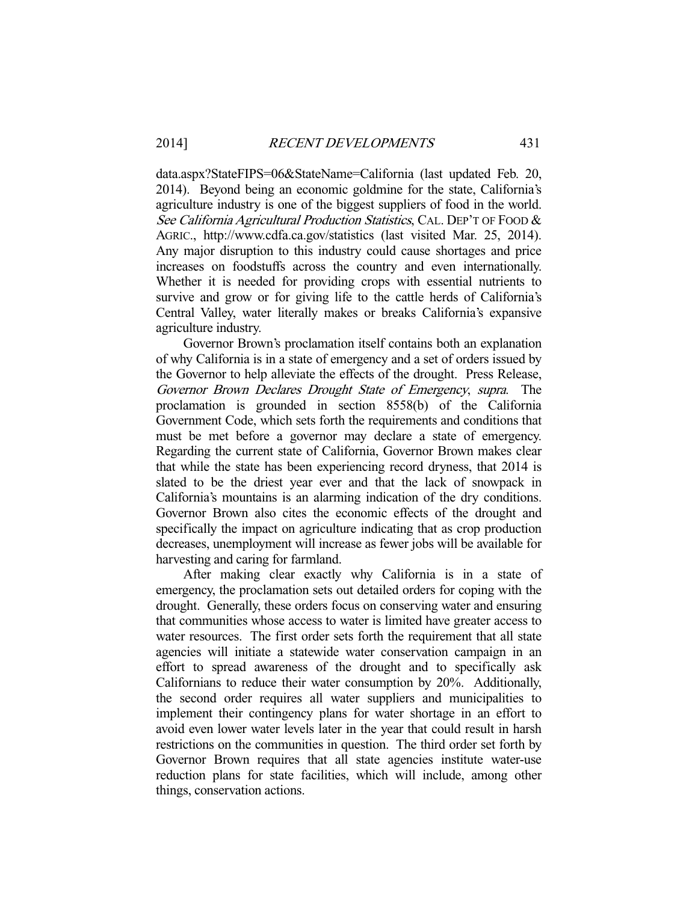data.aspx?StateFIPS=06&StateName=California (last updated Feb. 20, 2014). Beyond being an economic goldmine for the state, California's agriculture industry is one of the biggest suppliers of food in the world. *See California Agricultural Production Statistics*, CAL. DEP'T OF FOOD & AGRIC., http://www.cdfa.ca.gov/statistics (last visited Mar. 25, 2014). Any major disruption to this industry could cause shortages and price increases on foodstuffs across the country and even internationally. Whether it is needed for providing crops with essential nutrients to survive and grow or for giving life to the cattle herds of California's Central Valley, water literally makes or breaks California's expansive agriculture industry.

Governor Brown's proclamation itself contains both an explanation of why California is in a state of emergency and a set of orders issued by the Governor to help alleviate the effects of the drought. Press Release, *Governor Brown Declares Drought State of Emergency*, *supra*. The proclamation is grounded in section 8558(b) of the California Government Code, which sets forth the requirements and conditions that must be met before a governor may declare a state of emergency. Regarding the current state of California, Governor Brown makes clear that while the state has been experiencing record dryness, that 2014 is slated to be the driest year ever and that the lack of snowpack in California's mountains is an alarming indication of the dry conditions. Governor Brown also cites the economic effects of the drought and specifically the impact on agriculture indicating that as crop production decreases, unemployment will increase as fewer jobs will be available for harvesting and caring for farmland.

After making clear exactly why California is in a state of emergency, the proclamation sets out detailed orders for coping with the drought. Generally, these orders focus on conserving water and ensuring that communities whose access to water is limited have greater access to water resources. The first order sets forth the requirement that all state agencies will initiate a statewide water conservation campaign in an effort to spread awareness of the drought and to specifically ask Californians to reduce their water consumption by 20%. Additionally, the second order requires all water suppliers and municipalities to implement their contingency plans for water shortage in an effort to avoid even lower water levels later in the year that could result in harsh restrictions on the communities in question. The third order set forth by Governor Brown requires that all state agencies institute water-use reduction plans for state facilities, which will include, among other things, conservation actions.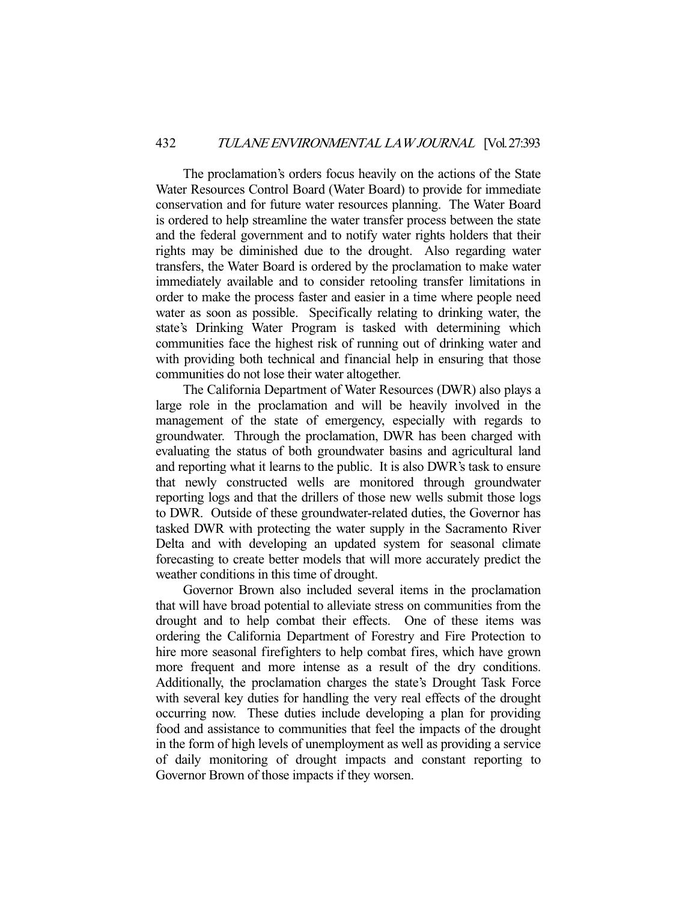The proclamation's orders focus heavily on the actions of the State Water Resources Control Board (Water Board) to provide for immediate conservation and for future water resources planning. The Water Board is ordered to help streamline the water transfer process between the state and the federal government and to notify water rights holders that their rights may be diminished due to the drought. Also regarding water transfers, the Water Board is ordered by the proclamation to make water immediately available and to consider retooling transfer limitations in order to make the process faster and easier in a time where people need water as soon as possible. Specifically relating to drinking water, the state's Drinking Water Program is tasked with determining which communities face the highest risk of running out of drinking water and with providing both technical and financial help in ensuring that those communities do not lose their water altogether.

The California Department of Water Resources (DWR) also plays a large role in the proclamation and will be heavily involved in the management of the state of emergency, especially with regards to groundwater. Through the proclamation, DWR has been charged with evaluating the status of both groundwater basins and agricultural land and reporting what it learns to the public. It is also DWR's task to ensure that newly constructed wells are monitored through groundwater reporting logs and that the drillers of those new wells submit those logs to DWR. Outside of these groundwater-related duties, the Governor has tasked DWR with protecting the water supply in the Sacramento River Delta and with developing an updated system for seasonal climate forecasting to create better models that will more accurately predict the weather conditions in this time of drought.

Governor Brown also included several items in the proclamation that will have broad potential to alleviate stress on communities from the drought and to help combat their effects. One of these items was ordering the California Department of Forestry and Fire Protection to hire more seasonal firefighters to help combat fires, which have grown more frequent and more intense as a result of the dry conditions. Additionally, the proclamation charges the state's Drought Task Force with several key duties for handling the very real effects of the drought occurring now. These duties include developing a plan for providing food and assistance to communities that feel the impacts of the drought in the form of high levels of unemployment as well as providing a service of daily monitoring of drought impacts and constant reporting to Governor Brown of those impacts if they worsen.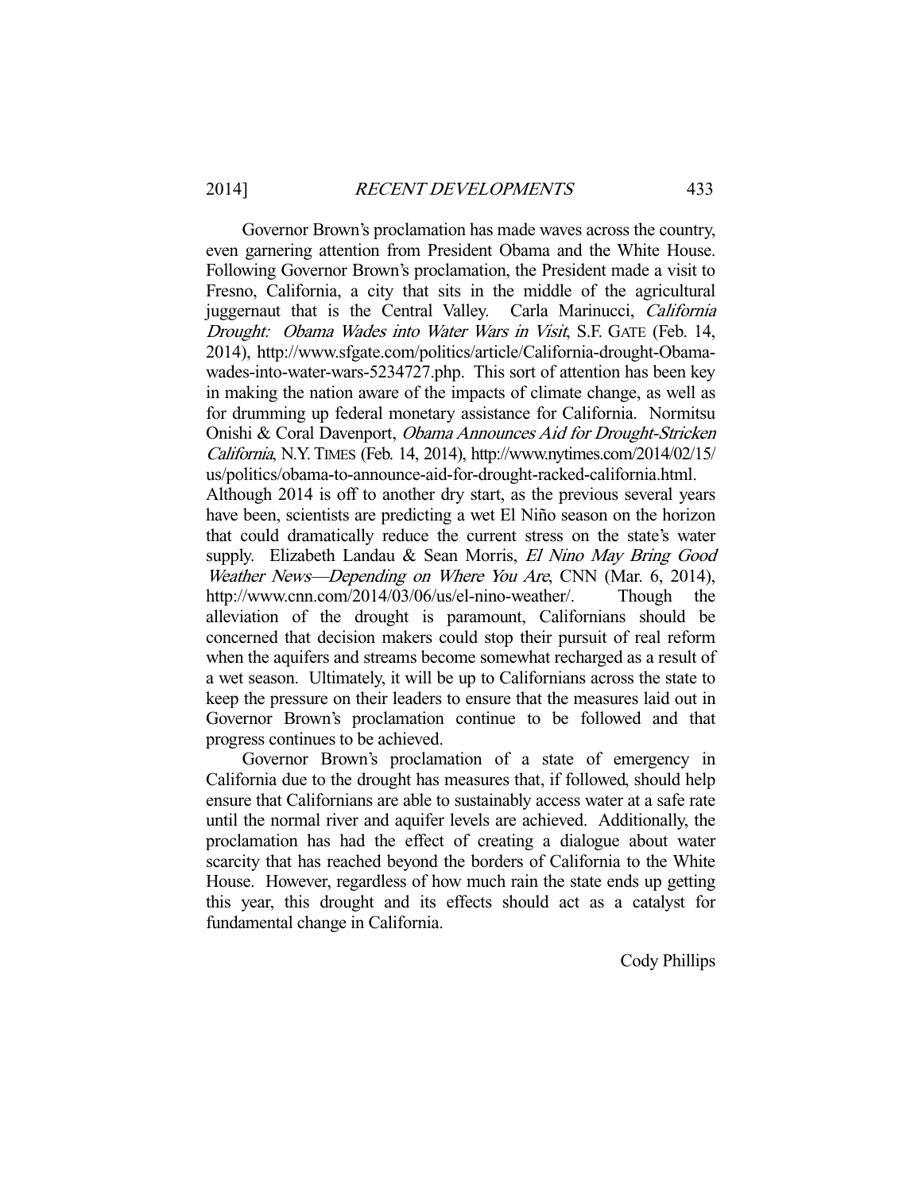Governor Brown's proclamation has made waves across the country, even garnering attention from President Obama and the White House. Following Governor Brown's proclamation, the President made a visit to Fresno, California, a city that sits in the middle of the agricultural juggernaut that is the Central Valley. Carla Marinucci, *California Drought: Obama Wades into Water Wars in Visit*, S.F. GATE (Feb. 14, 2014), http://www.sfgate.com/politics/article/California-drought-Obama-wades-into-water-wars-5234727.php. This sort of attention has been key in making the nation aware of the impacts of climate change, as well as for drumming up federal monetary assistance for California. Normitsu Onishi & Coral Davenport, *Obama Announces Aid for Drought-Stricken California*, N.Y. TIMES (Feb. 14, 2014), http://www.nytimes.com/2014/02/15/us/politics/obama-to-announce-aid-for-drought-racked-california.html. Although 2014 is off to another dry start, as the previous several years have been, scientists are predicting a wet El Niño season on the horizon that could dramatically reduce the current stress on the state's water supply. Elizabeth Landau & Sean Morris, *El Nino May Bring Good Weather News—Depending on Where You Are*, CNN (Mar. 6, 2014), http://www.cnn.com/2014/03/06/us/el-nino-weather/. Though the alleviation of the drought is paramount, Californians should be concerned that decision makers could stop their pursuit of real reform when the aquifers and streams become somewhat recharged as a result of a wet season. Ultimately, it will be up to Californians across the state to keep the pressure on their leaders to ensure that the measures laid out in Governor Brown's proclamation continue to be followed and that progress continues to be achieved.

Governor Brown's proclamation of a state of emergency in California due to the drought has measures that, if followed, should help ensure that Californians are able to sustainably access water at a safe rate until the normal river and aquifer levels are achieved. Additionally, the proclamation has had the effect of creating a dialogue about water scarcity that has reached beyond the borders of California to the White House. However, regardless of how much rain the state ends up getting this year, this drought and its effects should act as a catalyst for fundamental change in California.

Cody Phillips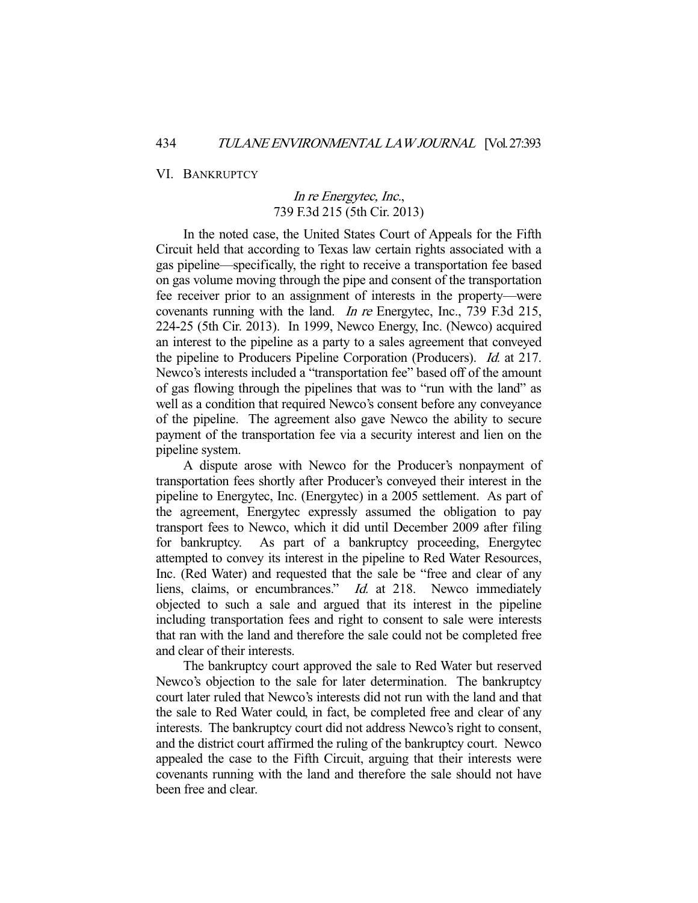## VI. BANKRUPTCY

### *In re Energytec, Inc.*, 739 F.3d 215 (5th Cir. 2013)

In the noted case, the United States Court of Appeals for the Fifth Circuit held that according to Texas law certain rights associated with a gas pipeline—specifically, the right to receive a transportation fee based on gas volume moving through the pipe and consent of the transportation fee receiver prior to an assignment of interests in the property—were covenants running with the land. *In re* Energytec, Inc., 739 F.3d 215, 224-25 (5th Cir. 2013). In 1999, Newco Energy, Inc. (Newco) acquired an interest to the pipeline as a party to a sales agreement that conveyed the pipeline to Producers Pipeline Corporation (Producers). *Id.* at 217. Newco's interests included a "transportation fee" based off of the amount of gas flowing through the pipelines that was to "run with the land" as well as a condition that required Newco's consent before any conveyance of the pipeline. The agreement also gave Newco the ability to secure payment of the transportation fee via a security interest and lien on the pipeline system.

A dispute arose with Newco for the Producer's nonpayment of transportation fees shortly after Producer's conveyed their interest in the pipeline to Energytec, Inc. (Energytec) in a 2005 settlement. As part of the agreement, Energytec expressly assumed the obligation to pay transport fees to Newco, which it did until December 2009 after filing for bankruptcy. As part of a bankruptcy proceeding, Energytec attempted to convey its interest in the pipeline to Red Water Resources, Inc. (Red Water) and requested that the sale be "free and clear of any liens, claims, or encumbrances." *Id.* at 218. Newco immediately objected to such a sale and argued that its interest in the pipeline including transportation fees and right to consent to sale were interests that ran with the land and therefore the sale could not be completed free and clear of their interests.

The bankruptcy court approved the sale to Red Water but reserved Newco's objection to the sale for later determination. The bankruptcy court later ruled that Newco's interests did not run with the land and that the sale to Red Water could, in fact, be completed free and clear of any interests. The bankruptcy court did not address Newco's right to consent, and the district court affirmed the ruling of the bankruptcy court. Newco appealed the case to the Fifth Circuit, arguing that their interests were covenants running with the land and therefore the sale should not have been free and clear.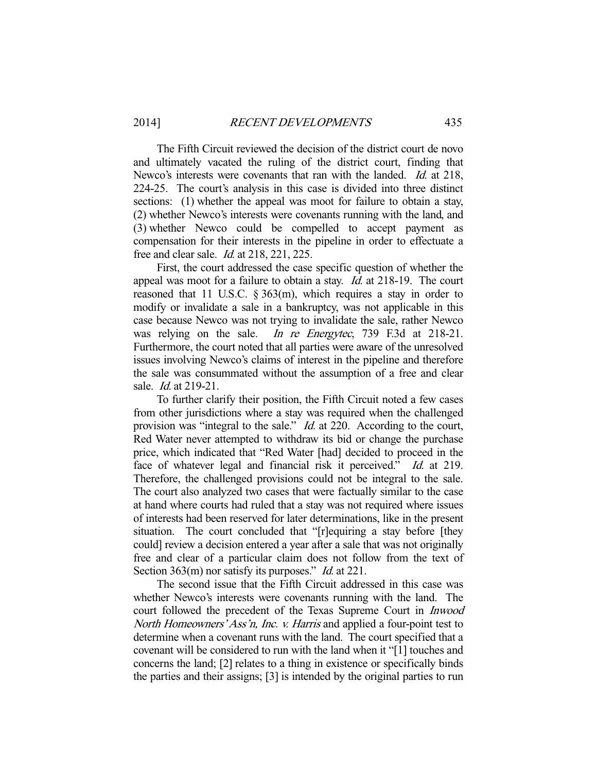The Fifth Circuit reviewed the decision of the district court de novo and ultimately vacated the ruling of the district court, finding that Newco's interests were covenants that ran with the landed. *Id.* at 218, 224-25. The court's analysis in this case is divided into three distinct sections: (1) whether the appeal was moot for failure to obtain a stay, (2) whether Newco's interests were covenants running with the land, and (3) whether Newco could be compelled to accept payment as compensation for their interests in the pipeline in order to effectuate a free and clear sale. *Id.* at 218, 221, 225.

First, the court addressed the case specific question of whether the appeal was moot for a failure to obtain a stay. *Id.* at 218-19. The court reasoned that 11 U.S.C. § 363(m), which requires a stay in order to modify or invalidate a sale in a bankruptcy, was not applicable in this case because Newco was not trying to invalidate the sale, rather Newco was relying on the sale. *In re Energytec*, 739 F.3d at 218-21. Furthermore, the court noted that all parties were aware of the unresolved issues involving Newco's claims of interest in the pipeline and therefore the sale was consummated without the assumption of a free and clear sale. *Id.* at 219-21.

To further clarify their position, the Fifth Circuit noted a few cases from other jurisdictions where a stay was required when the challenged provision was "integral to the sale." *Id.* at 220. According to the court, Red Water never attempted to withdraw its bid or change the purchase price, which indicated that "Red Water [had] decided to proceed in the face of whatever legal and financial risk it perceived." *Id.* at 219. Therefore, the challenged provisions could not be integral to the sale. The court also analyzed two cases that were factually similar to the case at hand where courts had ruled that a stay was not required where issues of interests had been reserved for later determinations, like in the present situation. The court concluded that "[r]equiring a stay before [they could] review a decision entered a year after a sale that was not originally free and clear of a particular claim does not follow from the text of Section 363(m) nor satisfy its purposes." *Id.* at 221.

The second issue that the Fifth Circuit addressed in this case was whether Newco's interests were covenants running with the land. The court followed the precedent of the Texas Supreme Court in *Inwood North Homeowners' Ass'n, Inc. v. Harris* and applied a four-point test to determine when a covenant runs with the land. The court specified that a covenant will be considered to run with the land when it "[1] touches and concerns the land; [2] relates to a thing in existence or specifically binds the parties and their assigns; [3] is intended by the original parties to run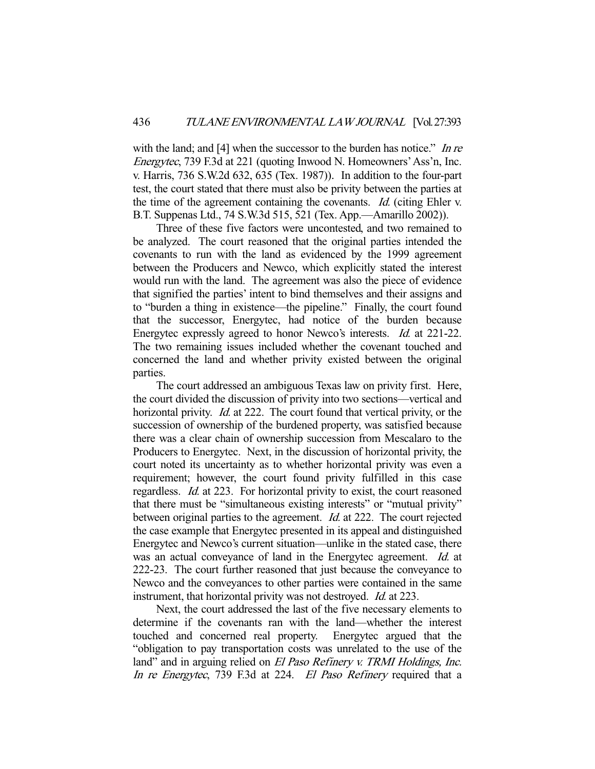with the land; and [4] when the successor to the burden has notice." *In re Energytec*, 739 F.3d at 221 (quoting Inwood N. Homeowners' Ass'n, Inc. v. Harris, 736 S.W.2d 632, 635 (Tex. 1987)). In addition to the four-part test, the court stated that there must also be privity between the parties at the time of the agreement containing the covenants. *Id.* (citing Ehler v. B.T. Suppenas Ltd., 74 S.W.3d 515, 521 (Tex. App.—Amarillo 2002)).

Three of these five factors were uncontested, and two remained to be analyzed. The court reasoned that the original parties intended the covenants to run with the land as evidenced by the 1999 agreement between the Producers and Newco, which explicitly stated the interest would run with the land. The agreement was also the piece of evidence that signified the parties' intent to bind themselves and their assigns and to "burden a thing in existence—the pipeline." Finally, the court found that the successor, Energytec, had notice of the burden because Energytec expressly agreed to honor Newco's interests. *Id.* at 221-22. The two remaining issues included whether the covenant touched and concerned the land and whether privity existed between the original parties.

The court addressed an ambiguous Texas law on privity first. Here, the court divided the discussion of privity into two sections—vertical and horizontal privity. *Id.* at 222. The court found that vertical privity, or the succession of ownership of the burdened property, was satisfied because there was a clear chain of ownership succession from Mescalaro to the Producers to Energytec. Next, in the discussion of horizontal privity, the court noted its uncertainty as to whether horizontal privity was even a requirement; however, the court found privity fulfilled in this case regardless. *Id.* at 223. For horizontal privity to exist, the court reasoned that there must be "simultaneous existing interests" or "mutual privity" between original parties to the agreement. *Id.* at 222. The court rejected the case example that Energytec presented in its appeal and distinguished Energytec and Newco's current situation—unlike in the stated case, there was an actual conveyance of land in the Energytec agreement. *Id.* at 222-23. The court further reasoned that just because the conveyance to Newco and the conveyances to other parties were contained in the same instrument, that horizontal privity was not destroyed. *Id.* at 223.

Next, the court addressed the last of the five necessary elements to determine if the covenants ran with the land—whether the interest touched and concerned real property. Energytec argued that the "obligation to pay transportation costs was unrelated to the use of the land" and in arguing relied on *El Paso Refinery v. TRMI Holdings, Inc. In re Energytec*, 739 F.3d at 224. *El Paso Refinery* required that a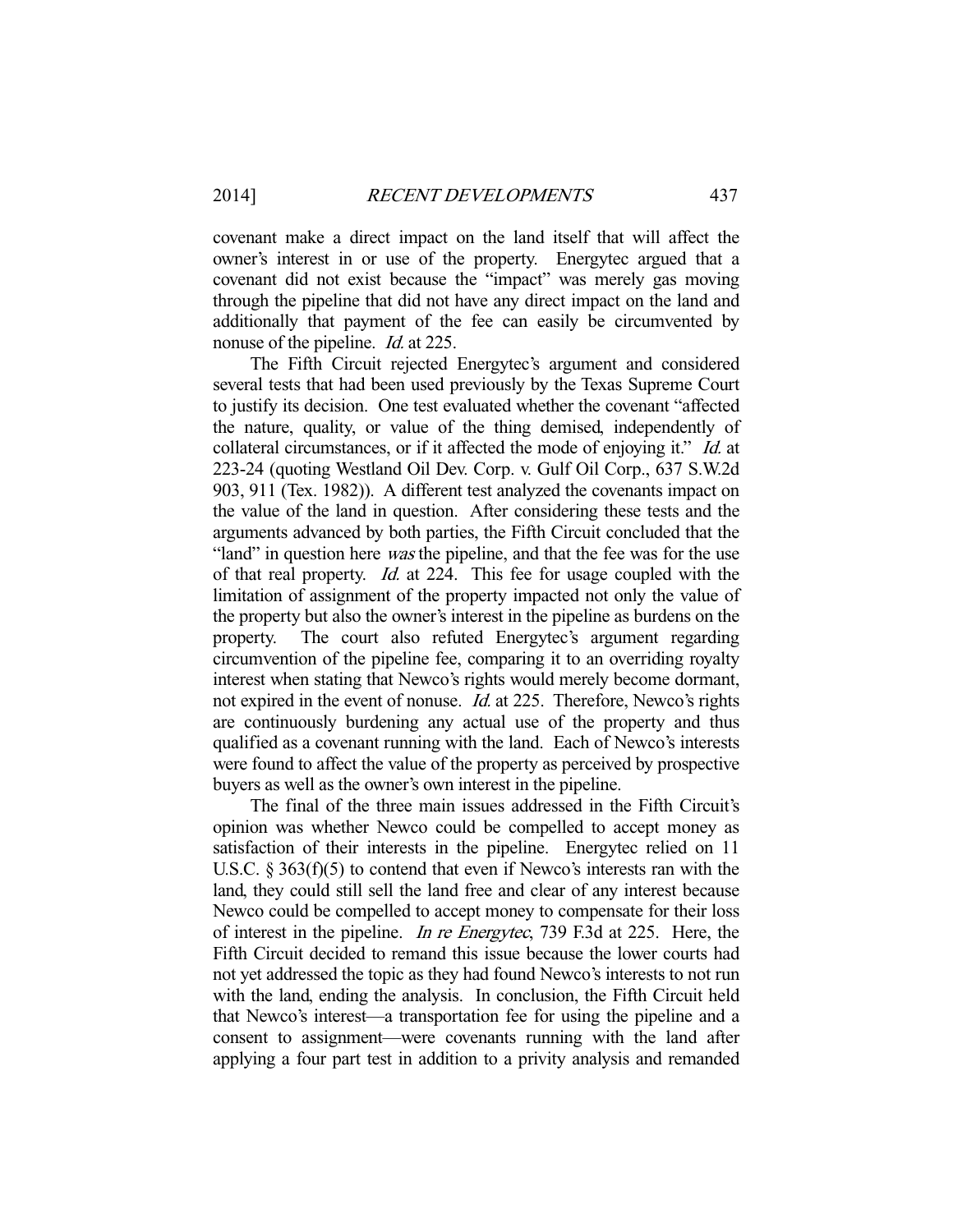covenant make a direct impact on the land itself that will affect the owner's interest in or use of the property. Energytec argued that a covenant did not exist because the "impact" was merely gas moving through the pipeline that did not have any direct impact on the land and additionally that payment of the fee can easily be circumvented by nonuse of the pipeline. *Id.* at 225.

The Fifth Circuit rejected Energytec's argument and considered several tests that had been used previously by the Texas Supreme Court to justify its decision. One test evaluated whether the covenant "affected the nature, quality, or value of the thing demised, independently of collateral circumstances, or if it affected the mode of enjoying it." *Id.* at 223-24 (quoting Westland Oil Dev. Corp. v. Gulf Oil Corp., 637 S.W.2d 903, 911 (Tex. 1982)). A different test analyzed the covenants impact on the value of the land in question. After considering these tests and the arguments advanced by both parties, the Fifth Circuit concluded that the "land" in question here *was* the pipeline, and that the fee was for the use of that real property. *Id.* at 224. This fee for usage coupled with the limitation of assignment of the property impacted not only the value of the property but also the owner's interest in the pipeline as burdens on the property. The court also refuted Energytec's argument regarding circumvention of the pipeline fee, comparing it to an overriding royalty interest when stating that Newco's rights would merely become dormant, not expired in the event of nonuse. *Id.* at 225. Therefore, Newco's rights are continuously burdening any actual use of the property and thus qualified as a covenant running with the land. Each of Newco's interests were found to affect the value of the property as perceived by prospective buyers as well as the owner's own interest in the pipeline.

The final of the three main issues addressed in the Fifth Circuit's opinion was whether Newco could be compelled to accept money as satisfaction of their interests in the pipeline. Energytec relied on 11 U.S.C. § 363(f)(5) to contend that even if Newco's interests ran with the land, they could still sell the land free and clear of any interest because Newco could be compelled to accept money to compensate for their loss of interest in the pipeline. *In re Energytec*, 739 F.3d at 225. Here, the Fifth Circuit decided to remand this issue because the lower courts had not yet addressed the topic as they had found Newco's interests to not run with the land, ending the analysis. In conclusion, the Fifth Circuit held that Newco's interest—a transportation fee for using the pipeline and a consent to assignment—were covenants running with the land after applying a four part test in addition to a privity analysis and remanded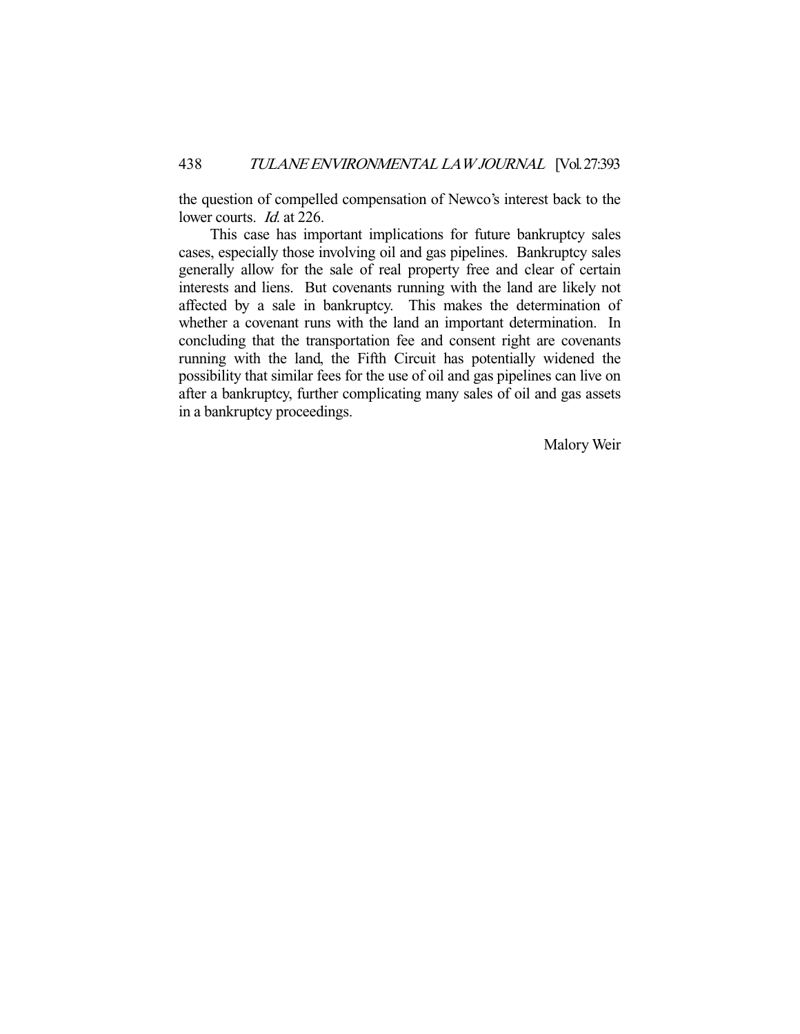the question of compelled compensation of Newco's interest back to the lower courts. *Id.* at 226.

This case has important implications for future bankruptcy sales cases, especially those involving oil and gas pipelines. Bankruptcy sales generally allow for the sale of real property free and clear of certain interests and liens. But covenants running with the land are likely not affected by a sale in bankruptcy. This makes the determination of whether a covenant runs with the land an important determination. In concluding that the transportation fee and consent right are covenants running with the land, the Fifth Circuit has potentially widened the possibility that similar fees for the use of oil and gas pipelines can live on after a bankruptcy, further complicating many sales of oil and gas assets in a bankruptcy proceedings.

Malory Weir